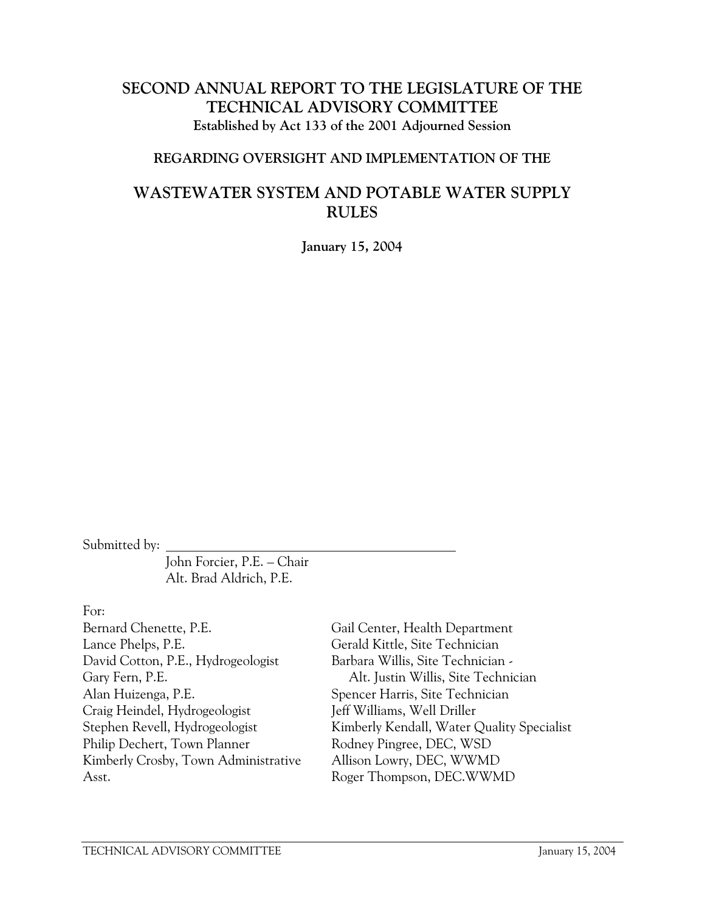# SECOND ANNUAL REPORT TO THE LEGISLATURE OF THE TECHNICAL ADVISORY COMMITTEE

**Established by Act 133 of the 2001 Adjourned Session**

**REGARDING OVERSIGHT AND IMPLEMENTATION OF THE**

## WASTEWATER SYSTEM AND POTABLE WATER SUPPLY RULES

**January 15, 2004**

Submitted by: \_\_\_\_\_\_\_\_\_\_\_\_\_\_\_\_\_\_\_\_\_\_\_\_\_\_\_\_\_\_\_\_\_\_\_\_\_\_\_\_

John Forcier, P.E. – Chair
Alt. Brad Aldrich, P.E.

For:

Bernard Chenette, P.E.
Lance Phelps, P.E.
David Cotton, P.E., Hydrogeologist
Gary Fern, P.E.
Alan Huizenga, P.E.
Craig Heindel, Hydrogeologist
Stephen Revell, Hydrogeologist
Philip Dechert, Town Planner
Kimberly Crosby, Town Administrative Asst.
Gail Center, Health Department
Gerald Kittle, Site Technician
Barbara Willis, Site Technician - Alt. Justin Willis, Site Technician
Spencer Harris, Site Technician
Jeff Williams, Well Driller
Kimberly Kendall, Water Quality Specialist
Rodney Pingree, DEC, WSD
Allison Lowry, DEC, WWMD
Roger Thompson, DEC.WWMD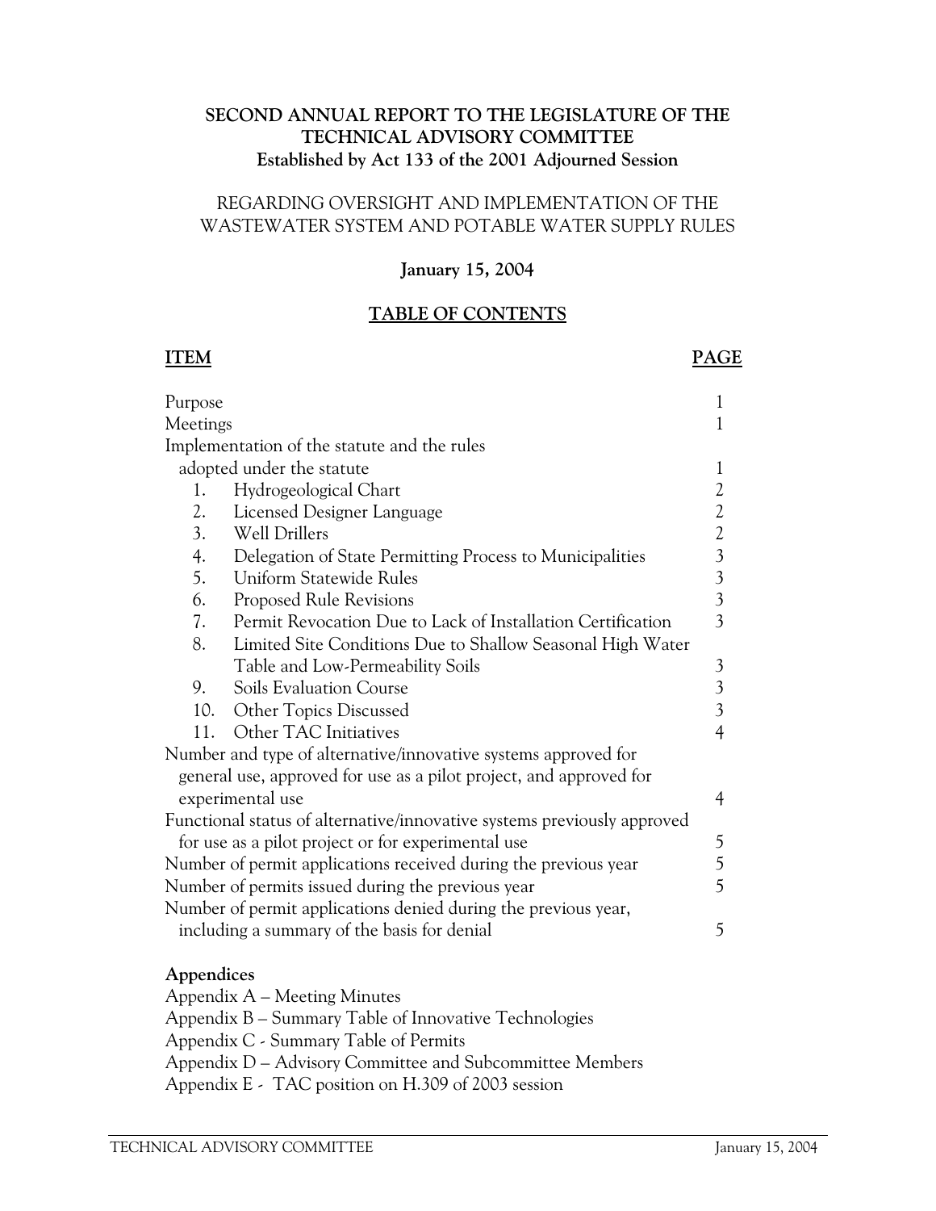**SECOND ANNUAL REPORT TO THE LEGISLATURE OF THE TECHNICAL ADVISORY COMMITTEE**
**Established by Act 133 of the 2001 Adjourned Session**

REGARDING OVERSIGHT AND IMPLEMENTATION OF THE WASTEWATER SYSTEM AND POTABLE WATER SUPPLY RULES

**January 15, 2004**

## TABLE OF CONTENTS

| ITEM | PAGE |
|---|---|
| Purpose | 1 |
| Meetings | 1 |
| Implementation of the statute and the rules adopted under the statute | 1 |
| 1. Hydrogeological Chart | 2 |
| 2. Licensed Designer Language | 2 |
| 3. Well Drillers | 2 |
| 4. Delegation of State Permitting Process to Municipalities | 3 |
| 5. Uniform Statewide Rules | 3 |
| 6. Proposed Rule Revisions | 3 |
| 7. Permit Revocation Due to Lack of Installation Certification | 3 |
| 8. Limited Site Conditions Due to Shallow Seasonal High Water Table and Low-Permeability Soils | 3 |
| 9. Soils Evaluation Course | 3 |
| 10. Other Topics Discussed | 3 |
| 11. Other TAC Initiatives | 4 |
| Number and type of alternative/innovative systems approved for general use, approved for use as a pilot project, and approved for experimental use | 4 |
| Functional status of alternative/innovative systems previously approved for use as a pilot project or for experimental use | 5 |
| Number of permit applications received during the previous year | 5 |
| Number of permits issued during the previous year | 5 |
| Number of permit applications denied during the previous year, including a summary of the basis for denial | 5 |

**Appendices**

Appendix A – Meeting Minutes
Appendix B – Summary Table of Innovative Technologies
Appendix C - Summary Table of Permits
Appendix D – Advisory Committee and Subcommittee Members
Appendix E - TAC position on H.309 of 2003 session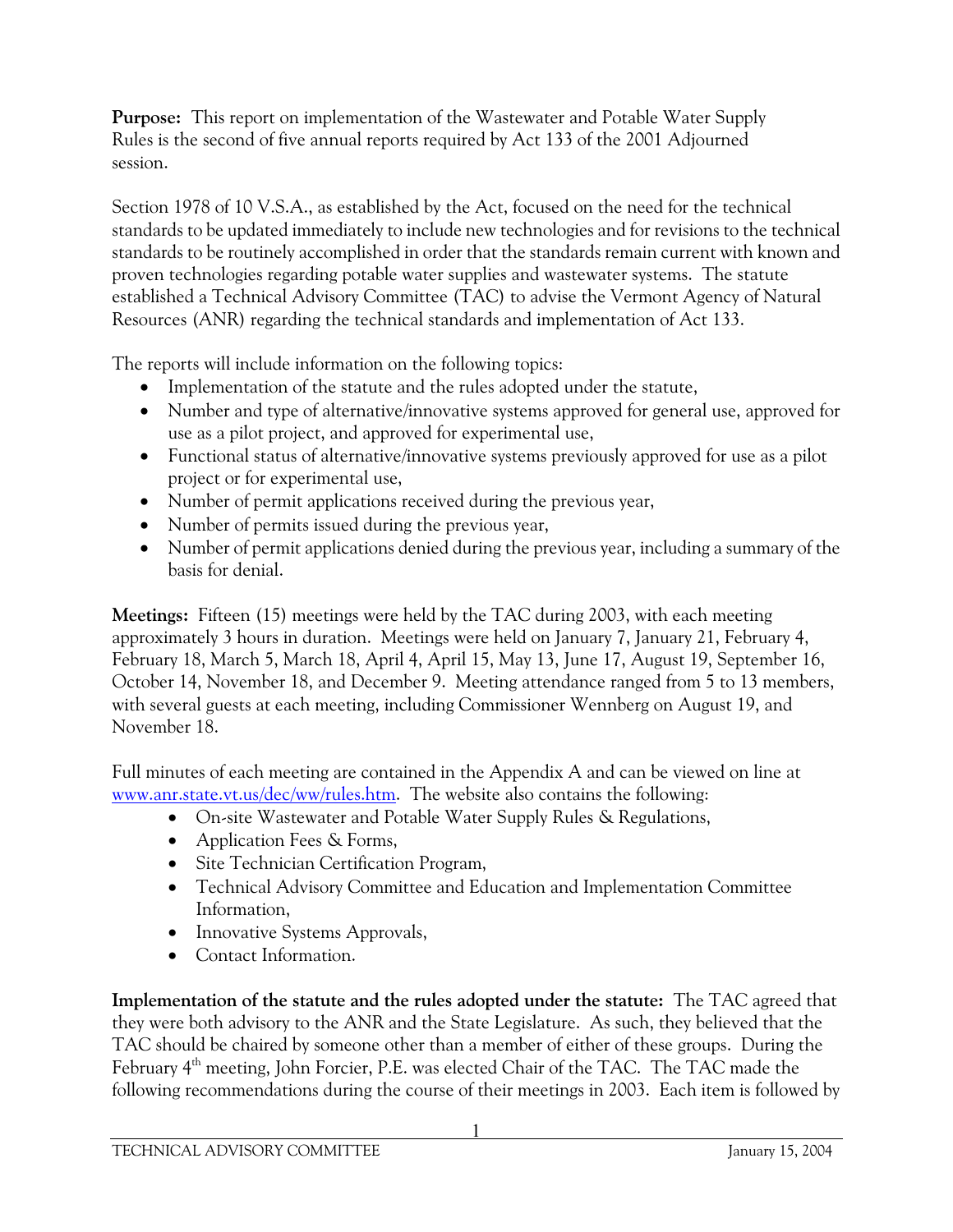**Purpose:** This report on implementation of the Wastewater and Potable Water Supply Rules is the second of five annual reports required by Act 133 of the 2001 Adjourned session.

Section 1978 of 10 V.S.A., as established by the Act, focused on the need for the technical standards to be updated immediately to include new technologies and for revisions to the technical standards to be routinely accomplished in order that the standards remain current with known and proven technologies regarding potable water supplies and wastewater systems. The statute established a Technical Advisory Committee (TAC) to advise the Vermont Agency of Natural Resources (ANR) regarding the technical standards and implementation of Act 133.

The reports will include information on the following topics:

- Implementation of the statute and the rules adopted under the statute,
- Number and type of alternative/innovative systems approved for general use, approved for use as a pilot project, and approved for experimental use,
- Functional status of alternative/innovative systems previously approved for use as a pilot project or for experimental use,
- Number of permit applications received during the previous year,
- Number of permits issued during the previous year,
- Number of permit applications denied during the previous year, including a summary of the basis for denial.

**Meetings:** Fifteen (15) meetings were held by the TAC during 2003, with each meeting approximately 3 hours in duration. Meetings were held on January 7, January 21, February 4, February 18, March 5, March 18, April 4, April 15, May 13, June 17, August 19, September 16, October 14, November 18, and December 9. Meeting attendance ranged from 5 to 13 members, with several guests at each meeting, including Commissioner Wennberg on August 19, and November 18.

Full minutes of each meeting are contained in the Appendix A and can be viewed on line at www.anr.state.vt.us/dec/ww/rules.htm. The website also contains the following:

- On-site Wastewater and Potable Water Supply Rules & Regulations,
- Application Fees & Forms,
- Site Technician Certification Program,
- Technical Advisory Committee and Education and Implementation Committee Information,
- Innovative Systems Approvals,
- Contact Information.

**Implementation of the statute and the rules adopted under the statute:** The TAC agreed that they were both advisory to the ANR and the State Legislature. As such, they believed that the TAC should be chaired by someone other than a member of either of these groups. During the February 4th meeting, John Forcier, P.E. was elected Chair of the TAC. The TAC made the following recommendations during the course of their meetings in 2003. Each item is followed by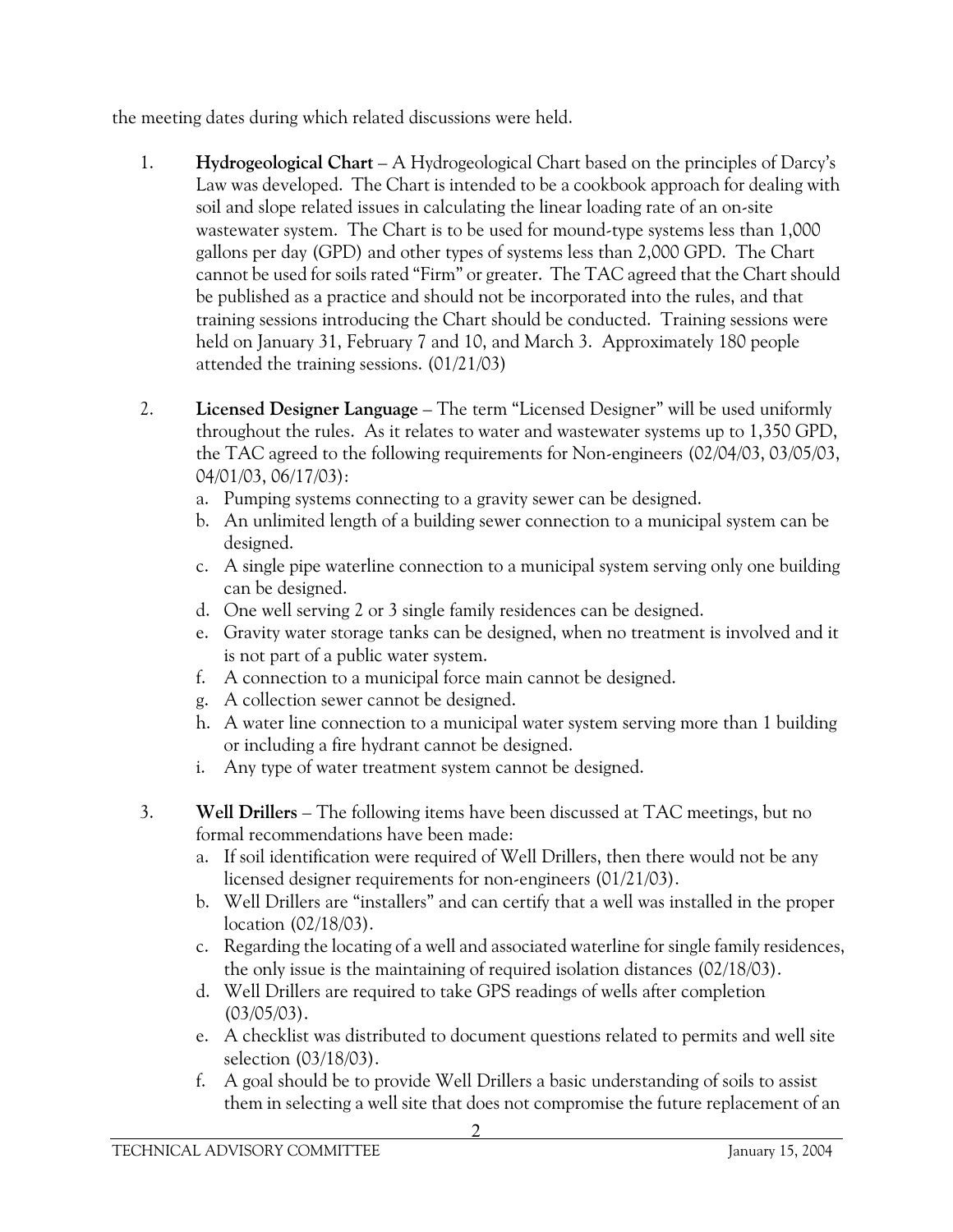the meeting dates during which related discussions were held.

1. **Hydrogeological Chart** – A Hydrogeological Chart based on the principles of Darcy's Law was developed. The Chart is intended to be a cookbook approach for dealing with soil and slope related issues in calculating the linear loading rate of an on-site wastewater system. The Chart is to be used for mound-type systems less than 1,000 gallons per day (GPD) and other types of systems less than 2,000 GPD. The Chart cannot be used for soils rated "Firm" or greater. The TAC agreed that the Chart should be published as a practice and should not be incorporated into the rules, and that training sessions introducing the Chart should be conducted. Training sessions were held on January 31, February 7 and 10, and March 3. Approximately 180 people attended the training sessions. (01/21/03)

2. **Licensed Designer Language** – The term "Licensed Designer" will be used uniformly throughout the rules. As it relates to water and wastewater systems up to 1,350 GPD, the TAC agreed to the following requirements for Non-engineers (02/04/03, 03/05/03, 04/01/03, 06/17/03):
   a. Pumping systems connecting to a gravity sewer can be designed.
   b. An unlimited length of a building sewer connection to a municipal system can be designed.
   c. A single pipe waterline connection to a municipal system serving only one building can be designed.
   d. One well serving 2 or 3 single family residences can be designed.
   e. Gravity water storage tanks can be designed, when no treatment is involved and it is not part of a public water system.
   f. A connection to a municipal force main cannot be designed.
   g. A collection sewer cannot be designed.
   h. A water line connection to a municipal water system serving more than 1 building or including a fire hydrant cannot be designed.
   i. Any type of water treatment system cannot be designed.

3. **Well Drillers** – The following items have been discussed at TAC meetings, but no formal recommendations have been made:
   a. If soil identification were required of Well Drillers, then there would not be any licensed designer requirements for non-engineers (01/21/03).
   b. Well Drillers are "installers" and can certify that a well was installed in the proper location (02/18/03).
   c. Regarding the locating of a well and associated waterline for single family residences, the only issue is the maintaining of required isolation distances (02/18/03).
   d. Well Drillers are required to take GPS readings of wells after completion (03/05/03).
   e. A checklist was distributed to document questions related to permits and well site selection (03/18/03).
   f. A goal should be to provide Well Drillers a basic understanding of soils to assist them in selecting a well site that does not compromise the future replacement of an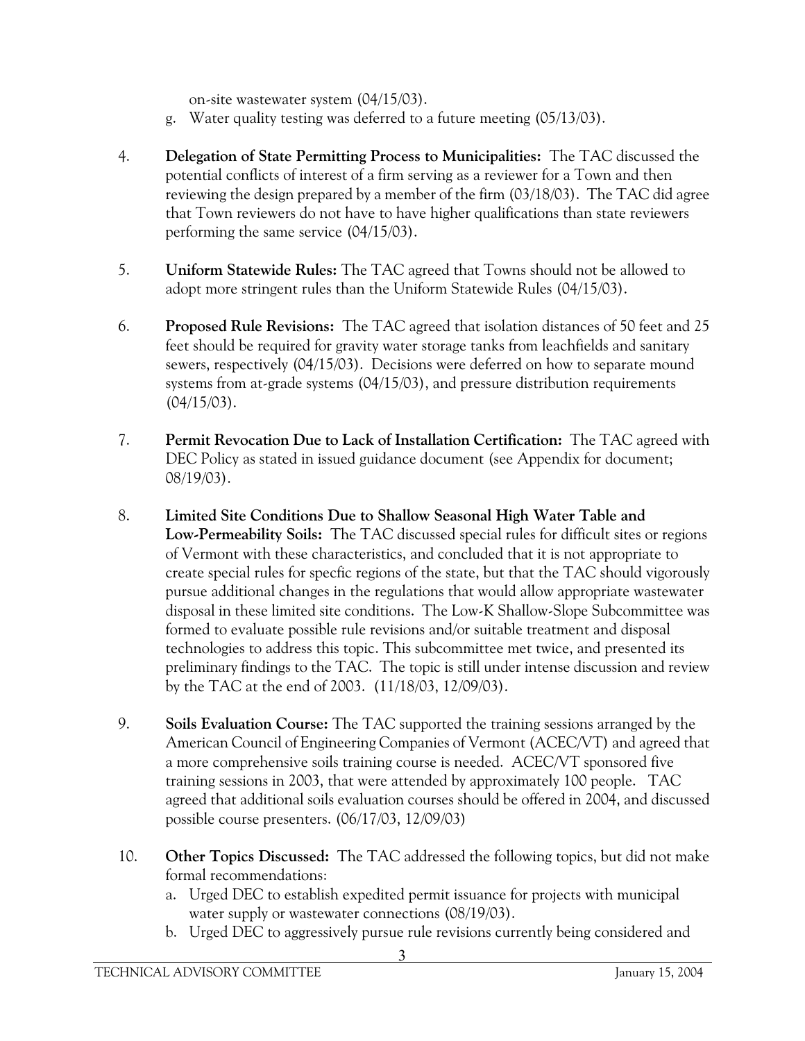on-site wastewater system (04/15/03).

g. Water quality testing was deferred to a future meeting (05/13/03).

4. **Delegation of State Permitting Process to Municipalities:** The TAC discussed the potential conflicts of interest of a firm serving as a reviewer for a Town and then reviewing the design prepared by a member of the firm (03/18/03). The TAC did agree that Town reviewers do not have to have higher qualifications than state reviewers performing the same service (04/15/03).

5. **Uniform Statewide Rules:** The TAC agreed that Towns should not be allowed to adopt more stringent rules than the Uniform Statewide Rules (04/15/03).

6. **Proposed Rule Revisions:** The TAC agreed that isolation distances of 50 feet and 25 feet should be required for gravity water storage tanks from leachfields and sanitary sewers, respectively (04/15/03). Decisions were deferred on how to separate mound systems from at-grade systems (04/15/03), and pressure distribution requirements (04/15/03).

7. **Permit Revocation Due to Lack of Installation Certification:** The TAC agreed with DEC Policy as stated in issued guidance document (see Appendix for document; 08/19/03).

8. **Limited Site Conditions Due to Shallow Seasonal High Water Table and Low-Permeability Soils:** The TAC discussed special rules for difficult sites or regions of Vermont with these characteristics, and concluded that it is not appropriate to create special rules for specfic regions of the state, but that the TAC should vigorously pursue additional changes in the regulations that would allow appropriate wastewater disposal in these limited site conditions. The Low-K Shallow-Slope Subcommittee was formed to evaluate possible rule revisions and/or suitable treatment and disposal technologies to address this topic. This subcommittee met twice, and presented its preliminary findings to the TAC. The topic is still under intense discussion and review by the TAC at the end of 2003. (11/18/03, 12/09/03).

9. **Soils Evaluation Course:** The TAC supported the training sessions arranged by the American Council of Engineering Companies of Vermont (ACEC/VT) and agreed that a more comprehensive soils training course is needed. ACEC/VT sponsored five training sessions in 2003, that were attended by approximately 100 people. TAC agreed that additional soils evaluation courses should be offered in 2004, and discussed possible course presenters. (06/17/03, 12/09/03)

10. **Other Topics Discussed:** The TAC addressed the following topics, but did not make formal recommendations:

    a. Urged DEC to establish expedited permit issuance for projects with municipal water supply or wastewater connections (08/19/03).

    b. Urged DEC to aggressively pursue rule revisions currently being considered and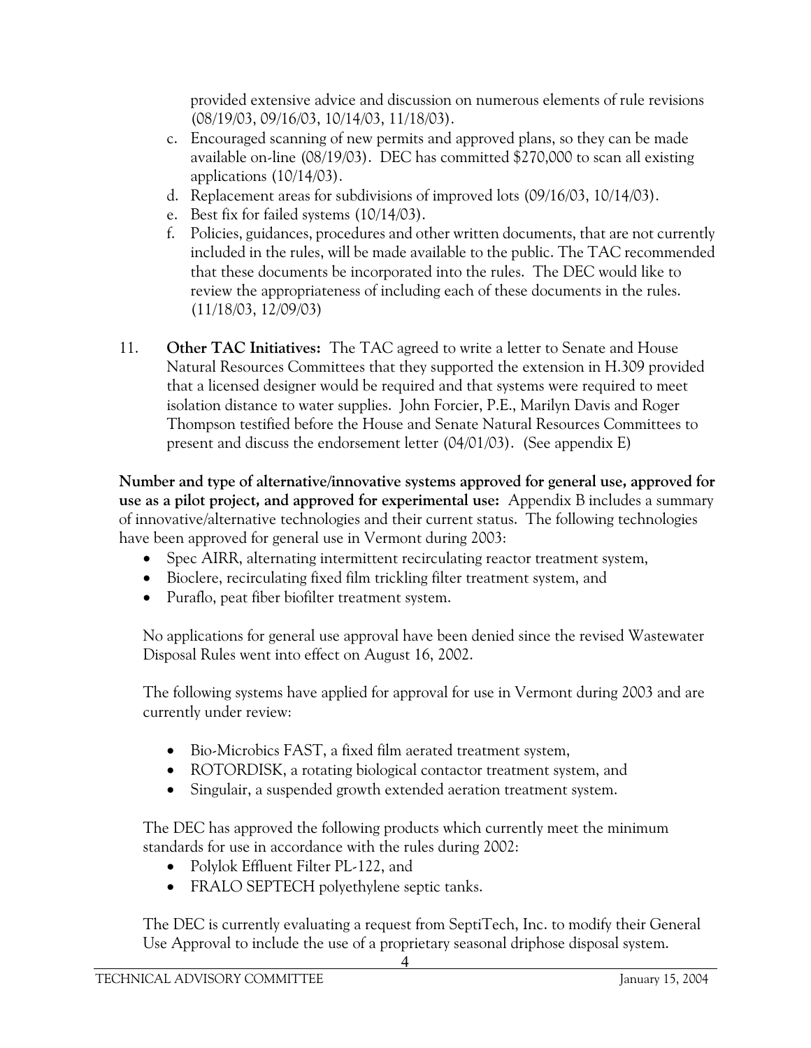provided extensive advice and discussion on numerous elements of rule revisions (08/19/03, 09/16/03, 10/14/03, 11/18/03).

c. Encouraged scanning of new permits and approved plans, so they can be made available on-line (08/19/03). DEC has committed $270,000 to scan all existing applications (10/14/03).
d. Replacement areas for subdivisions of improved lots (09/16/03, 10/14/03).
e. Best fix for failed systems (10/14/03).
f. Policies, guidances, procedures and other written documents, that are not currently included in the rules, will be made available to the public. The TAC recommended that these documents be incorporated into the rules. The DEC would like to review the appropriateness of including each of these documents in the rules. (11/18/03, 12/09/03)

11. **Other TAC Initiatives:** The TAC agreed to write a letter to Senate and House Natural Resources Committees that they supported the extension in H.309 provided that a licensed designer would be required and that systems were required to meet isolation distance to water supplies. John Forcier, P.E., Marilyn Davis and Roger Thompson testified before the House and Senate Natural Resources Committees to present and discuss the endorsement letter (04/01/03). (See appendix E)

**Number and type of alternative/innovative systems approved for general use, approved for use as a pilot project, and approved for experimental use:** Appendix B includes a summary of innovative/alternative technologies and their current status. The following technologies have been approved for general use in Vermont during 2003:

- Spec AIRR, alternating intermittent recirculating reactor treatment system,
- Bioclere, recirculating fixed film trickling filter treatment system, and
- Puraflo, peat fiber biofilter treatment system.

No applications for general use approval have been denied since the revised Wastewater Disposal Rules went into effect on August 16, 2002.

The following systems have applied for approval for use in Vermont during 2003 and are currently under review:

- Bio-Microbics FAST, a fixed film aerated treatment system,
- ROTORDISK, a rotating biological contactor treatment system, and
- Singulair, a suspended growth extended aeration treatment system.

The DEC has approved the following products which currently meet the minimum standards for use in accordance with the rules during 2002:

- Polylok Effluent Filter PL-122, and
- FRALO SEPTECH polyethylene septic tanks.

The DEC is currently evaluating a request from SeptiTech, Inc. to modify their General Use Approval to include the use of a proprietary seasonal driphose disposal system.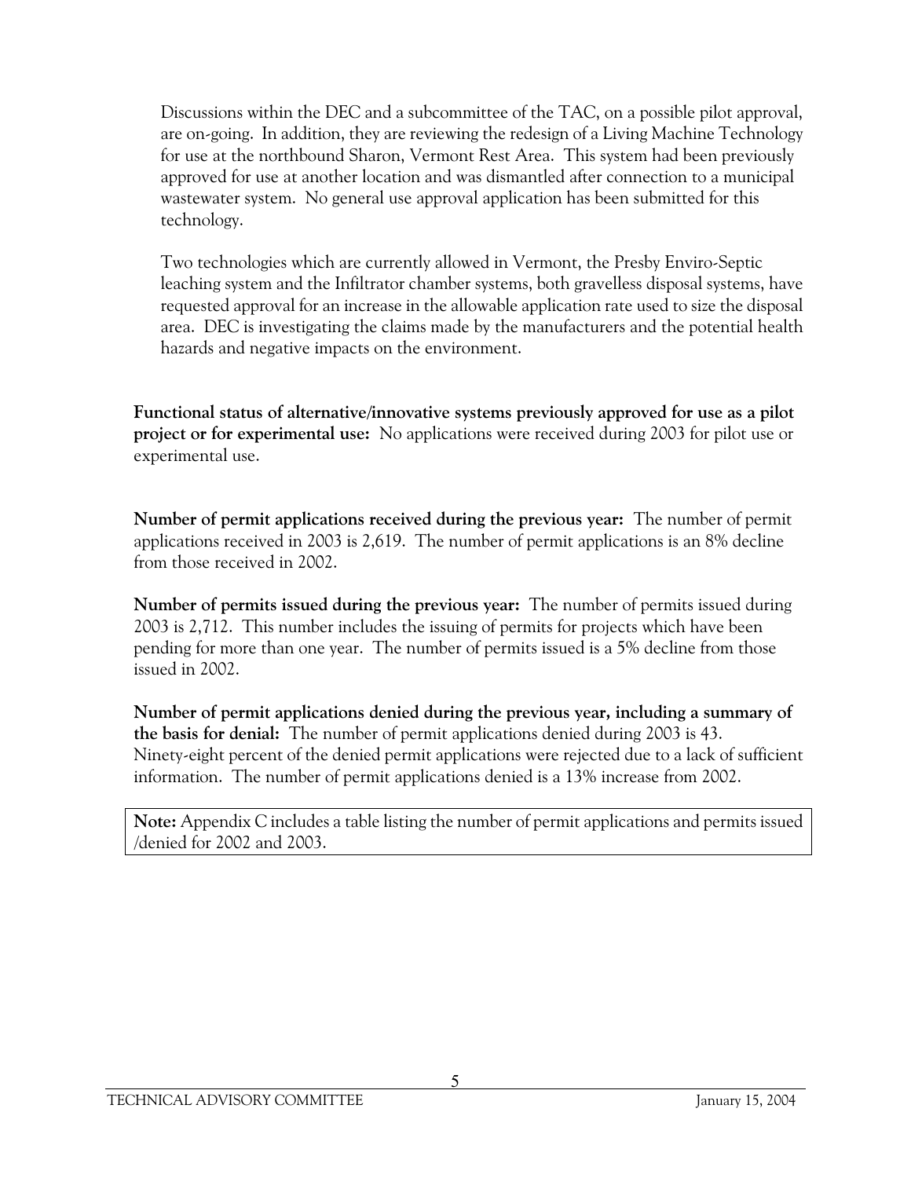Discussions within the DEC and a subcommittee of the TAC, on a possible pilot approval, are on-going. In addition, they are reviewing the redesign of a Living Machine Technology for use at the northbound Sharon, Vermont Rest Area. This system had been previously approved for use at another location and was dismantled after connection to a municipal wastewater system. No general use approval application has been submitted for this technology.

Two technologies which are currently allowed in Vermont, the Presby Enviro-Septic leaching system and the Infiltrator chamber systems, both gravelless disposal systems, have requested approval for an increase in the allowable application rate used to size the disposal area. DEC is investigating the claims made by the manufacturers and the potential health hazards and negative impacts on the environment.

**Functional status of alternative/innovative systems previously approved for use as a pilot project or for experimental use:** No applications were received during 2003 for pilot use or experimental use.

**Number of permit applications received during the previous year:** The number of permit applications received in 2003 is 2,619. The number of permit applications is an 8% decline from those received in 2002.

**Number of permits issued during the previous year:** The number of permits issued during 2003 is 2,712. This number includes the issuing of permits for projects which have been pending for more than one year. The number of permits issued is a 5% decline from those issued in 2002.

**Number of permit applications denied during the previous year, including a summary of the basis for denial:** The number of permit applications denied during 2003 is 43. Ninety-eight percent of the denied permit applications were rejected due to a lack of sufficient information. The number of permit applications denied is a 13% increase from 2002.

**Note:** Appendix C includes a table listing the number of permit applications and permits issued /denied for 2002 and 2003.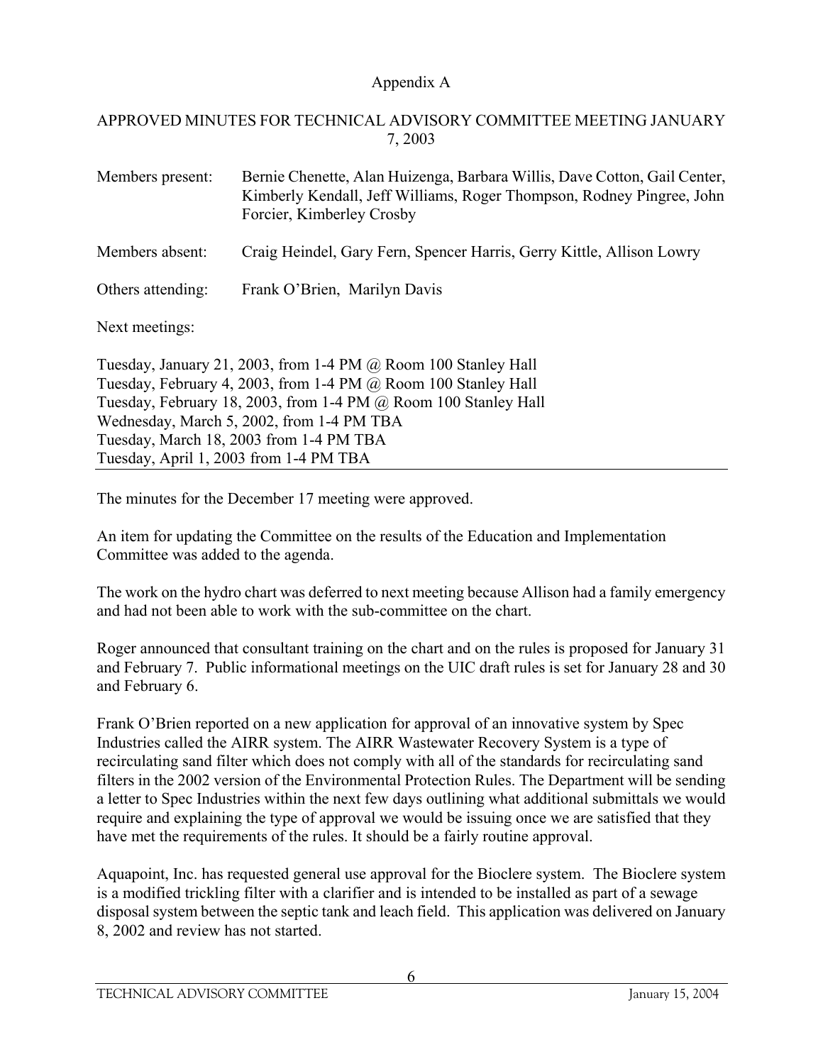Appendix A

## APPROVED MINUTES FOR TECHNICAL ADVISORY COMMITTEE MEETING JANUARY 7, 2003

Members present: Bernie Chenette, Alan Huizenga, Barbara Willis, Dave Cotton, Gail Center, Kimberly Kendall, Jeff Williams, Roger Thompson, Rodney Pingree, John Forcier, Kimberley Crosby

Members absent: Craig Heindel, Gary Fern, Spencer Harris, Gerry Kittle, Allison Lowry

Others attending: Frank O'Brien, Marilyn Davis

Next meetings:

Tuesday, January 21, 2003, from 1-4 PM @ Room 100 Stanley Hall
Tuesday, February 4, 2003, from 1-4 PM @ Room 100 Stanley Hall
Tuesday, February 18, 2003, from 1-4 PM @ Room 100 Stanley Hall
Wednesday, March 5, 2002, from 1-4 PM TBA
Tuesday, March 18, 2003 from 1-4 PM TBA
Tuesday, April 1, 2003 from 1-4 PM TBA

---

The minutes for the December 17 meeting were approved.

An item for updating the Committee on the results of the Education and Implementation Committee was added to the agenda.

The work on the hydro chart was deferred to next meeting because Allison had a family emergency and had not been able to work with the sub-committee on the chart.

Roger announced that consultant training on the chart and on the rules is proposed for January 31 and February 7. Public informational meetings on the UIC draft rules is set for January 28 and 30 and February 6.

Frank O'Brien reported on a new application for approval of an innovative system by Spec Industries called the AIRR system. The AIRR Wastewater Recovery System is a type of recirculating sand filter which does not comply with all of the standards for recirculating sand filters in the 2002 version of the Environmental Protection Rules. The Department will be sending a letter to Spec Industries within the next few days outlining what additional submittals we would require and explaining the type of approval we would be issuing once we are satisfied that they have met the requirements of the rules. It should be a fairly routine approval.

Aquapoint, Inc. has requested general use approval for the Bioclere system. The Bioclere system is a modified trickling filter with a clarifier and is intended to be installed as part of a sewage disposal system between the septic tank and leach field. This application was delivered on January 8, 2002 and review has not started.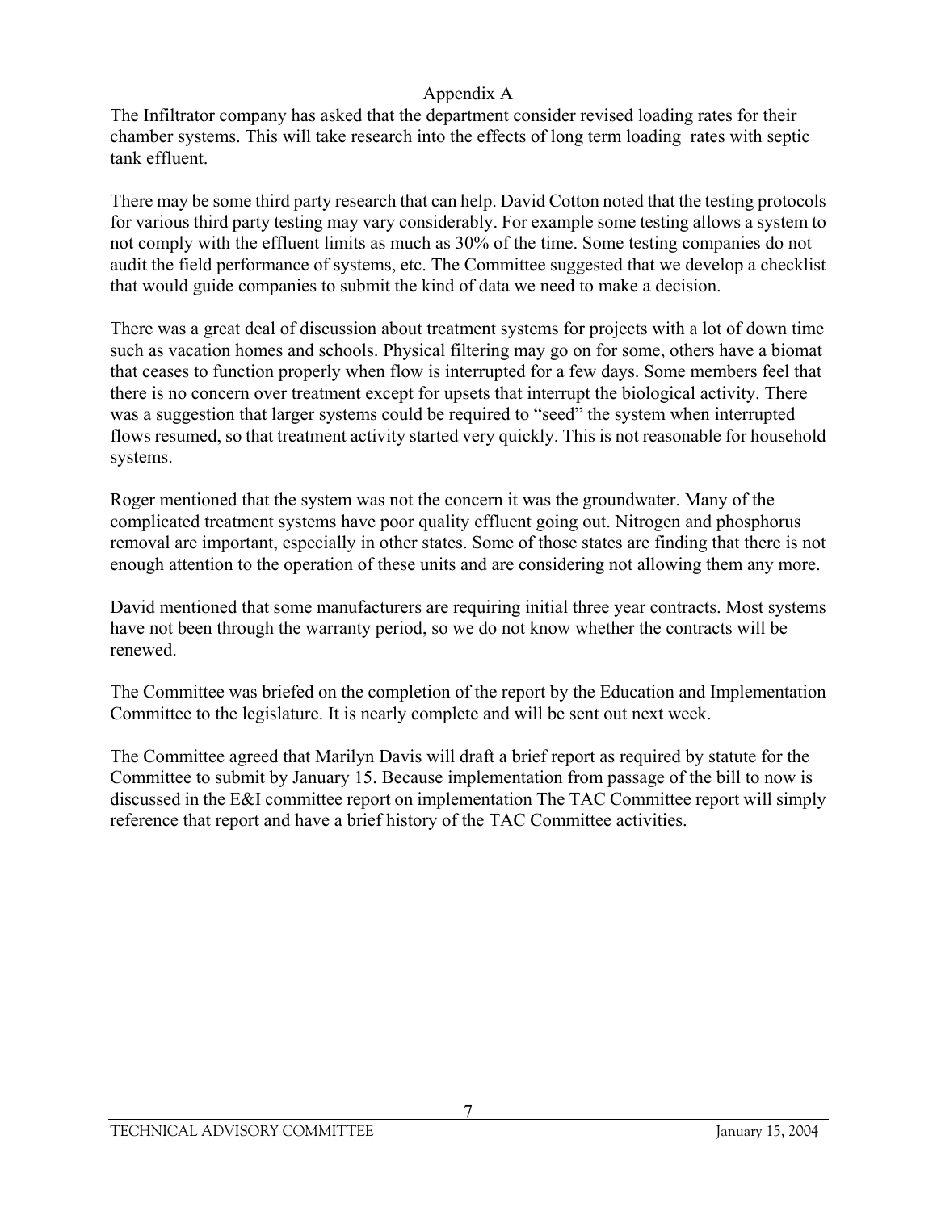## Appendix A

The Infiltrator company has asked that the department consider revised loading rates for their chamber systems. This will take research into the effects of long term loading rates with septic tank effluent.

There may be some third party research that can help. David Cotton noted that the testing protocols for various third party testing may vary considerably. For example some testing allows a system to not comply with the effluent limits as much as 30% of the time. Some testing companies do not audit the field performance of systems, etc. The Committee suggested that we develop a checklist that would guide companies to submit the kind of data we need to make a decision.

There was a great deal of discussion about treatment systems for projects with a lot of down time such as vacation homes and schools. Physical filtering may go on for some, others have a biomat that ceases to function properly when flow is interrupted for a few days. Some members feel that there is no concern over treatment except for upsets that interrupt the biological activity. There was a suggestion that larger systems could be required to "seed" the system when interrupted flows resumed, so that treatment activity started very quickly. This is not reasonable for household systems.

Roger mentioned that the system was not the concern it was the groundwater. Many of the complicated treatment systems have poor quality effluent going out. Nitrogen and phosphorus removal are important, especially in other states. Some of those states are finding that there is not enough attention to the operation of these units and are considering not allowing them any more.

David mentioned that some manufacturers are requiring initial three year contracts. Most systems have not been through the warranty period, so we do not know whether the contracts will be renewed.

The Committee was briefed on the completion of the report by the Education and Implementation Committee to the legislature. It is nearly complete and will be sent out next week.

The Committee agreed that Marilyn Davis will draft a brief report as required by statute for the Committee to submit by January 15. Because implementation from passage of the bill to now is discussed in the E&I committee report on implementation The TAC Committee report will simply reference that report and have a brief history of the TAC Committee activities.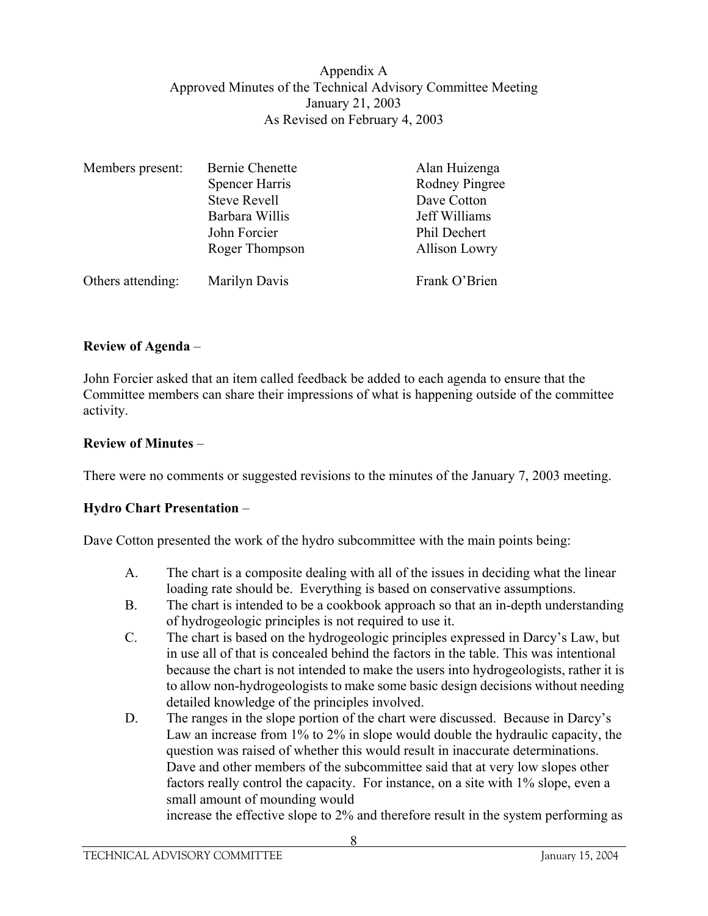Appendix A
Approved Minutes of the Technical Advisory Committee Meeting
January 21, 2003
As Revised on February 4, 2003

| | | |
|---|---|---|
| Members present: | Bernie Chenette | Alan Huizenga |
| | Spencer Harris | Rodney Pingree |
| | Steve Revell | Dave Cotton |
| | Barbara Willis | Jeff Williams |
| | John Forcier | Phil Dechert |
| | Roger Thompson | Allison Lowry |
| Others attending: | Marilyn Davis | Frank O'Brien |

**Review of Agenda** –

John Forcier asked that an item called feedback be added to each agenda to ensure that the Committee members can share their impressions of what is happening outside of the committee activity.

**Review of Minutes** –

There were no comments or suggested revisions to the minutes of the January 7, 2003 meeting.

**Hydro Chart Presentation** –

Dave Cotton presented the work of the hydro subcommittee with the main points being:

A. The chart is a composite dealing with all of the issues in deciding what the linear loading rate should be. Everything is based on conservative assumptions.

B. The chart is intended to be a cookbook approach so that an in-depth understanding of hydrogeologic principles is not required to use it.

C. The chart is based on the hydrogeologic principles expressed in Darcy's Law, but in use all of that is concealed behind the factors in the table. This was intentional because the chart is not intended to make the users into hydrogeologists, rather it is to allow non-hydrogeologists to make some basic design decisions without needing detailed knowledge of the principles involved.

D. The ranges in the slope portion of the chart were discussed. Because in Darcy's Law an increase from 1% to 2% in slope would double the hydraulic capacity, the question was raised of whether this would result in inaccurate determinations. Dave and other members of the subcommittee said that at very low slopes other factors really control the capacity. For instance, on a site with 1% slope, even a small amount of mounding would increase the effective slope to 2% and therefore result in the system performing as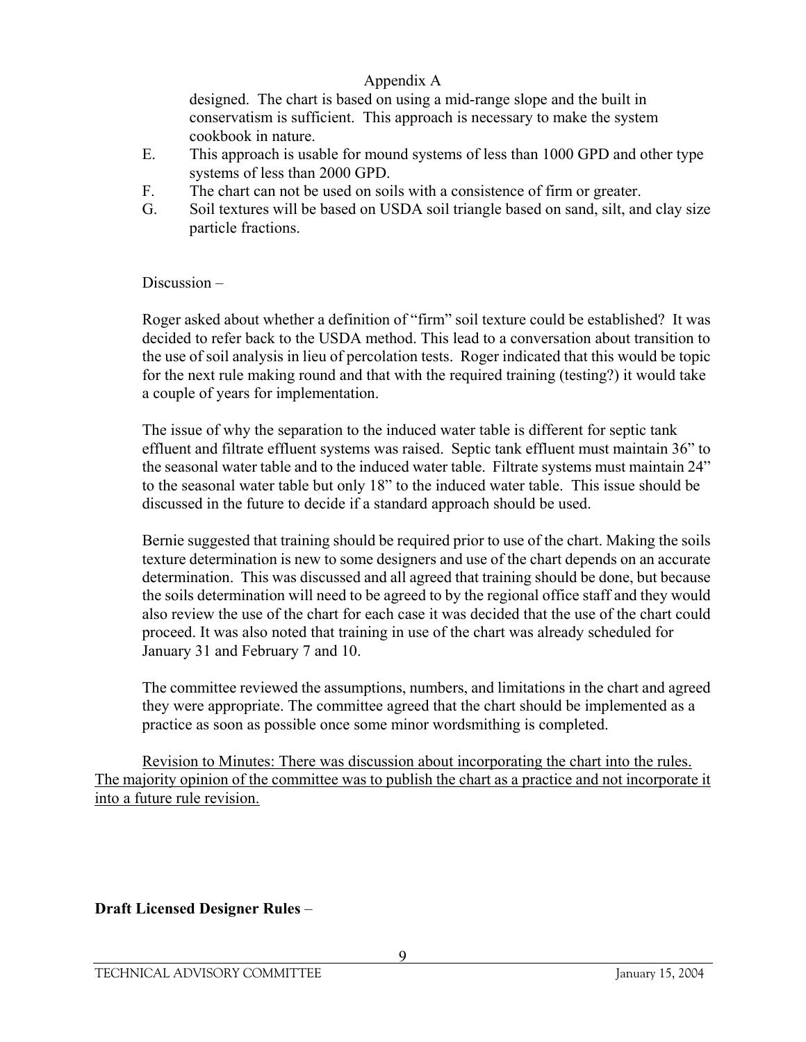Appendix A

designed. The chart is based on using a mid-range slope and the built in conservatism is sufficient. This approach is necessary to make the system cookbook in nature.

E. This approach is usable for mound systems of less than 1000 GPD and other type systems of less than 2000 GPD.

F. The chart can not be used on soils with a consistence of firm or greater.

G. Soil textures will be based on USDA soil triangle based on sand, silt, and clay size particle fractions.

Discussion –

Roger asked about whether a definition of "firm" soil texture could be established? It was decided to refer back to the USDA method. This lead to a conversation about transition to the use of soil analysis in lieu of percolation tests. Roger indicated that this would be topic for the next rule making round and that with the required training (testing?) it would take a couple of years for implementation.

The issue of why the separation to the induced water table is different for septic tank effluent and filtrate effluent systems was raised. Septic tank effluent must maintain 36" to the seasonal water table and to the induced water table. Filtrate systems must maintain 24" to the seasonal water table but only 18" to the induced water table. This issue should be discussed in the future to decide if a standard approach should be used.

Bernie suggested that training should be required prior to use of the chart. Making the soils texture determination is new to some designers and use of the chart depends on an accurate determination. This was discussed and all agreed that training should be done, but because the soils determination will need to be agreed to by the regional office staff and they would also review the use of the chart for each case it was decided that the use of the chart could proceed. It was also noted that training in use of the chart was already scheduled for January 31 and February 7 and 10.

The committee reviewed the assumptions, numbers, and limitations in the chart and agreed they were appropriate. The committee agreed that the chart should be implemented as a practice as soon as possible once some minor wordsmithing is completed.

<u>Revision to Minutes: There was discussion about incorporating the chart into the rules. The majority opinion of the committee was to publish the chart as a practice and not incorporate it into a future rule revision.</u>

**Draft Licensed Designer Rules** –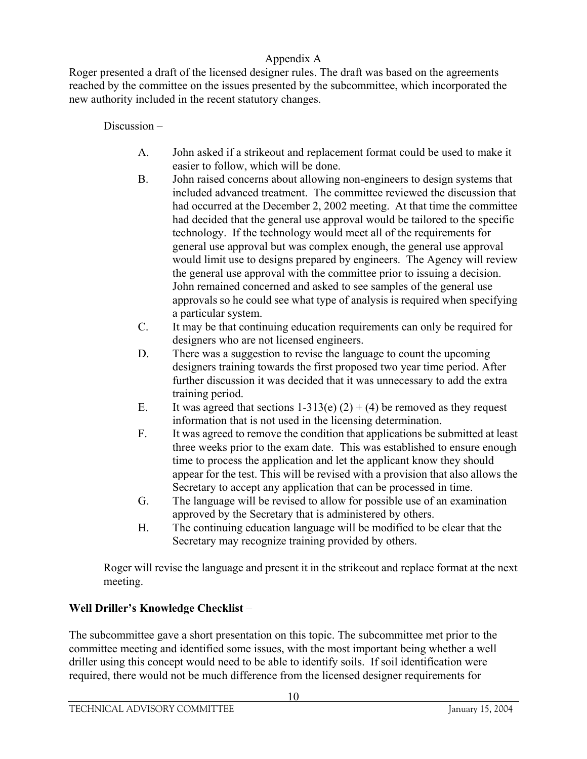Appendix A

Roger presented a draft of the licensed designer rules. The draft was based on the agreements reached by the committee on the issues presented by the subcommittee, which incorporated the new authority included in the recent statutory changes.

Discussion –

A. John asked if a strikeout and replacement format could be used to make it easier to follow, which will be done.

B. John raised concerns about allowing non-engineers to design systems that included advanced treatment. The committee reviewed the discussion that had occurred at the December 2, 2002 meeting. At that time the committee had decided that the general use approval would be tailored to the specific technology. If the technology would meet all of the requirements for general use approval but was complex enough, the general use approval would limit use to designs prepared by engineers. The Agency will review the general use approval with the committee prior to issuing a decision. John remained concerned and asked to see samples of the general use approvals so he could see what type of analysis is required when specifying a particular system.

C. It may be that continuing education requirements can only be required for designers who are not licensed engineers.

D. There was a suggestion to revise the language to count the upcoming designers training towards the first proposed two year time period. After further discussion it was decided that it was unnecessary to add the extra training period.

E. It was agreed that sections 1-313(e) (2) + (4) be removed as they request information that is not used in the licensing determination.

F. It was agreed to remove the condition that applications be submitted at least three weeks prior to the exam date. This was established to ensure enough time to process the application and let the applicant know they should appear for the test. This will be revised with a provision that also allows the Secretary to accept any application that can be processed in time.

G. The language will be revised to allow for possible use of an examination approved by the Secretary that is administered by others.

H. The continuing education language will be modified to be clear that the Secretary may recognize training provided by others.

Roger will revise the language and present it in the strikeout and replace format at the next meeting.

**Well Driller's Knowledge Checklist** –

The subcommittee gave a short presentation on this topic. The subcommittee met prior to the committee meeting and identified some issues, with the most important being whether a well driller using this concept would need to be able to identify soils. If soil identification were required, there would not be much difference from the licensed designer requirements for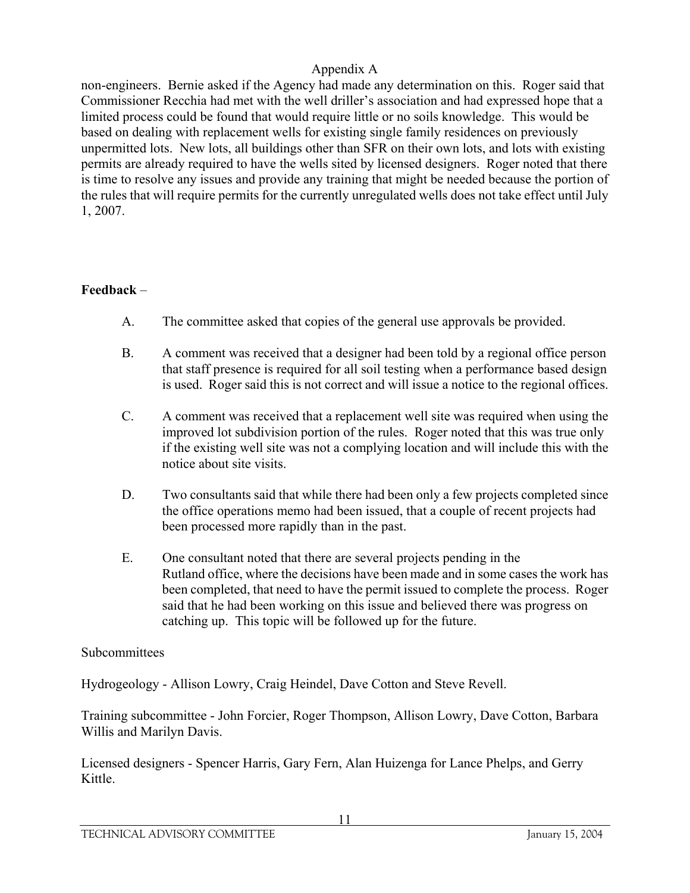Appendix A

non-engineers. Bernie asked if the Agency had made any determination on this. Roger said that Commissioner Recchia had met with the well driller's association and had expressed hope that a limited process could be found that would require little or no soils knowledge. This would be based on dealing with replacement wells for existing single family residences on previously unpermitted lots. New lots, all buildings other than SFR on their own lots, and lots with existing permits are already required to have the wells sited by licensed designers. Roger noted that there is time to resolve any issues and provide any training that might be needed because the portion of the rules that will require permits for the currently unregulated wells does not take effect until July 1, 2007.

**Feedback** –

A. The committee asked that copies of the general use approvals be provided.

B. A comment was received that a designer had been told by a regional office person that staff presence is required for all soil testing when a performance based design is used. Roger said this is not correct and will issue a notice to the regional offices.

C. A comment was received that a replacement well site was required when using the improved lot subdivision portion of the rules. Roger noted that this was true only if the existing well site was not a complying location and will include this with the notice about site visits.

D. Two consultants said that while there had been only a few projects completed since the office operations memo had been issued, that a couple of recent projects had been processed more rapidly than in the past.

E. One consultant noted that there are several projects pending in the Rutland office, where the decisions have been made and in some cases the work has been completed, that need to have the permit issued to complete the process. Roger said that he had been working on this issue and believed there was progress on catching up. This topic will be followed up for the future.

Subcommittees

Hydrogeology - Allison Lowry, Craig Heindel, Dave Cotton and Steve Revell.

Training subcommittee - John Forcier, Roger Thompson, Allison Lowry, Dave Cotton, Barbara Willis and Marilyn Davis.

Licensed designers - Spencer Harris, Gary Fern, Alan Huizenga for Lance Phelps, and Gerry Kittle.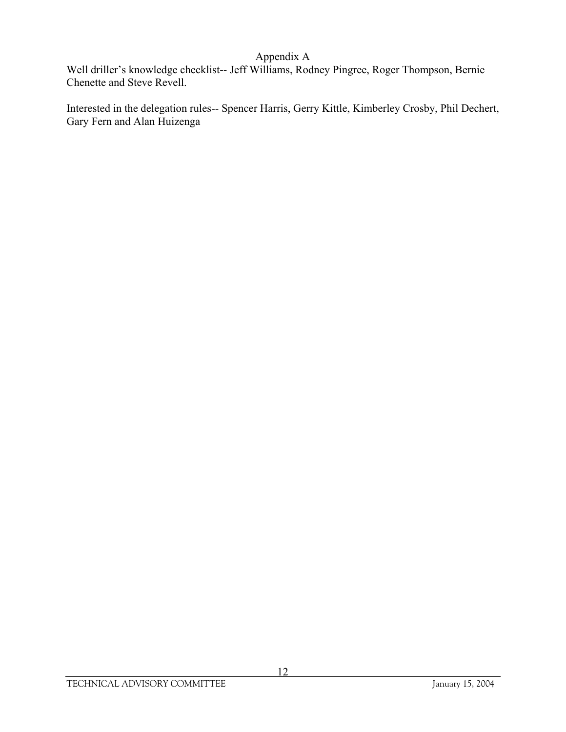# Appendix A

Well driller's knowledge checklist-- Jeff Williams, Rodney Pingree, Roger Thompson, Bernie Chenette and Steve Revell.

Interested in the delegation rules-- Spencer Harris, Gerry Kittle, Kimberley Crosby, Phil Dechert, Gary Fern and Alan Huizenga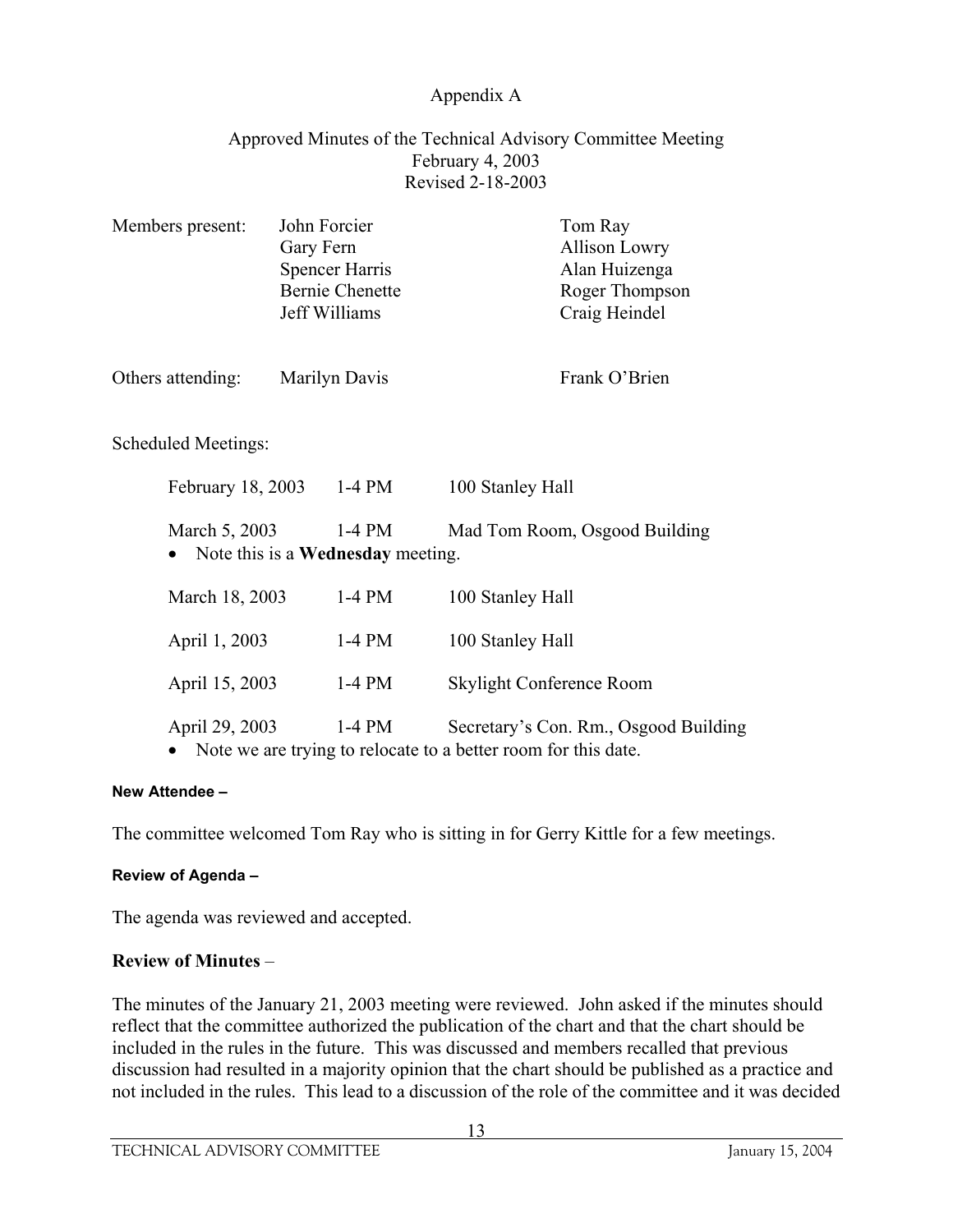Appendix A

Approved Minutes of the Technical Advisory Committee Meeting
February 4, 2003
Revised 2-18-2003

| Members present: | John Forcier | Tom Ray |
|---|---|---|
| | Gary Fern | Allison Lowry |
| | Spencer Harris | Alan Huizenga |
| | Bernie Chenette | Roger Thompson |
| | Jeff Williams | Craig Heindel |

| Others attending: | Marilyn Davis | Frank O'Brien |
|---|---|---|

Scheduled Meetings:

| | | |
|---|---|---|
| February 18, 2003 | 1-4 PM | 100 Stanley Hall |
| March 5, 2003 | 1-4 PM | Mad Tom Room, Osgood Building |

- Note this is a **Wednesday** meeting.

| | | |
|---|---|---|
| March 18, 2003 | 1-4 PM | 100 Stanley Hall |
| April 1, 2003 | 1-4 PM | 100 Stanley Hall |
| April 15, 2003 | 1-4 PM | Skylight Conference Room |
| April 29, 2003 | 1-4 PM | Secretary's Con. Rm., Osgood Building |

- Note we are trying to relocate to a better room for this date.

**New Attendee –**

The committee welcomed Tom Ray who is sitting in for Gerry Kittle for a few meetings.

**Review of Agenda –**

The agenda was reviewed and accepted.

**Review of Minutes** –

The minutes of the January 21, 2003 meeting were reviewed. John asked if the minutes should reflect that the committee authorized the publication of the chart and that the chart should be included in the rules in the future. This was discussed and members recalled that previous discussion had resulted in a majority opinion that the chart should be published as a practice and not included in the rules. This lead to a discussion of the role of the committee and it was decided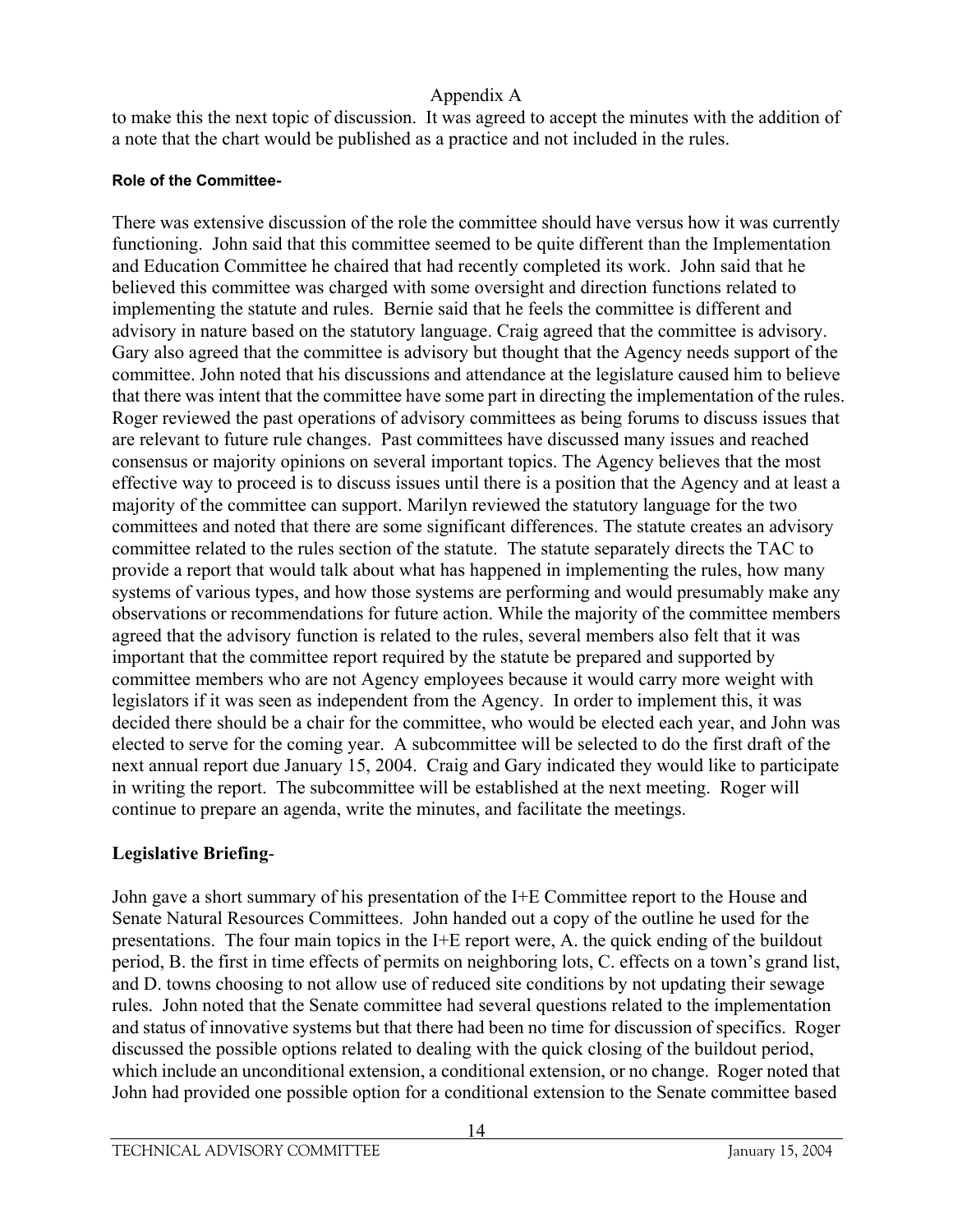to make this the next topic of discussion. It was agreed to accept the minutes with the addition of a note that the chart would be published as a practice and not included in the rules.

**Role of the Committee-**

There was extensive discussion of the role the committee should have versus how it was currently functioning. John said that this committee seemed to be quite different than the Implementation and Education Committee he chaired that had recently completed its work. John said that he believed this committee was charged with some oversight and direction functions related to implementing the statute and rules. Bernie said that he feels the committee is different and advisory in nature based on the statutory language. Craig agreed that the committee is advisory. Gary also agreed that the committee is advisory but thought that the Agency needs support of the committee. John noted that his discussions and attendance at the legislature caused him to believe that there was intent that the committee have some part in directing the implementation of the rules. Roger reviewed the past operations of advisory committees as being forums to discuss issues that are relevant to future rule changes. Past committees have discussed many issues and reached consensus or majority opinions on several important topics. The Agency believes that the most effective way to proceed is to discuss issues until there is a position that the Agency and at least a majority of the committee can support. Marilyn reviewed the statutory language for the two committees and noted that there are some significant differences. The statute creates an advisory committee related to the rules section of the statute. The statute separately directs the TAC to provide a report that would talk about what has happened in implementing the rules, how many systems of various types, and how those systems are performing and would presumably make any observations or recommendations for future action. While the majority of the committee members agreed that the advisory function is related to the rules, several members also felt that it was important that the committee report required by the statute be prepared and supported by committee members who are not Agency employees because it would carry more weight with legislators if it was seen as independent from the Agency. In order to implement this, it was decided there should be a chair for the committee, who would be elected each year, and John was elected to serve for the coming year. A subcommittee will be selected to do the first draft of the next annual report due January 15, 2004. Craig and Gary indicated they would like to participate in writing the report. The subcommittee will be established at the next meeting. Roger will continue to prepare an agenda, write the minutes, and facilitate the meetings.

**Legislative Briefing**-

John gave a short summary of his presentation of the I+E Committee report to the House and Senate Natural Resources Committees. John handed out a copy of the outline he used for the presentations. The four main topics in the I+E report were, A. the quick ending of the buildout period, B. the first in time effects of permits on neighboring lots, C. effects on a town's grand list, and D. towns choosing to not allow use of reduced site conditions by not updating their sewage rules. John noted that the Senate committee had several questions related to the implementation and status of innovative systems but that there had been no time for discussion of specifics. Roger discussed the possible options related to dealing with the quick closing of the buildout period, which include an unconditional extension, a conditional extension, or no change. Roger noted that John had provided one possible option for a conditional extension to the Senate committee based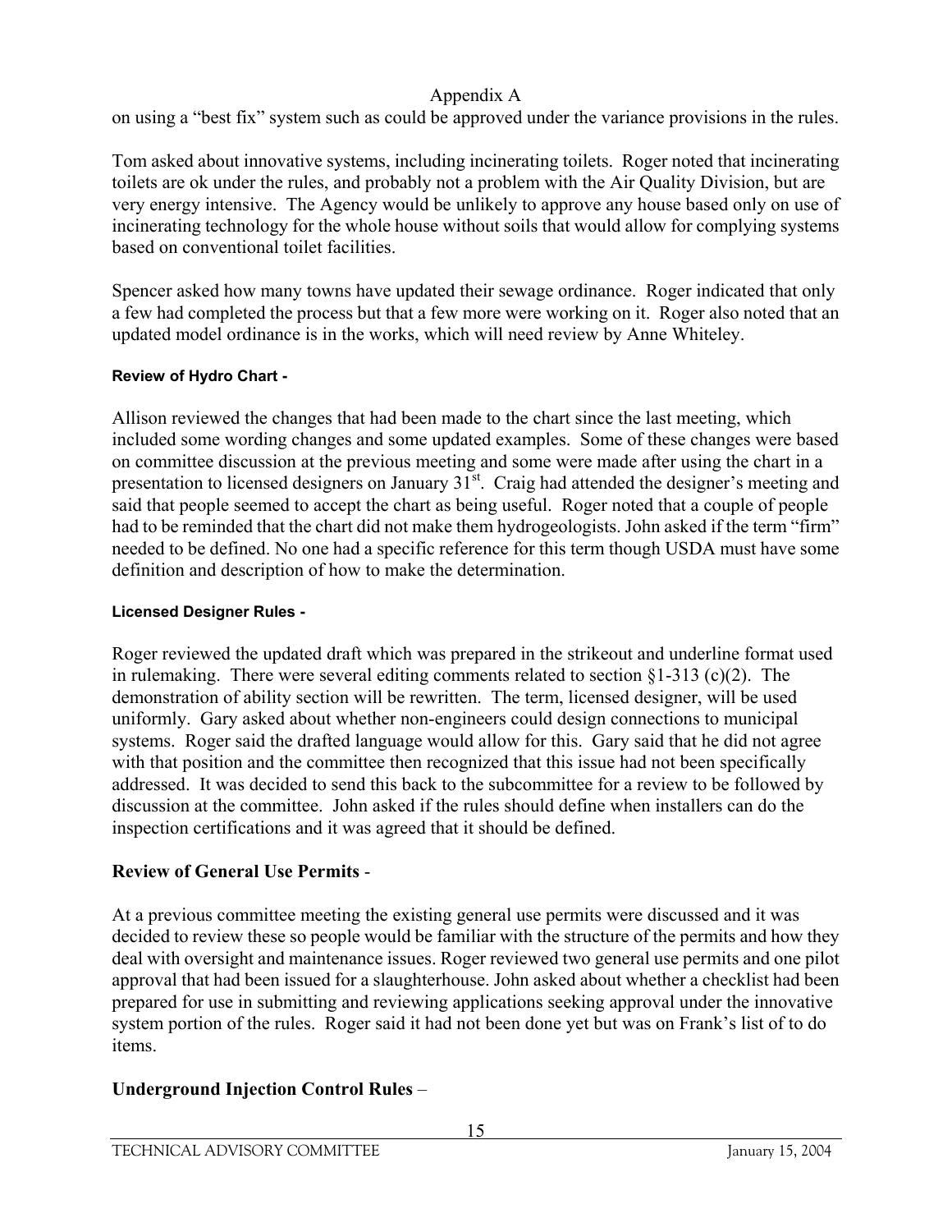Appendix A

on using a "best fix" system such as could be approved under the variance provisions in the rules.

Tom asked about innovative systems, including incinerating toilets. Roger noted that incinerating toilets are ok under the rules, and probably not a problem with the Air Quality Division, but are very energy intensive. The Agency would be unlikely to approve any house based only on use of incinerating technology for the whole house without soils that would allow for complying systems based on conventional toilet facilities.

Spencer asked how many towns have updated their sewage ordinance. Roger indicated that only a few had completed the process but that a few more were working on it. Roger also noted that an updated model ordinance is in the works, which will need review by Anne Whiteley.

**Review of Hydro Chart -**

Allison reviewed the changes that had been made to the chart since the last meeting, which included some wording changes and some updated examples. Some of these changes were based on committee discussion at the previous meeting and some were made after using the chart in a presentation to licensed designers on January 31st. Craig had attended the designer's meeting and said that people seemed to accept the chart as being useful. Roger noted that a couple of people had to be reminded that the chart did not make them hydrogeologists. John asked if the term "firm" needed to be defined. No one had a specific reference for this term though USDA must have some definition and description of how to make the determination.

**Licensed Designer Rules -**

Roger reviewed the updated draft which was prepared in the strikeout and underline format used in rulemaking. There were several editing comments related to section §1-313 (c)(2). The demonstration of ability section will be rewritten. The term, licensed designer, will be used uniformly. Gary asked about whether non-engineers could design connections to municipal systems. Roger said the drafted language would allow for this. Gary said that he did not agree with that position and the committee then recognized that this issue had not been specifically addressed. It was decided to send this back to the subcommittee for a review to be followed by discussion at the committee. John asked if the rules should define when installers can do the inspection certifications and it was agreed that it should be defined.

## Review of General Use Permits -

At a previous committee meeting the existing general use permits were discussed and it was decided to review these so people would be familiar with the structure of the permits and how they deal with oversight and maintenance issues. Roger reviewed two general use permits and one pilot approval that had been issued for a slaughterhouse. John asked about whether a checklist had been prepared for use in submitting and reviewing applications seeking approval under the innovative system portion of the rules. Roger said it had not been done yet but was on Frank's list of to do items.

## Underground Injection Control Rules –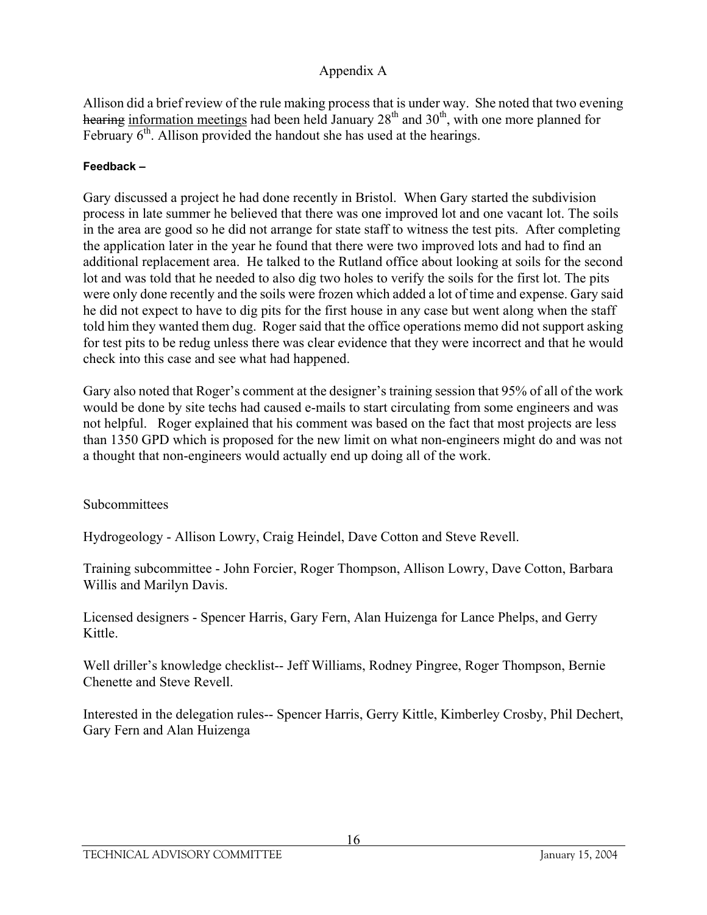# Appendix A

Allison did a brief review of the rule making process that is under way. She noted that two evening ~~hearing~~ information meetings had been held January 28th and 30th, with one more planned for February 6th. Allison provided the handout she has used at the hearings.

**Feedback –**

Gary discussed a project he had done recently in Bristol. When Gary started the subdivision process in late summer he believed that there was one improved lot and one vacant lot. The soils in the area are good so he did not arrange for state staff to witness the test pits. After completing the application later in the year he found that there were two improved lots and had to find an additional replacement area. He talked to the Rutland office about looking at soils for the second lot and was told that he needed to also dig two holes to verify the soils for the first lot. The pits were only done recently and the soils were frozen which added a lot of time and expense. Gary said he did not expect to have to dig pits for the first house in any case but went along when the staff told him they wanted them dug. Roger said that the office operations memo did not support asking for test pits to be redug unless there was clear evidence that they were incorrect and that he would check into this case and see what had happened.

Gary also noted that Roger's comment at the designer's training session that 95% of all of the work would be done by site techs had caused e-mails to start circulating from some engineers and was not helpful. Roger explained that his comment was based on the fact that most projects are less than 1350 GPD which is proposed for the new limit on what non-engineers might do and was not a thought that non-engineers would actually end up doing all of the work.

Subcommittees

Hydrogeology - Allison Lowry, Craig Heindel, Dave Cotton and Steve Revell.

Training subcommittee - John Forcier, Roger Thompson, Allison Lowry, Dave Cotton, Barbara Willis and Marilyn Davis.

Licensed designers - Spencer Harris, Gary Fern, Alan Huizenga for Lance Phelps, and Gerry Kittle.

Well driller's knowledge checklist-- Jeff Williams, Rodney Pingree, Roger Thompson, Bernie Chenette and Steve Revell.

Interested in the delegation rules-- Spencer Harris, Gerry Kittle, Kimberley Crosby, Phil Dechert, Gary Fern and Alan Huizenga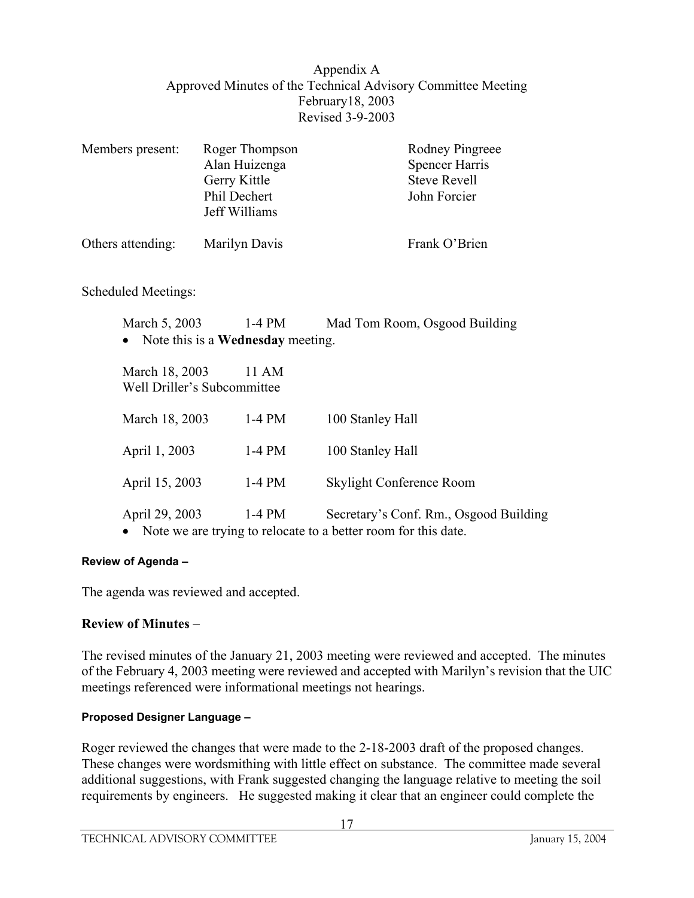Appendix A
Approved Minutes of the Technical Advisory Committee Meeting
February18, 2003
Revised 3-9-2003

| Members present: | Roger Thompson | Rodney Pingreee |
|---|---|---|
| | Alan Huizenga | Spencer Harris |
| | Gerry Kittle | Steve Revell |
| | Phil Dechert | John Forcier |
| | Jeff Williams | |
| Others attending: | Marilyn Davis | Frank O'Brien |

Scheduled Meetings:

March 5, 2003 1-4 PM Mad Tom Room, Osgood Building

- Note this is a **Wednesday** meeting.

March 18, 2003 11 AM
Well Driller's Subcommittee

| | | |
|---|---|---|
| March 18, 2003 | 1-4 PM | 100 Stanley Hall |
| April 1, 2003 | 1-4 PM | 100 Stanley Hall |
| April 15, 2003 | 1-4 PM | Skylight Conference Room |
| April 29, 2003 | 1-4 PM | Secretary's Conf. Rm., Osgood Building |

- Note we are trying to relocate to a better room for this date.

#### Review of Agenda –

The agenda was reviewed and accepted.

### Review of Minutes –

The revised minutes of the January 21, 2003 meeting were reviewed and accepted. The minutes of the February 4, 2003 meeting were reviewed and accepted with Marilyn's revision that the UIC meetings referenced were informational meetings not hearings.

#### Proposed Designer Language –

Roger reviewed the changes that were made to the 2-18-2003 draft of the proposed changes. These changes were wordsmithing with little effect on substance. The committee made several additional suggestions, with Frank suggested changing the language relative to meeting the soil requirements by engineers. He suggested making it clear that an engineer could complete the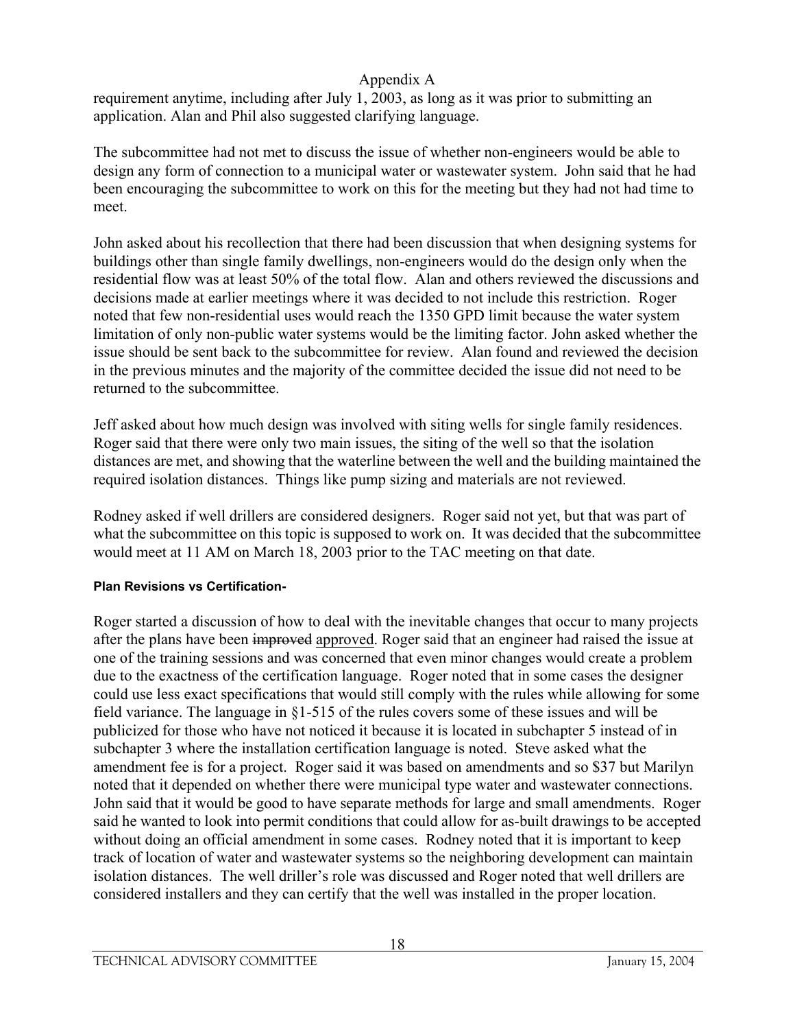requirement anytime, including after July 1, 2003, as long as it was prior to submitting an application. Alan and Phil also suggested clarifying language.

The subcommittee had not met to discuss the issue of whether non-engineers would be able to design any form of connection to a municipal water or wastewater system. John said that he had been encouraging the subcommittee to work on this for the meeting but they had not had time to meet.

John asked about his recollection that there had been discussion that when designing systems for buildings other than single family dwellings, non-engineers would do the design only when the residential flow was at least 50% of the total flow. Alan and others reviewed the discussions and decisions made at earlier meetings where it was decided to not include this restriction. Roger noted that few non-residential uses would reach the 1350 GPD limit because the water system limitation of only non-public water systems would be the limiting factor. John asked whether the issue should be sent back to the subcommittee for review. Alan found and reviewed the decision in the previous minutes and the majority of the committee decided the issue did not need to be returned to the subcommittee.

Jeff asked about how much design was involved with siting wells for single family residences. Roger said that there were only two main issues, the siting of the well so that the isolation distances are met, and showing that the waterline between the well and the building maintained the required isolation distances. Things like pump sizing and materials are not reviewed.

Rodney asked if well drillers are considered designers. Roger said not yet, but that was part of what the subcommittee on this topic is supposed to work on. It was decided that the subcommittee would meet at 11 AM on March 18, 2003 prior to the TAC meeting on that date.

**Plan Revisions vs Certification-**

Roger started a discussion of how to deal with the inevitable changes that occur to many projects after the plans have been ~~improved~~ <u>approved</u>. Roger said that an engineer had raised the issue at one of the training sessions and was concerned that even minor changes would create a problem due to the exactness of the certification language. Roger noted that in some cases the designer could use less exact specifications that would still comply with the rules while allowing for some field variance. The language in §1-515 of the rules covers some of these issues and will be publicized for those who have not noticed it because it is located in subchapter 5 instead of in subchapter 3 where the installation certification language is noted. Steve asked what the amendment fee is for a project. Roger said it was based on amendments and so $37 but Marilyn noted that it depended on whether there were municipal type water and wastewater connections. John said that it would be good to have separate methods for large and small amendments. Roger said he wanted to look into permit conditions that could allow for as-built drawings to be accepted without doing an official amendment in some cases. Rodney noted that it is important to keep track of location of water and wastewater systems so the neighboring development can maintain isolation distances. The well driller's role was discussed and Roger noted that well drillers are considered installers and they can certify that the well was installed in the proper location.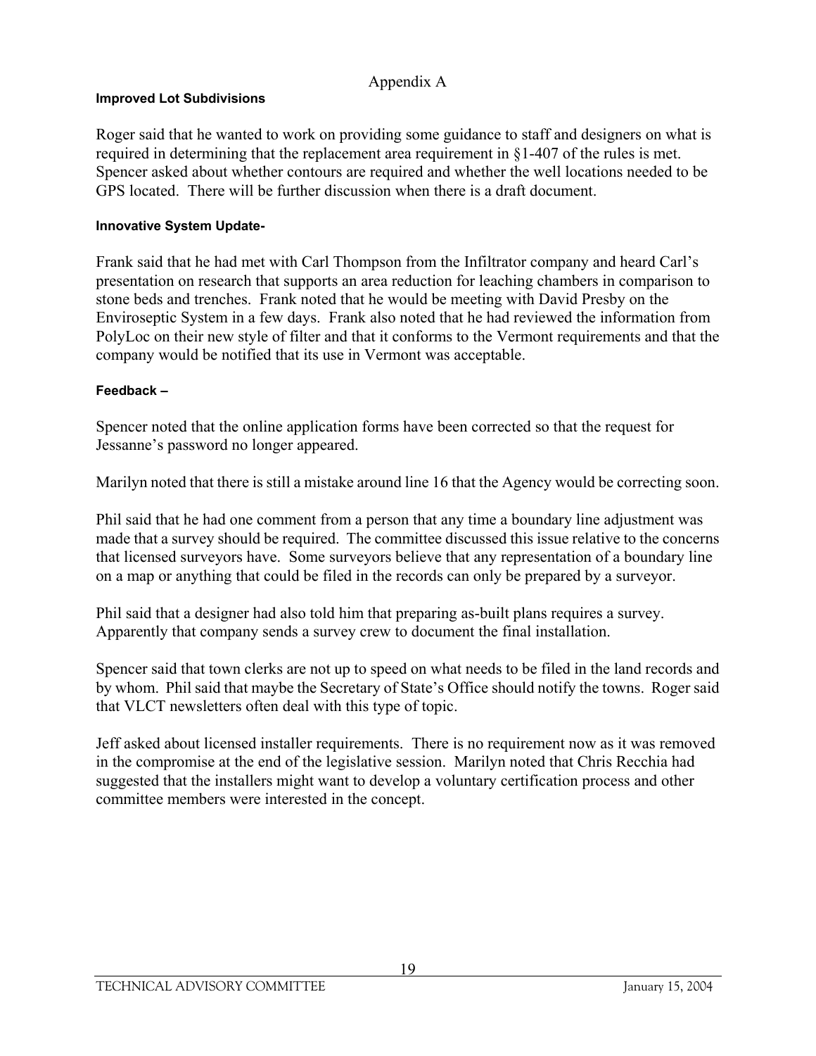Appendix A

### Improved Lot Subdivisions

Roger said that he wanted to work on providing some guidance to staff and designers on what is required in determining that the replacement area requirement in §1-407 of the rules is met. Spencer asked about whether contours are required and whether the well locations needed to be GPS located. There will be further discussion when there is a draft document.

### Innovative System Update-

Frank said that he had met with Carl Thompson from the Infiltrator company and heard Carl's presentation on research that supports an area reduction for leaching chambers in comparison to stone beds and trenches. Frank noted that he would be meeting with David Presby on the Enviroseptic System in a few days. Frank also noted that he had reviewed the information from PolyLoc on their new style of filter and that it conforms to the Vermont requirements and that the company would be notified that its use in Vermont was acceptable.

### Feedback –

Spencer noted that the online application forms have been corrected so that the request for Jessanne's password no longer appeared.

Marilyn noted that there is still a mistake around line 16 that the Agency would be correcting soon.

Phil said that he had one comment from a person that any time a boundary line adjustment was made that a survey should be required. The committee discussed this issue relative to the concerns that licensed surveyors have. Some surveyors believe that any representation of a boundary line on a map or anything that could be filed in the records can only be prepared by a surveyor.

Phil said that a designer had also told him that preparing as-built plans requires a survey. Apparently that company sends a survey crew to document the final installation.

Spencer said that town clerks are not up to speed on what needs to be filed in the land records and by whom. Phil said that maybe the Secretary of State's Office should notify the towns. Roger said that VLCT newsletters often deal with this type of topic.

Jeff asked about licensed installer requirements. There is no requirement now as it was removed in the compromise at the end of the legislative session. Marilyn noted that Chris Recchia had suggested that the installers might want to develop a voluntary certification process and other committee members were interested in the concept.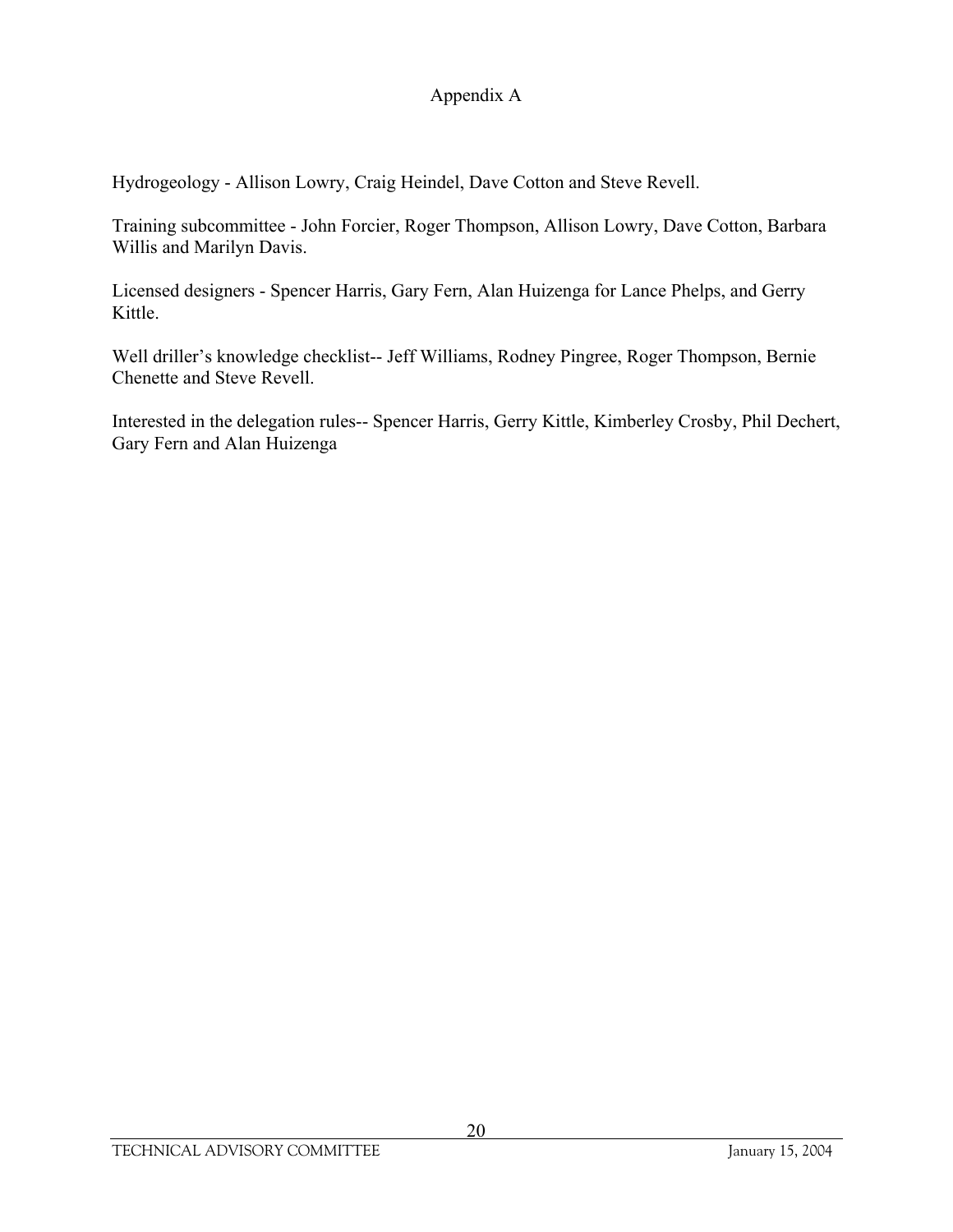# Appendix A

Hydrogeology - Allison Lowry, Craig Heindel, Dave Cotton and Steve Revell.

Training subcommittee - John Forcier, Roger Thompson, Allison Lowry, Dave Cotton, Barbara Willis and Marilyn Davis.

Licensed designers - Spencer Harris, Gary Fern, Alan Huizenga for Lance Phelps, and Gerry Kittle.

Well driller's knowledge checklist-- Jeff Williams, Rodney Pingree, Roger Thompson, Bernie Chenette and Steve Revell.

Interested in the delegation rules-- Spencer Harris, Gerry Kittle, Kimberley Crosby, Phil Dechert, Gary Fern and Alan Huizenga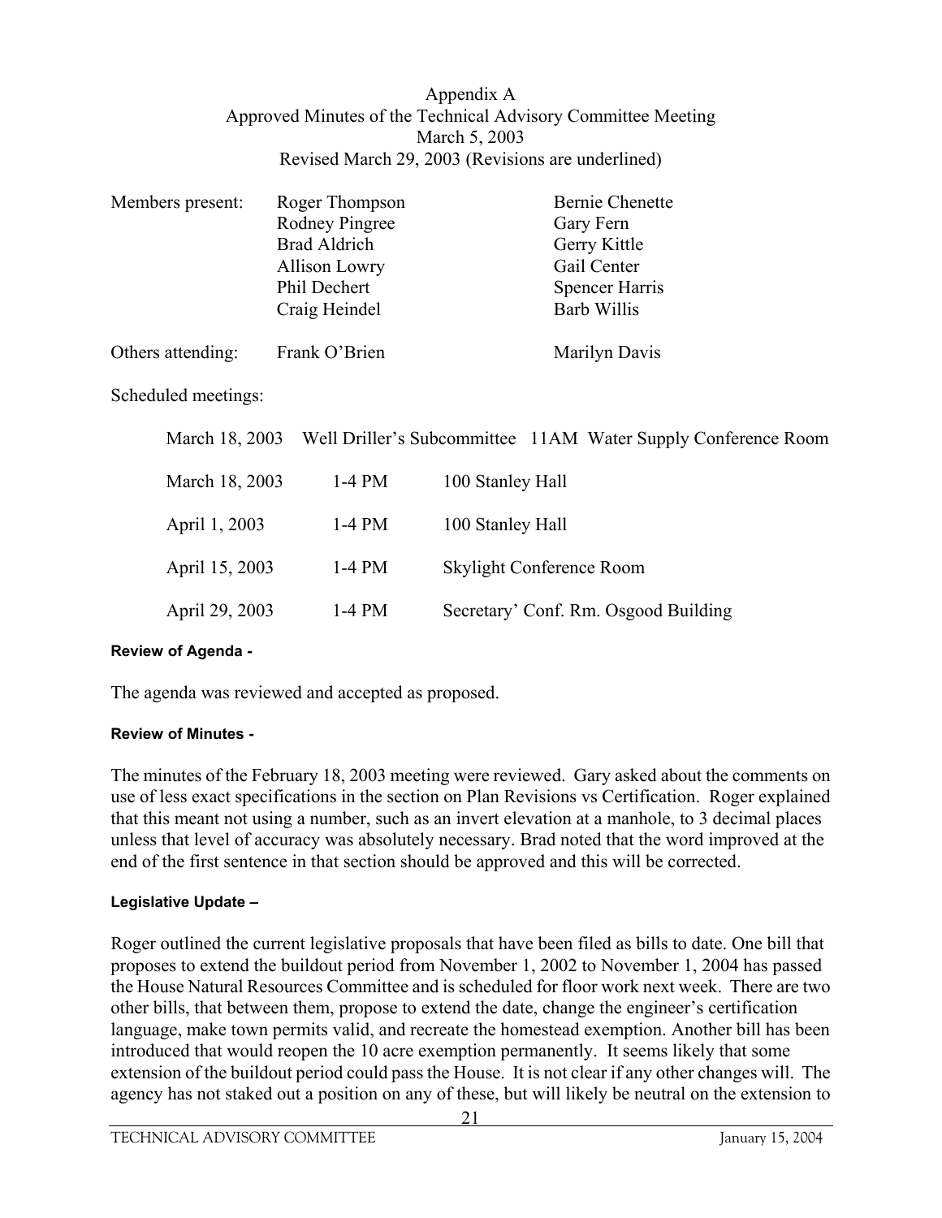Appendix A
Approved Minutes of the Technical Advisory Committee Meeting
March 5, 2003
Revised March 29, 2003 (Revisions are underlined)

| Members present: | Roger Thompson | Bernie Chenette |
|---|---|---|
| | Rodney Pingree | Gary Fern |
| | Brad Aldrich | Gerry Kittle |
| | Allison Lowry | Gail Center |
| | Phil Dechert | Spencer Harris |
| | Craig Heindel | Barb Willis |
| Others attending: | Frank O'Brien | Marilyn Davis |

Scheduled meetings:

| | | |
|---|---|---|
| March 18, 2003 | Well Driller's Subcommittee 11AM | Water Supply Conference Room |
| March 18, 2003 | 1-4 PM | 100 Stanley Hall |
| April 1, 2003 | 1-4 PM | 100 Stanley Hall |
| April 15, 2003 | 1-4 PM | Skylight Conference Room |
| April 29, 2003 | 1-4 PM | Secretary' Conf. Rm. Osgood Building |

**Review of Agenda -**

The agenda was reviewed and accepted as proposed.

**Review of Minutes -**

The minutes of the February 18, 2003 meeting were reviewed. Gary asked about the comments on use of less exact specifications in the section on Plan Revisions vs Certification. Roger explained that this meant not using a number, such as an invert elevation at a manhole, to 3 decimal places unless that level of accuracy was absolutely necessary. Brad noted that the word improved at the end of the first sentence in that section should be approved and this will be corrected.

**Legislative Update –**

Roger outlined the current legislative proposals that have been filed as bills to date. One bill that proposes to extend the buildout period from November 1, 2002 to November 1, 2004 has passed the House Natural Resources Committee and is scheduled for floor work next week. There are two other bills, that between them, propose to extend the date, change the engineer's certification language, make town permits valid, and recreate the homestead exemption. Another bill has been introduced that would reopen the 10 acre exemption permanently. It seems likely that some extension of the buildout period could pass the House. It is not clear if any other changes will. The agency has not staked out a position on any of these, but will likely be neutral on the extension to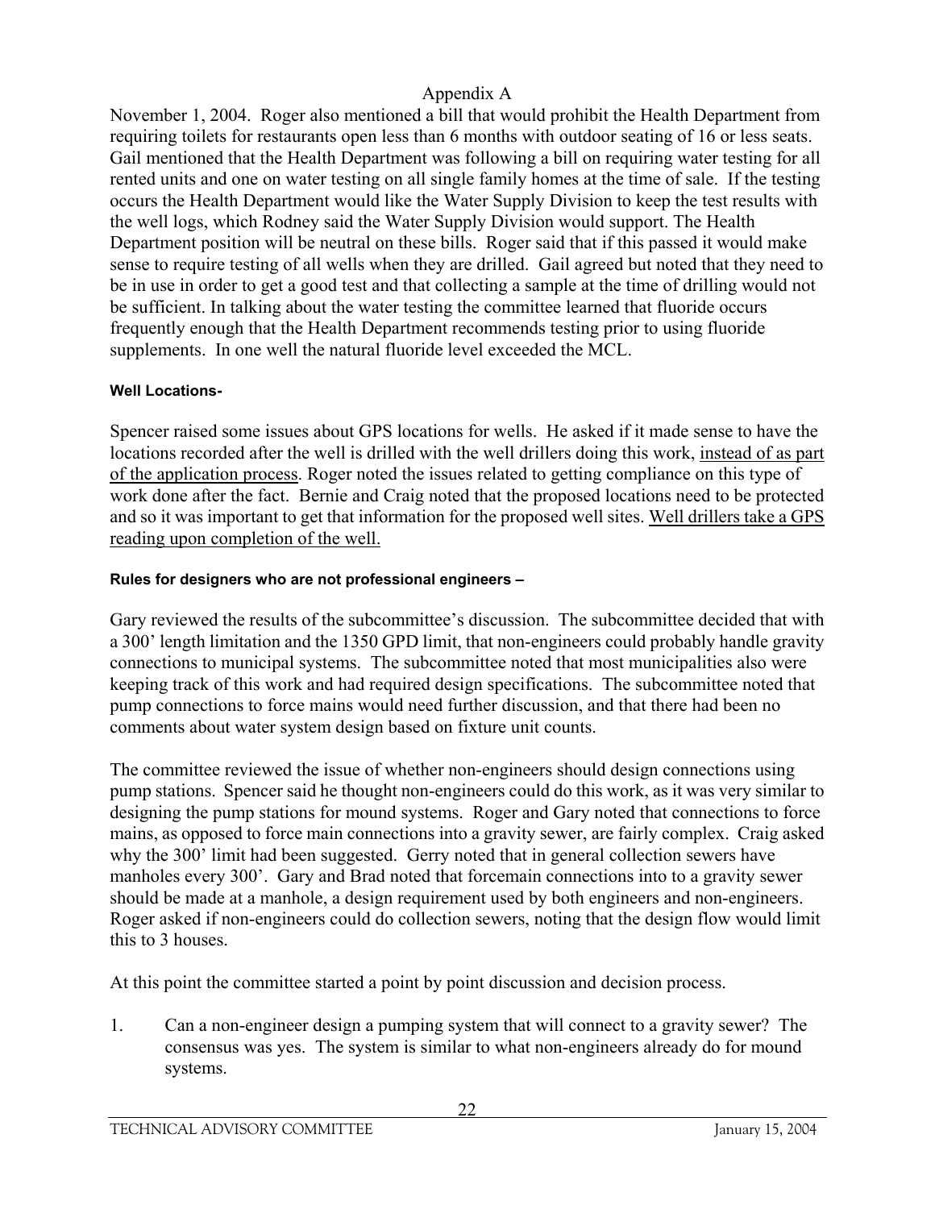November 1, 2004. Roger also mentioned a bill that would prohibit the Health Department from requiring toilets for restaurants open less than 6 months with outdoor seating of 16 or less seats. Gail mentioned that the Health Department was following a bill on requiring water testing for all rented units and one on water testing on all single family homes at the time of sale. If the testing occurs the Health Department would like the Water Supply Division to keep the test results with the well logs, which Rodney said the Water Supply Division would support. The Health Department position will be neutral on these bills. Roger said that if this passed it would make sense to require testing of all wells when they are drilled. Gail agreed but noted that they need to be in use in order to get a good test and that collecting a sample at the time of drilling would not be sufficient. In talking about the water testing the committee learned that fluoride occurs frequently enough that the Health Department recommends testing prior to using fluoride supplements. In one well the natural fluoride level exceeded the MCL.

#### Well Locations-

Spencer raised some issues about GPS locations for wells. He asked if it made sense to have the locations recorded after the well is drilled with the well drillers doing this work, <u>instead of as part of the application process</u>. Roger noted the issues related to getting compliance on this type of work done after the fact. Bernie and Craig noted that the proposed locations need to be protected and so it was important to get that information for the proposed well sites. <u>Well drillers take a GPS reading upon completion of the well.</u>

#### Rules for designers who are not professional engineers –

Gary reviewed the results of the subcommittee's discussion. The subcommittee decided that with a 300' length limitation and the 1350 GPD limit, that non-engineers could probably handle gravity connections to municipal systems. The subcommittee noted that most municipalities also were keeping track of this work and had required design specifications. The subcommittee noted that pump connections to force mains would need further discussion, and that there had been no comments about water system design based on fixture unit counts.

The committee reviewed the issue of whether non-engineers should design connections using pump stations. Spencer said he thought non-engineers could do this work, as it was very similar to designing the pump stations for mound systems. Roger and Gary noted that connections to force mains, as opposed to force main connections into a gravity sewer, are fairly complex. Craig asked why the 300' limit had been suggested. Gerry noted that in general collection sewers have manholes every 300'. Gary and Brad noted that forcemain connections into to a gravity sewer should be made at a manhole, a design requirement used by both engineers and non-engineers. Roger asked if non-engineers could do collection sewers, noting that the design flow would limit this to 3 houses.

At this point the committee started a point by point discussion and decision process.

1. Can a non-engineer design a pumping system that will connect to a gravity sewer? The consensus was yes. The system is similar to what non-engineers already do for mound systems.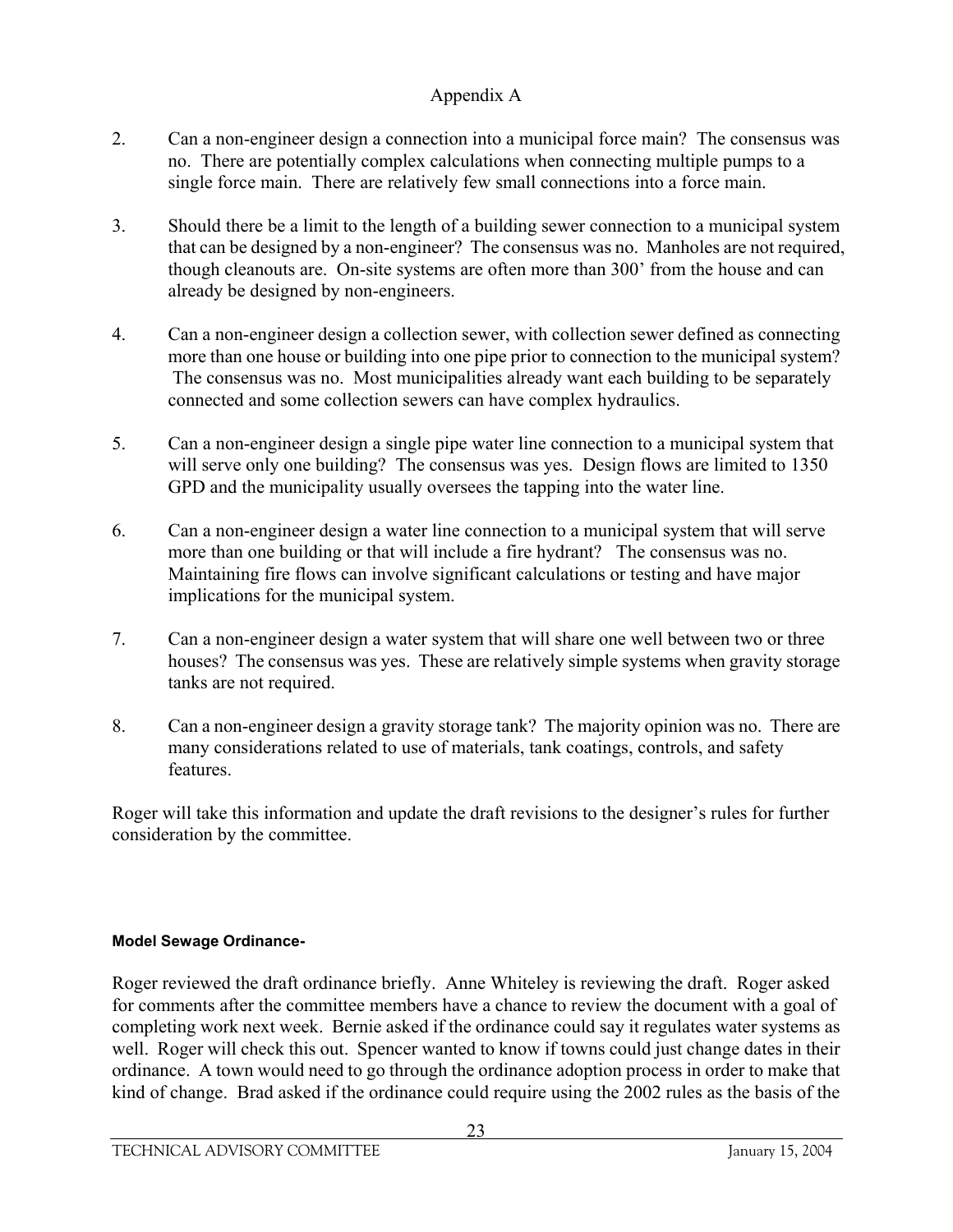Appendix A

2. Can a non-engineer design a connection into a municipal force main? The consensus was no. There are potentially complex calculations when connecting multiple pumps to a single force main. There are relatively few small connections into a force main.

3. Should there be a limit to the length of a building sewer connection to a municipal system that can be designed by a non-engineer? The consensus was no. Manholes are not required, though cleanouts are. On-site systems are often more than 300' from the house and can already be designed by non-engineers.

4. Can a non-engineer design a collection sewer, with collection sewer defined as connecting more than one house or building into one pipe prior to connection to the municipal system? The consensus was no. Most municipalities already want each building to be separately connected and some collection sewers can have complex hydraulics.

5. Can a non-engineer design a single pipe water line connection to a municipal system that will serve only one building? The consensus was yes. Design flows are limited to 1350 GPD and the municipality usually oversees the tapping into the water line.

6. Can a non-engineer design a water line connection to a municipal system that will serve more than one building or that will include a fire hydrant? The consensus was no. Maintaining fire flows can involve significant calculations or testing and have major implications for the municipal system.

7. Can a non-engineer design a water system that will share one well between two or three houses? The consensus was yes. These are relatively simple systems when gravity storage tanks are not required.

8. Can a non-engineer design a gravity storage tank? The majority opinion was no. There are many considerations related to use of materials, tank coatings, controls, and safety features.

Roger will take this information and update the draft revisions to the designer's rules for further consideration by the committee.

**Model Sewage Ordinance-**

Roger reviewed the draft ordinance briefly. Anne Whiteley is reviewing the draft. Roger asked for comments after the committee members have a chance to review the document with a goal of completing work next week. Bernie asked if the ordinance could say it regulates water systems as well. Roger will check this out. Spencer wanted to know if towns could just change dates in their ordinance. A town would need to go through the ordinance adoption process in order to make that kind of change. Brad asked if the ordinance could require using the 2002 rules as the basis of the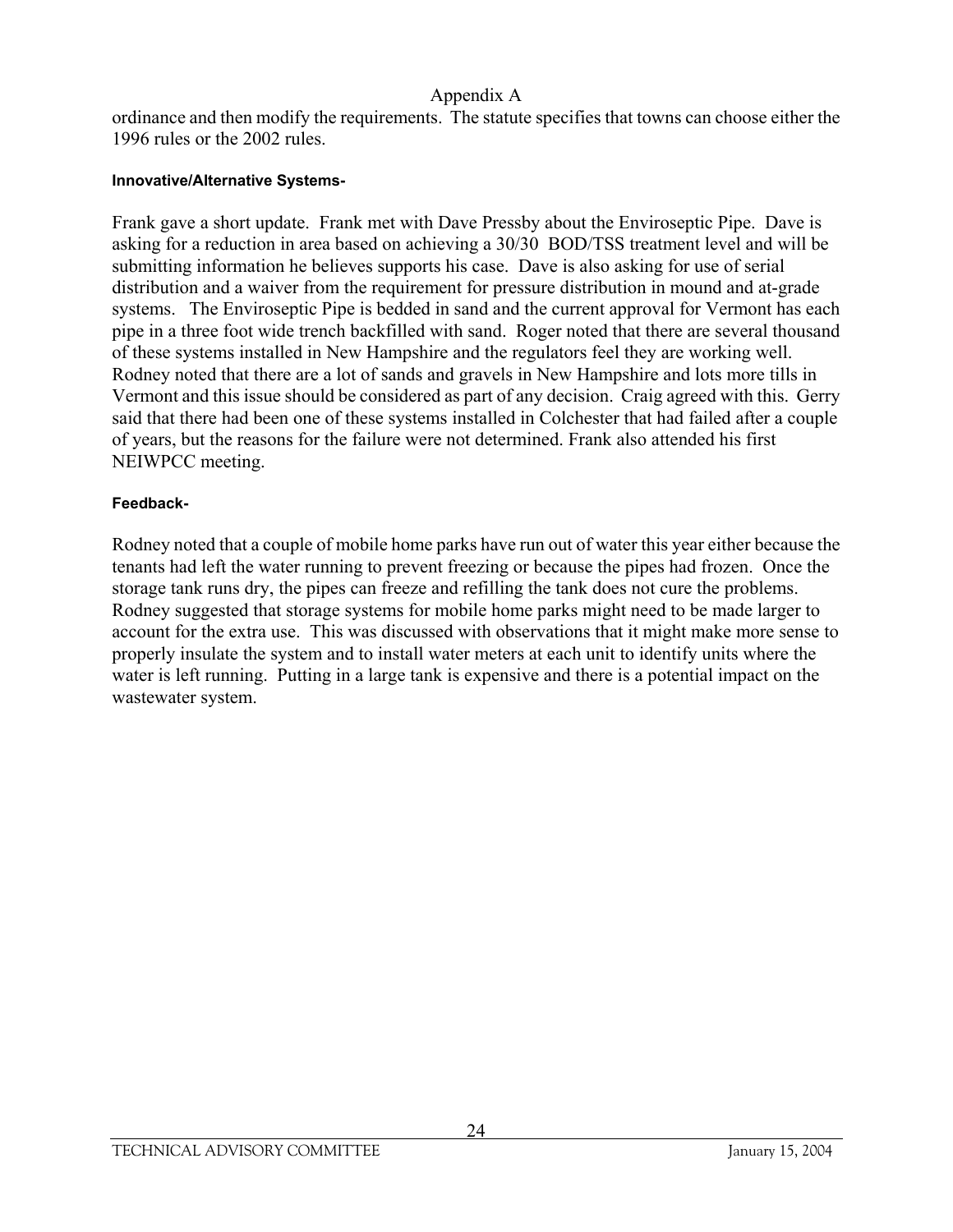ordinance and then modify the requirements. The statute specifies that towns can choose either the 1996 rules or the 2002 rules.

**Innovative/Alternative Systems-**

Frank gave a short update. Frank met with Dave Pressby about the Enviroseptic Pipe. Dave is asking for a reduction in area based on achieving a 30/30 BOD/TSS treatment level and will be submitting information he believes supports his case. Dave is also asking for use of serial distribution and a waiver from the requirement for pressure distribution in mound and at-grade systems. The Enviroseptic Pipe is bedded in sand and the current approval for Vermont has each pipe in a three foot wide trench backfilled with sand. Roger noted that there are several thousand of these systems installed in New Hampshire and the regulators feel they are working well. Rodney noted that there are a lot of sands and gravels in New Hampshire and lots more tills in Vermont and this issue should be considered as part of any decision. Craig agreed with this. Gerry said that there had been one of these systems installed in Colchester that had failed after a couple of years, but the reasons for the failure were not determined. Frank also attended his first NEIWPCC meeting.

**Feedback-**

Rodney noted that a couple of mobile home parks have run out of water this year either because the tenants had left the water running to prevent freezing or because the pipes had frozen. Once the storage tank runs dry, the pipes can freeze and refilling the tank does not cure the problems. Rodney suggested that storage systems for mobile home parks might need to be made larger to account for the extra use. This was discussed with observations that it might make more sense to properly insulate the system and to install water meters at each unit to identify units where the water is left running. Putting in a large tank is expensive and there is a potential impact on the wastewater system.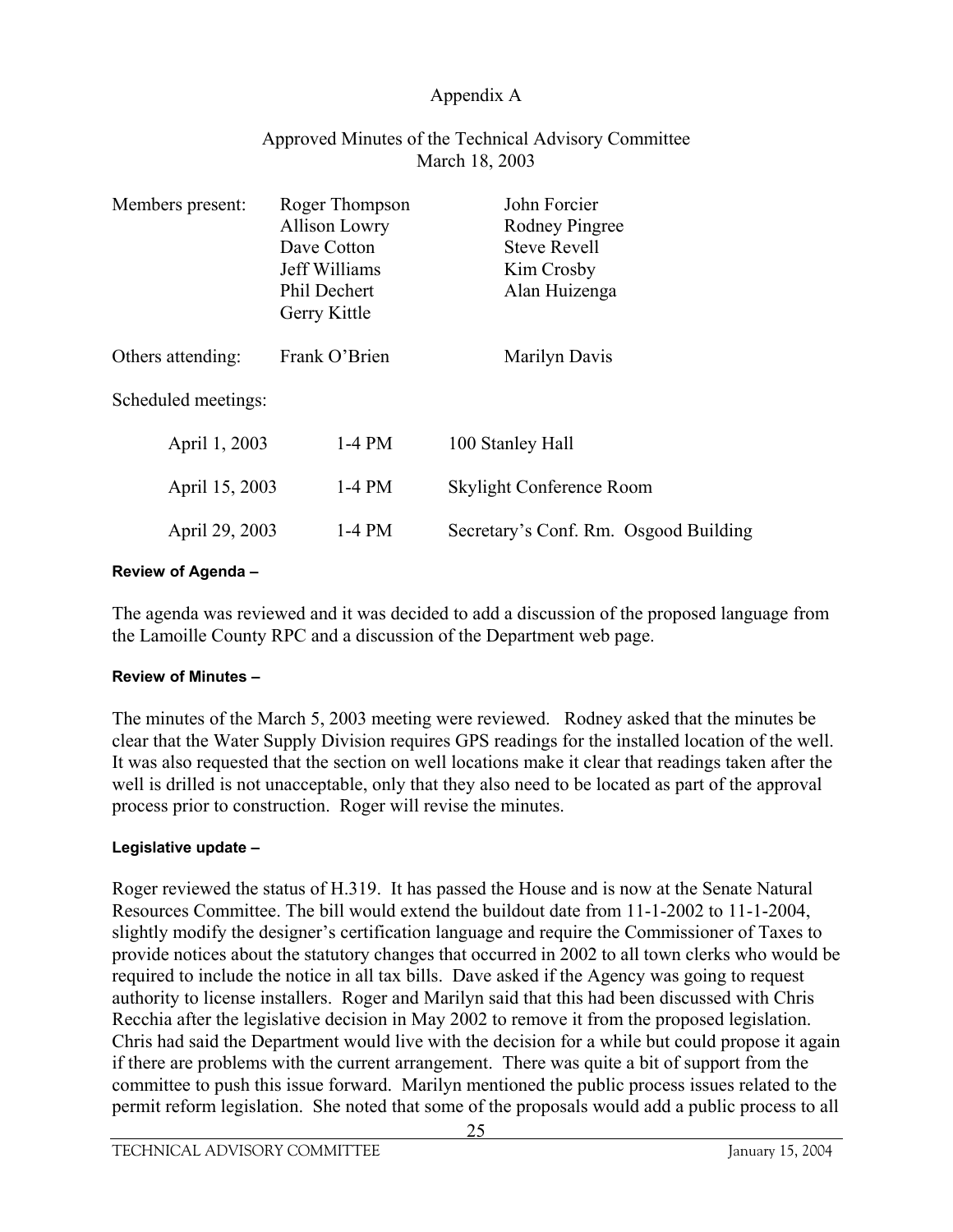Appendix A

Approved Minutes of the Technical Advisory Committee
March 18, 2003

| Members present: | Roger Thompson | John Forcier |
| --- | --- | --- |
| | Allison Lowry | Rodney Pingree |
| | Dave Cotton | Steve Revell |
| | Jeff Williams | Kim Crosby |
| | Phil Dechert | Alan Huizenga |
| | Gerry Kittle | |
| Others attending: | Frank O'Brien | Marilyn Davis |

Scheduled meetings:

| | | |
| --- | --- | --- |
| April 1, 2003 | 1-4 PM | 100 Stanley Hall |
| April 15, 2003 | 1-4 PM | Skylight Conference Room |
| April 29, 2003 | 1-4 PM | Secretary's Conf. Rm. Osgood Building |

**Review of Agenda –**

The agenda was reviewed and it was decided to add a discussion of the proposed language from the Lamoille County RPC and a discussion of the Department web page.

**Review of Minutes –**

The minutes of the March 5, 2003 meeting were reviewed. Rodney asked that the minutes be clear that the Water Supply Division requires GPS readings for the installed location of the well. It was also requested that the section on well locations make it clear that readings taken after the well is drilled is not unacceptable, only that they also need to be located as part of the approval process prior to construction. Roger will revise the minutes.

**Legislative update –**

Roger reviewed the status of H.319. It has passed the House and is now at the Senate Natural Resources Committee. The bill would extend the buildout date from 11-1-2002 to 11-1-2004, slightly modify the designer's certification language and require the Commissioner of Taxes to provide notices about the statutory changes that occurred in 2002 to all town clerks who would be required to include the notice in all tax bills. Dave asked if the Agency was going to request authority to license installers. Roger and Marilyn said that this had been discussed with Chris Recchia after the legislative decision in May 2002 to remove it from the proposed legislation. Chris had said the Department would live with the decision for a while but could propose it again if there are problems with the current arrangement. There was quite a bit of support from the committee to push this issue forward. Marilyn mentioned the public process issues related to the permit reform legislation. She noted that some of the proposals would add a public process to all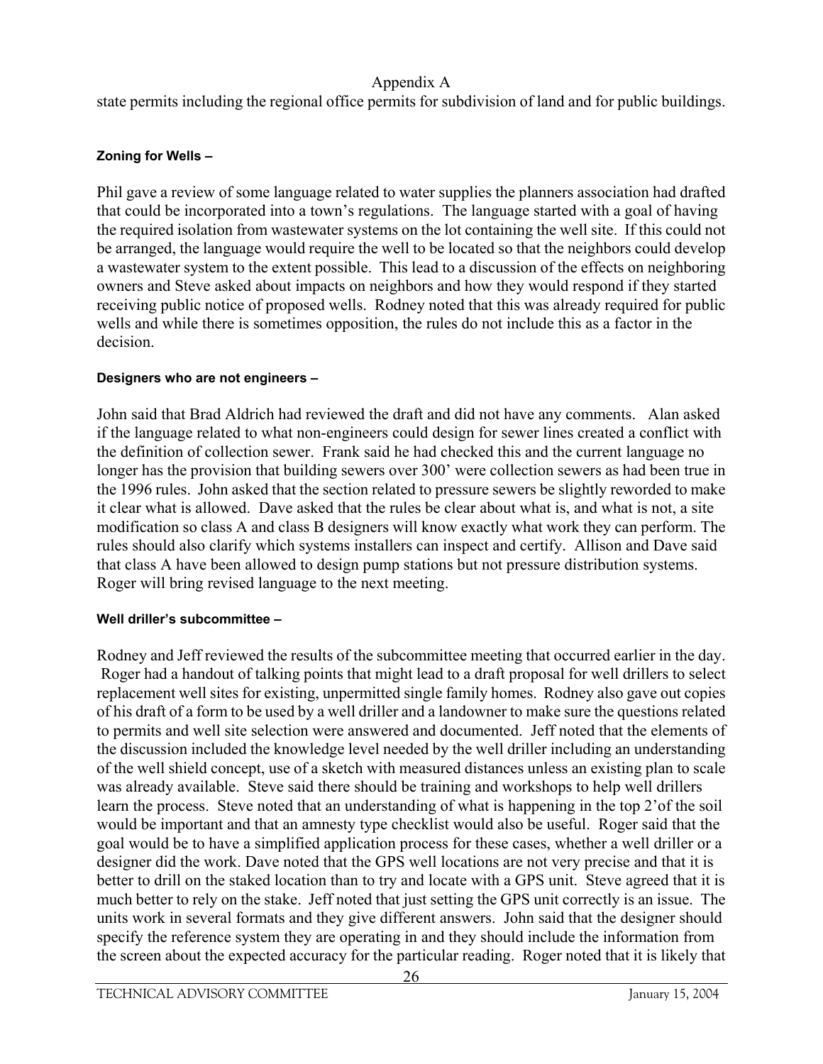state permits including the regional office permits for subdivision of land and for public buildings.

**Zoning for Wells –**

Phil gave a review of some language related to water supplies the planners association had drafted that could be incorporated into a town's regulations. The language started with a goal of having the required isolation from wastewater systems on the lot containing the well site. If this could not be arranged, the language would require the well to be located so that the neighbors could develop a wastewater system to the extent possible. This lead to a discussion of the effects on neighboring owners and Steve asked about impacts on neighbors and how they would respond if they started receiving public notice of proposed wells. Rodney noted that this was already required for public wells and while there is sometimes opposition, the rules do not include this as a factor in the decision.

**Designers who are not engineers –**

John said that Brad Aldrich had reviewed the draft and did not have any comments. Alan asked if the language related to what non-engineers could design for sewer lines created a conflict with the definition of collection sewer. Frank said he had checked this and the current language no longer has the provision that building sewers over 300' were collection sewers as had been true in the 1996 rules. John asked that the section related to pressure sewers be slightly reworded to make it clear what is allowed. Dave asked that the rules be clear about what is, and what is not, a site modification so class A and class B designers will know exactly what work they can perform. The rules should also clarify which systems installers can inspect and certify. Allison and Dave said that class A have been allowed to design pump stations but not pressure distribution systems. Roger will bring revised language to the next meeting.

**Well driller's subcommittee –**

Rodney and Jeff reviewed the results of the subcommittee meeting that occurred earlier in the day. Roger had a handout of talking points that might lead to a draft proposal for well drillers to select replacement well sites for existing, unpermitted single family homes. Rodney also gave out copies of his draft of a form to be used by a well driller and a landowner to make sure the questions related to permits and well site selection were answered and documented. Jeff noted that the elements of the discussion included the knowledge level needed by the well driller including an understanding of the well shield concept, use of a sketch with measured distances unless an existing plan to scale was already available. Steve said there should be training and workshops to help well drillers learn the process. Steve noted that an understanding of what is happening in the top 2'of the soil would be important and that an amnesty type checklist would also be useful. Roger said that the goal would be to have a simplified application process for these cases, whether a well driller or a designer did the work. Dave noted that the GPS well locations are not very precise and that it is better to drill on the staked location than to try and locate with a GPS unit. Steve agreed that it is much better to rely on the stake. Jeff noted that just setting the GPS unit correctly is an issue. The units work in several formats and they give different answers. John said that the designer should specify the reference system they are operating in and they should include the information from the screen about the expected accuracy for the particular reading. Roger noted that it is likely that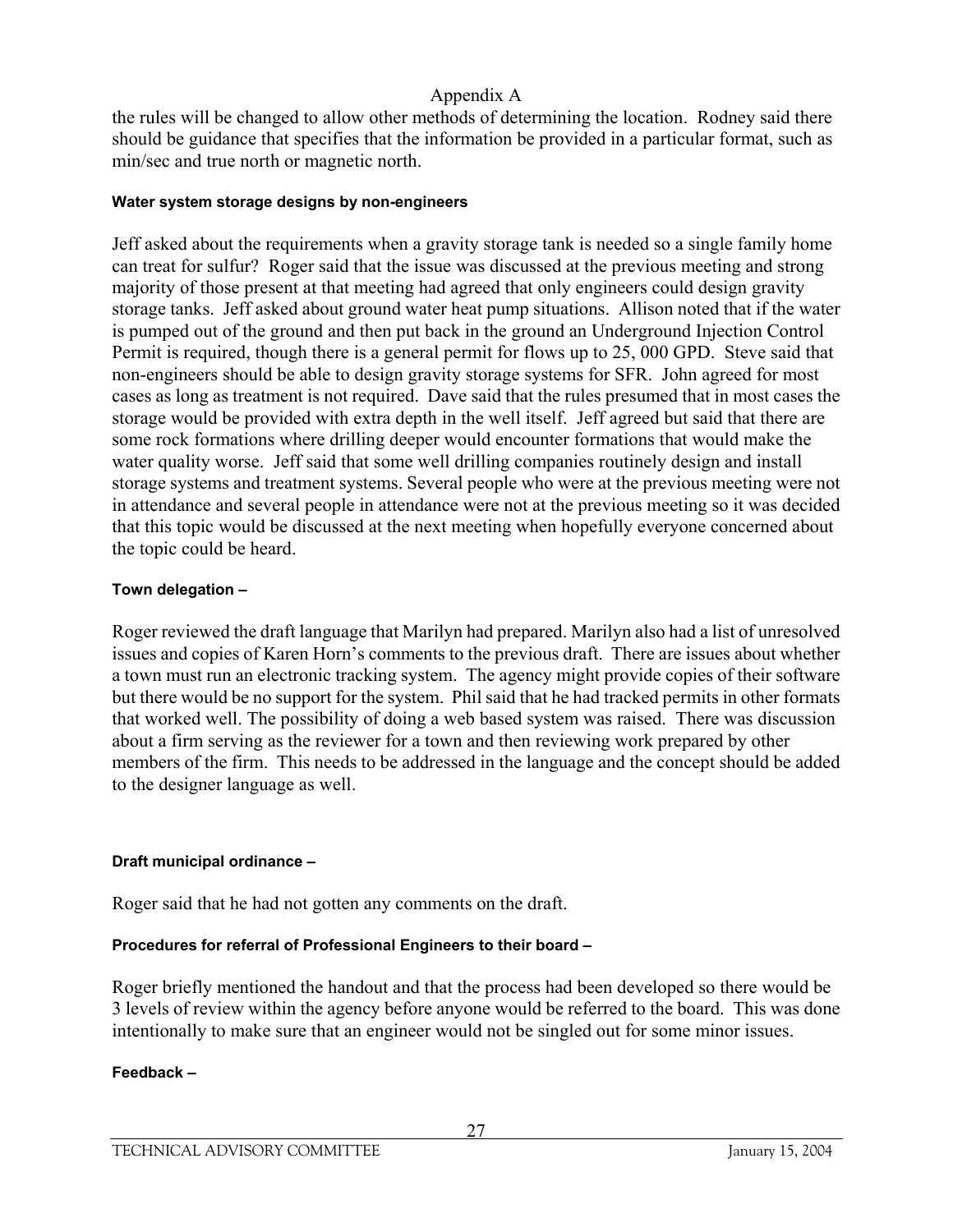the rules will be changed to allow other methods of determining the location. Rodney said there should be guidance that specifies that the information be provided in a particular format, such as min/sec and true north or magnetic north.

#### Water system storage designs by non-engineers

Jeff asked about the requirements when a gravity storage tank is needed so a single family home can treat for sulfur? Roger said that the issue was discussed at the previous meeting and strong majority of those present at that meeting had agreed that only engineers could design gravity storage tanks. Jeff asked about ground water heat pump situations. Allison noted that if the water is pumped out of the ground and then put back in the ground an Underground Injection Control Permit is required, though there is a general permit for flows up to 25, 000 GPD. Steve said that non-engineers should be able to design gravity storage systems for SFR. John agreed for most cases as long as treatment is not required. Dave said that the rules presumed that in most cases the storage would be provided with extra depth in the well itself. Jeff agreed but said that there are some rock formations where drilling deeper would encounter formations that would make the water quality worse. Jeff said that some well drilling companies routinely design and install storage systems and treatment systems. Several people who were at the previous meeting were not in attendance and several people in attendance were not at the previous meeting so it was decided that this topic would be discussed at the next meeting when hopefully everyone concerned about the topic could be heard.

#### Town delegation –

Roger reviewed the draft language that Marilyn had prepared. Marilyn also had a list of unresolved issues and copies of Karen Horn's comments to the previous draft. There are issues about whether a town must run an electronic tracking system. The agency might provide copies of their software but there would be no support for the system. Phil said that he had tracked permits in other formats that worked well. The possibility of doing a web based system was raised. There was discussion about a firm serving as the reviewer for a town and then reviewing work prepared by other members of the firm. This needs to be addressed in the language and the concept should be added to the designer language as well.

#### Draft municipal ordinance –

Roger said that he had not gotten any comments on the draft.

#### Procedures for referral of Professional Engineers to their board –

Roger briefly mentioned the handout and that the process had been developed so there would be 3 levels of review within the agency before anyone would be referred to the board. This was done intentionally to make sure that an engineer would not be singled out for some minor issues.

#### Feedback –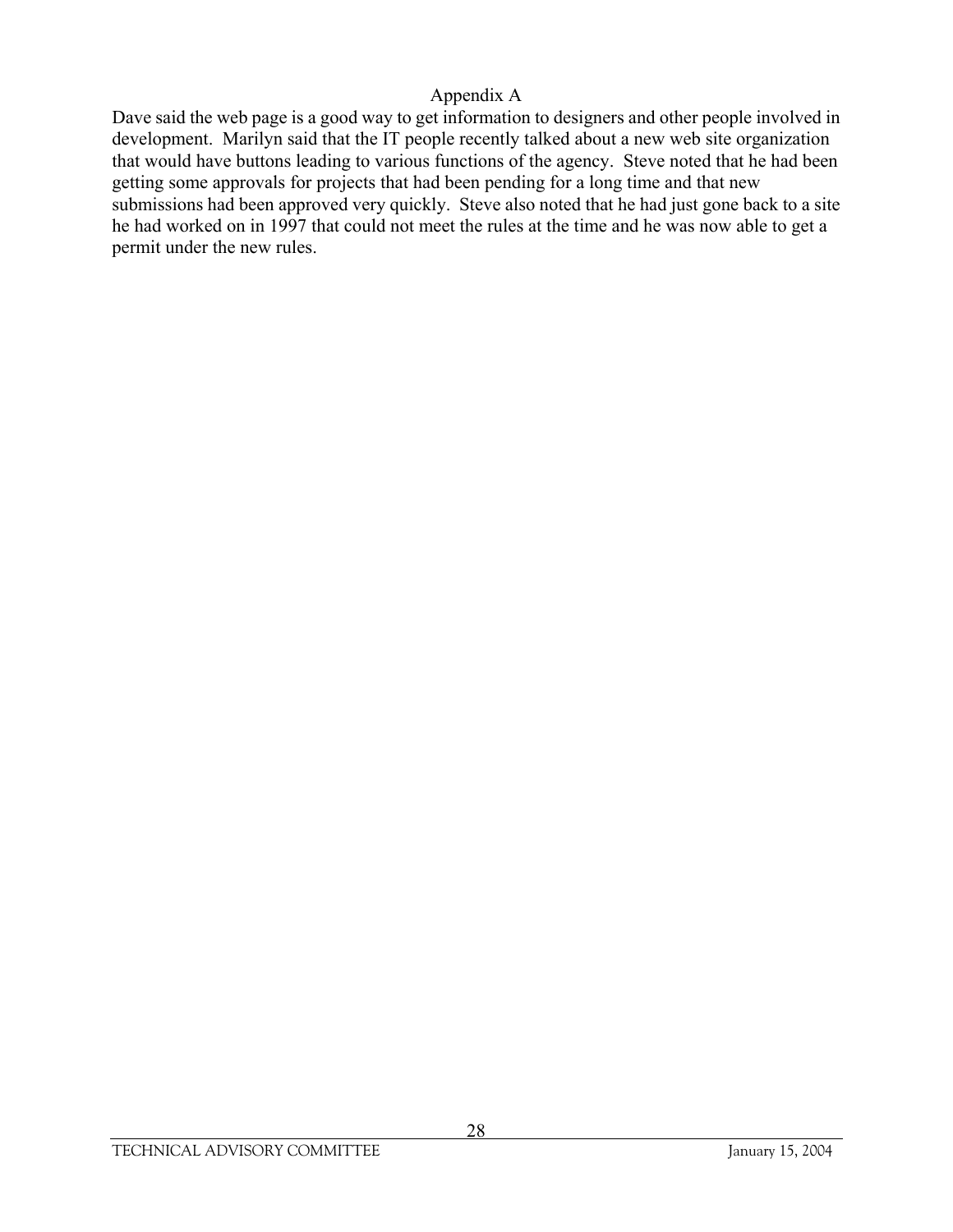# Appendix A

Dave said the web page is a good way to get information to designers and other people involved in development. Marilyn said that the IT people recently talked about a new web site organization that would have buttons leading to various functions of the agency. Steve noted that he had been getting some approvals for projects that had been pending for a long time and that new submissions had been approved very quickly. Steve also noted that he had just gone back to a site he had worked on in 1997 that could not meet the rules at the time and he was now able to get a permit under the new rules.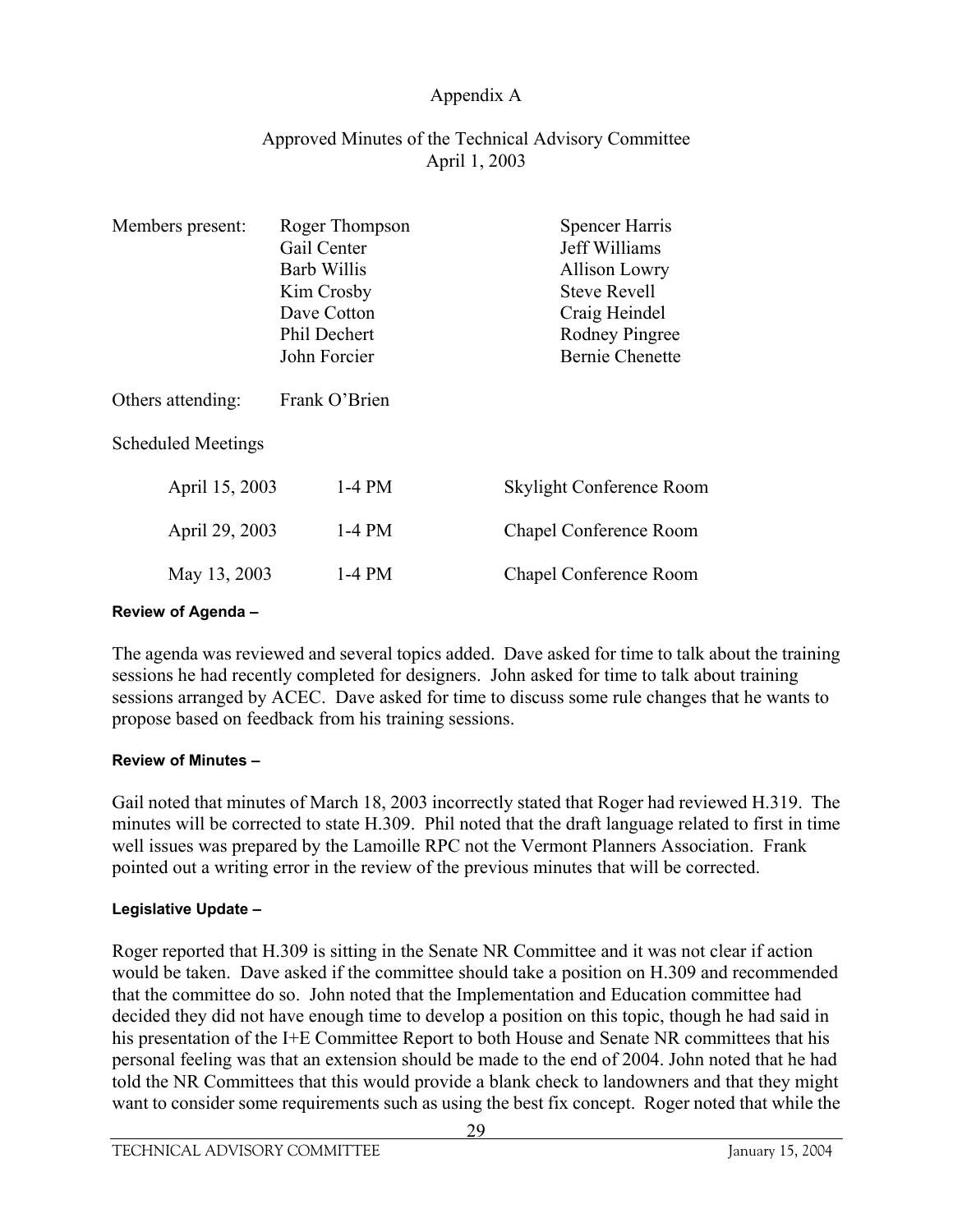Appendix A

Approved Minutes of the Technical Advisory Committee
April 1, 2003

| Members present: | | |
|---|---|---|
| | Roger Thompson | Spencer Harris |
| | Gail Center | Jeff Williams |
| | Barb Willis | Allison Lowry |
| | Kim Crosby | Steve Revell |
| | Dave Cotton | Craig Heindel |
| | Phil Dechert | Rodney Pingree |
| | John Forcier | Bernie Chenette |

Others attending: Frank O'Brien

Scheduled Meetings

| | | |
|---|---|---|
| April 15, 2003 | 1-4 PM | Skylight Conference Room |
| April 29, 2003 | 1-4 PM | Chapel Conference Room |
| May 13, 2003 | 1-4 PM | Chapel Conference Room |

**Review of Agenda –**

The agenda was reviewed and several topics added. Dave asked for time to talk about the training sessions he had recently completed for designers. John asked for time to talk about training sessions arranged by ACEC. Dave asked for time to discuss some rule changes that he wants to propose based on feedback from his training sessions.

**Review of Minutes –**

Gail noted that minutes of March 18, 2003 incorrectly stated that Roger had reviewed H.319. The minutes will be corrected to state H.309. Phil noted that the draft language related to first in time well issues was prepared by the Lamoille RPC not the Vermont Planners Association. Frank pointed out a writing error in the review of the previous minutes that will be corrected.

**Legislative Update –**

Roger reported that H.309 is sitting in the Senate NR Committee and it was not clear if action would be taken. Dave asked if the committee should take a position on H.309 and recommended that the committee do so. John noted that the Implementation and Education committee had decided they did not have enough time to develop a position on this topic, though he had said in his presentation of the I+E Committee Report to both House and Senate NR committees that his personal feeling was that an extension should be made to the end of 2004. John noted that he had told the NR Committees that this would provide a blank check to landowners and that they might want to consider some requirements such as using the best fix concept. Roger noted that while the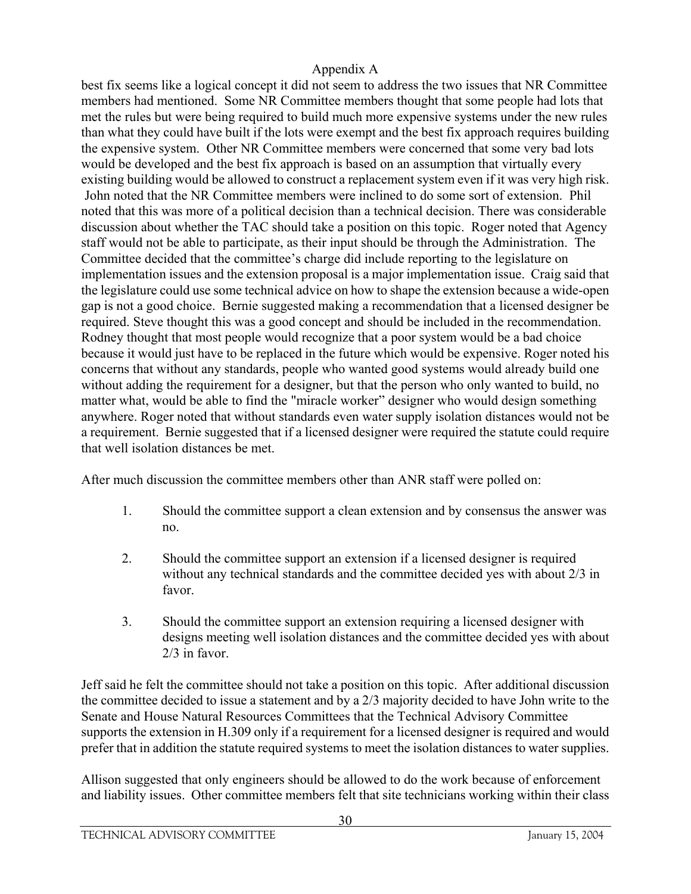best fix seems like a logical concept it did not seem to address the two issues that NR Committee members had mentioned. Some NR Committee members thought that some people had lots that met the rules but were being required to build much more expensive systems under the new rules than what they could have built if the lots were exempt and the best fix approach requires building the expensive system. Other NR Committee members were concerned that some very bad lots would be developed and the best fix approach is based on an assumption that virtually every existing building would be allowed to construct a replacement system even if it was very high risk. John noted that the NR Committee members were inclined to do some sort of extension. Phil noted that this was more of a political decision than a technical decision. There was considerable discussion about whether the TAC should take a position on this topic. Roger noted that Agency staff would not be able to participate, as their input should be through the Administration. The Committee decided that the committee's charge did include reporting to the legislature on implementation issues and the extension proposal is a major implementation issue. Craig said that the legislature could use some technical advice on how to shape the extension because a wide-open gap is not a good choice. Bernie suggested making a recommendation that a licensed designer be required. Steve thought this was a good concept and should be included in the recommendation. Rodney thought that most people would recognize that a poor system would be a bad choice because it would just have to be replaced in the future which would be expensive. Roger noted his concerns that without any standards, people who wanted good systems would already build one without adding the requirement for a designer, but that the person who only wanted to build, no matter what, would be able to find the "miracle worker" designer who would design something anywhere. Roger noted that without standards even water supply isolation distances would not be a requirement. Bernie suggested that if a licensed designer were required the statute could require that well isolation distances be met.

After much discussion the committee members other than ANR staff were polled on:

1. Should the committee support a clean extension and by consensus the answer was no.

2. Should the committee support an extension if a licensed designer is required without any technical standards and the committee decided yes with about 2/3 in favor.

3. Should the committee support an extension requiring a licensed designer with designs meeting well isolation distances and the committee decided yes with about 2/3 in favor.

Jeff said he felt the committee should not take a position on this topic. After additional discussion the committee decided to issue a statement and by a 2/3 majority decided to have John write to the Senate and House Natural Resources Committees that the Technical Advisory Committee supports the extension in H.309 only if a requirement for a licensed designer is required and would prefer that in addition the statute required systems to meet the isolation distances to water supplies.

Allison suggested that only engineers should be allowed to do the work because of enforcement and liability issues. Other committee members felt that site technicians working within their class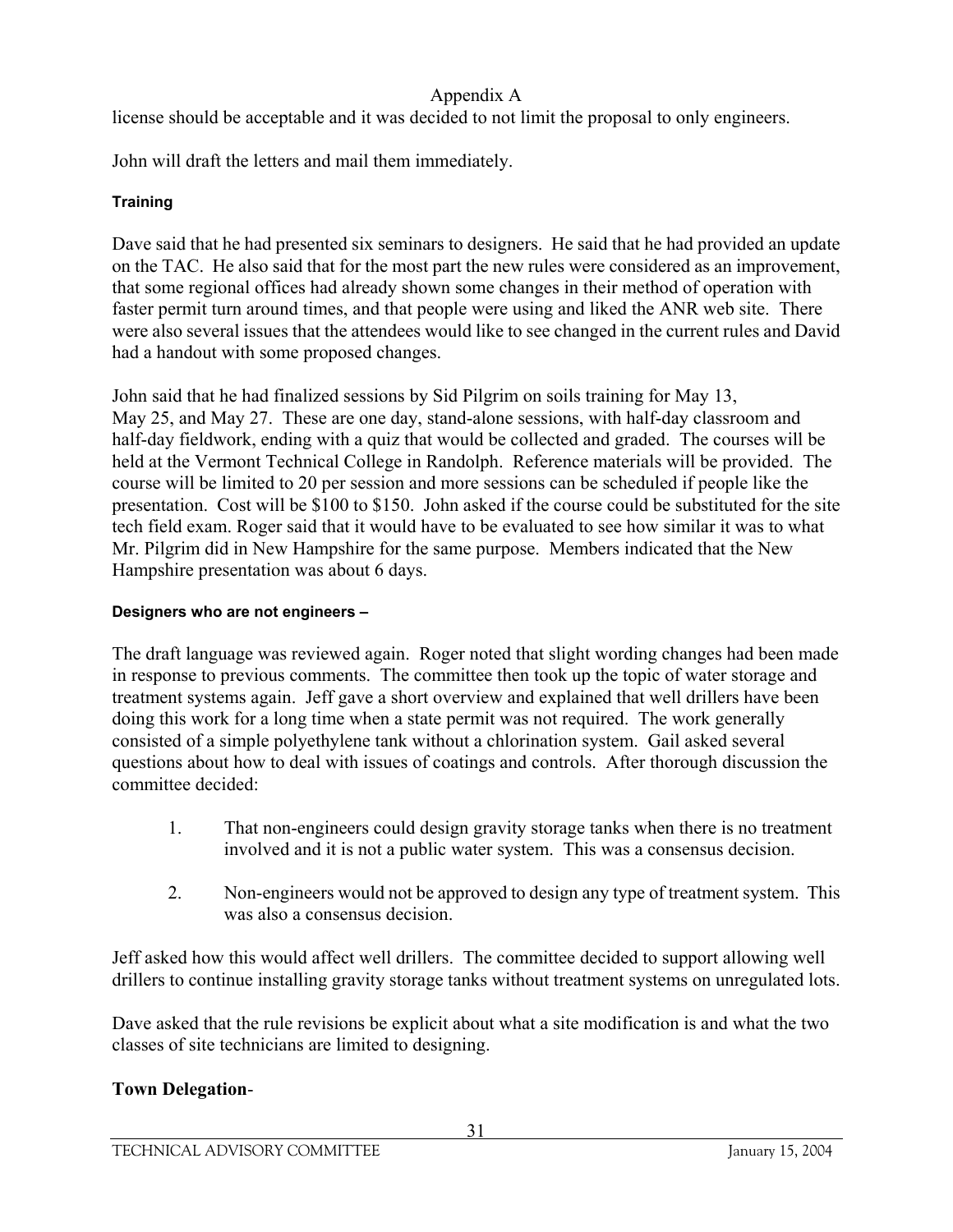license should be acceptable and it was decided to not limit the proposal to only engineers.

John will draft the letters and mail them immediately.

#### Training

Dave said that he had presented six seminars to designers. He said that he had provided an update on the TAC. He also said that for the most part the new rules were considered as an improvement, that some regional offices had already shown some changes in their method of operation with faster permit turn around times, and that people were using and liked the ANR web site. There were also several issues that the attendees would like to see changed in the current rules and David had a handout with some proposed changes.

John said that he had finalized sessions by Sid Pilgrim on soils training for May 13, May 25, and May 27. These are one day, stand-alone sessions, with half-day classroom and half-day fieldwork, ending with a quiz that would be collected and graded. The courses will be held at the Vermont Technical College in Randolph. Reference materials will be provided. The course will be limited to 20 per session and more sessions can be scheduled if people like the presentation. Cost will be $100 to $150. John asked if the course could be substituted for the site tech field exam. Roger said that it would have to be evaluated to see how similar it was to what Mr. Pilgrim did in New Hampshire for the same purpose. Members indicated that the New Hampshire presentation was about 6 days.

#### Designers who are not engineers –

The draft language was reviewed again. Roger noted that slight wording changes had been made in response to previous comments. The committee then took up the topic of water storage and treatment systems again. Jeff gave a short overview and explained that well drillers have been doing this work for a long time when a state permit was not required. The work generally consisted of a simple polyethylene tank without a chlorination system. Gail asked several questions about how to deal with issues of coatings and controls. After thorough discussion the committee decided:

1. That non-engineers could design gravity storage tanks when there is no treatment involved and it is not a public water system. This was a consensus decision.

2. Non-engineers would not be approved to design any type of treatment system. This was also a consensus decision.

Jeff asked how this would affect well drillers. The committee decided to support allowing well drillers to continue installing gravity storage tanks without treatment systems on unregulated lots.

Dave asked that the rule revisions be explicit about what a site modification is and what the two classes of site technicians are limited to designing.

**Town Delegation**-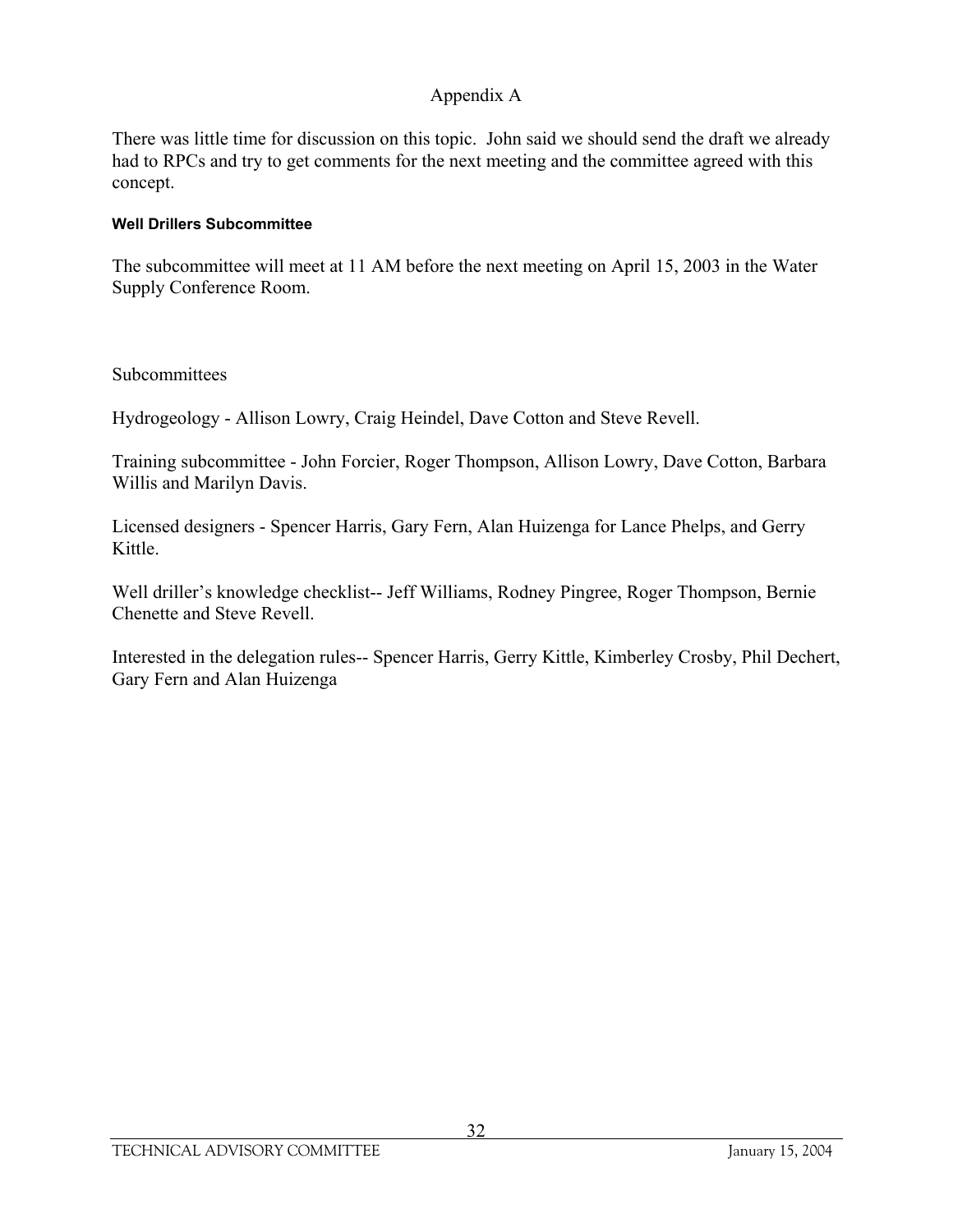Appendix A

There was little time for discussion on this topic. John said we should send the draft we already had to RPCs and try to get comments for the next meeting and the committee agreed with this concept.

#### Well Drillers Subcommittee

The subcommittee will meet at 11 AM before the next meeting on April 15, 2003 in the Water Supply Conference Room.

Subcommittees

Hydrogeology - Allison Lowry, Craig Heindel, Dave Cotton and Steve Revell.

Training subcommittee - John Forcier, Roger Thompson, Allison Lowry, Dave Cotton, Barbara Willis and Marilyn Davis.

Licensed designers - Spencer Harris, Gary Fern, Alan Huizenga for Lance Phelps, and Gerry Kittle.

Well driller's knowledge checklist-- Jeff Williams, Rodney Pingree, Roger Thompson, Bernie Chenette and Steve Revell.

Interested in the delegation rules-- Spencer Harris, Gerry Kittle, Kimberley Crosby, Phil Dechert, Gary Fern and Alan Huizenga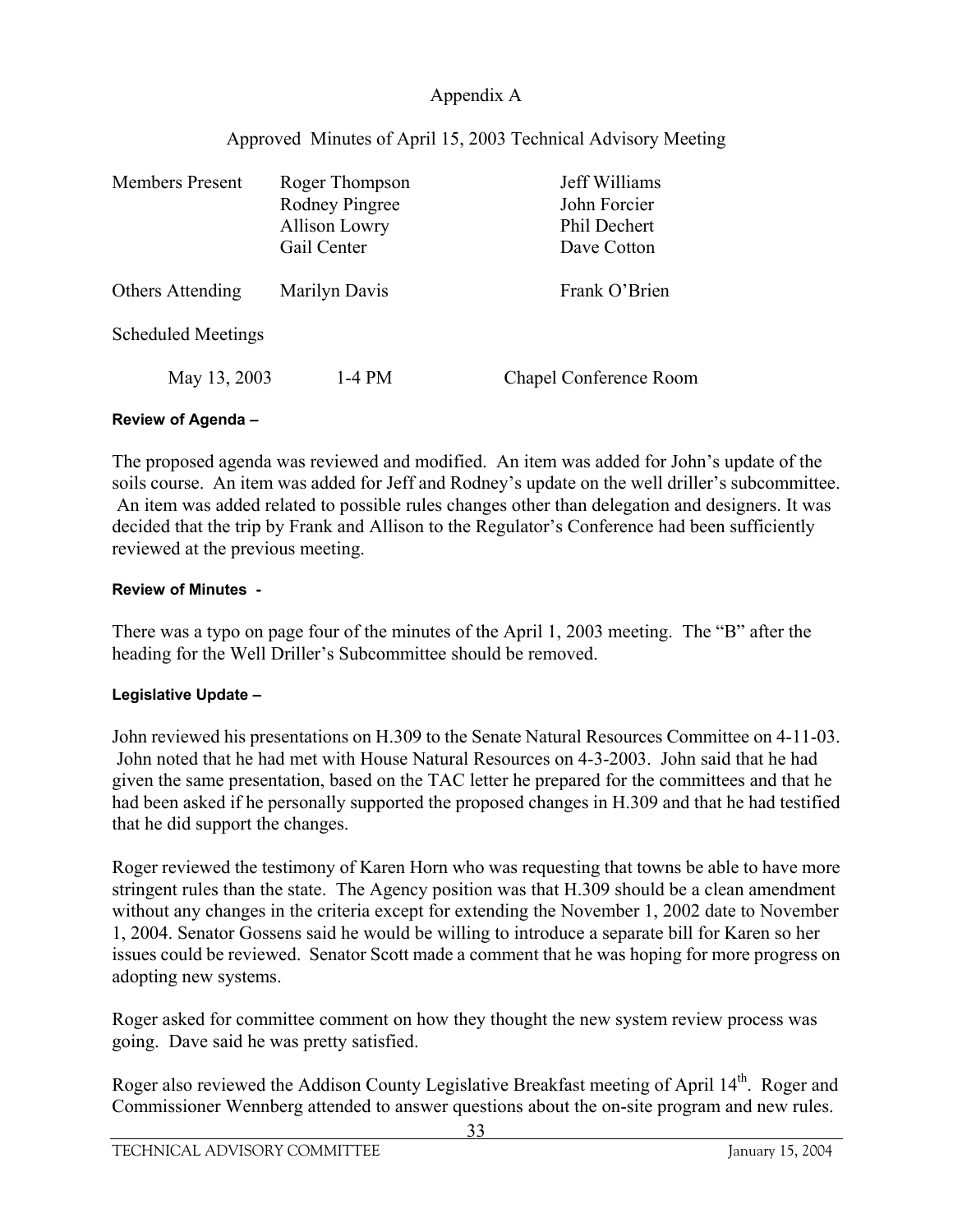Appendix A

Approved Minutes of April 15, 2003 Technical Advisory Meeting

| | | |
|---|---|---|
| Members Present | Roger Thompson | Jeff Williams |
| | Rodney Pingree | John Forcier |
| | Allison Lowry | Phil Dechert |
| | Gail Center | Dave Cotton |
| Others Attending | Marilyn Davis | Frank O'Brien |

Scheduled Meetings

| | | |
|---|---|---|
| May 13, 2003 | 1-4 PM | Chapel Conference Room |

**Review of Agenda –**

The proposed agenda was reviewed and modified. An item was added for John's update of the soils course. An item was added for Jeff and Rodney's update on the well driller's subcommittee. An item was added related to possible rules changes other than delegation and designers. It was decided that the trip by Frank and Allison to the Regulator's Conference had been sufficiently reviewed at the previous meeting.

**Review of Minutes -**

There was a typo on page four of the minutes of the April 1, 2003 meeting. The "B" after the heading for the Well Driller's Subcommittee should be removed.

**Legislative Update –**

John reviewed his presentations on H.309 to the Senate Natural Resources Committee on 4-11-03. John noted that he had met with House Natural Resources on 4-3-2003. John said that he had given the same presentation, based on the TAC letter he prepared for the committees and that he had been asked if he personally supported the proposed changes in H.309 and that he had testified that he did support the changes.

Roger reviewed the testimony of Karen Horn who was requesting that towns be able to have more stringent rules than the state. The Agency position was that H.309 should be a clean amendment without any changes in the criteria except for extending the November 1, 2002 date to November 1, 2004. Senator Gossens said he would be willing to introduce a separate bill for Karen so her issues could be reviewed. Senator Scott made a comment that he was hoping for more progress on adopting new systems.

Roger asked for committee comment on how they thought the new system review process was going. Dave said he was pretty satisfied.

Roger also reviewed the Addison County Legislative Breakfast meeting of April 14th. Roger and Commissioner Wennberg attended to answer questions about the on-site program and new rules.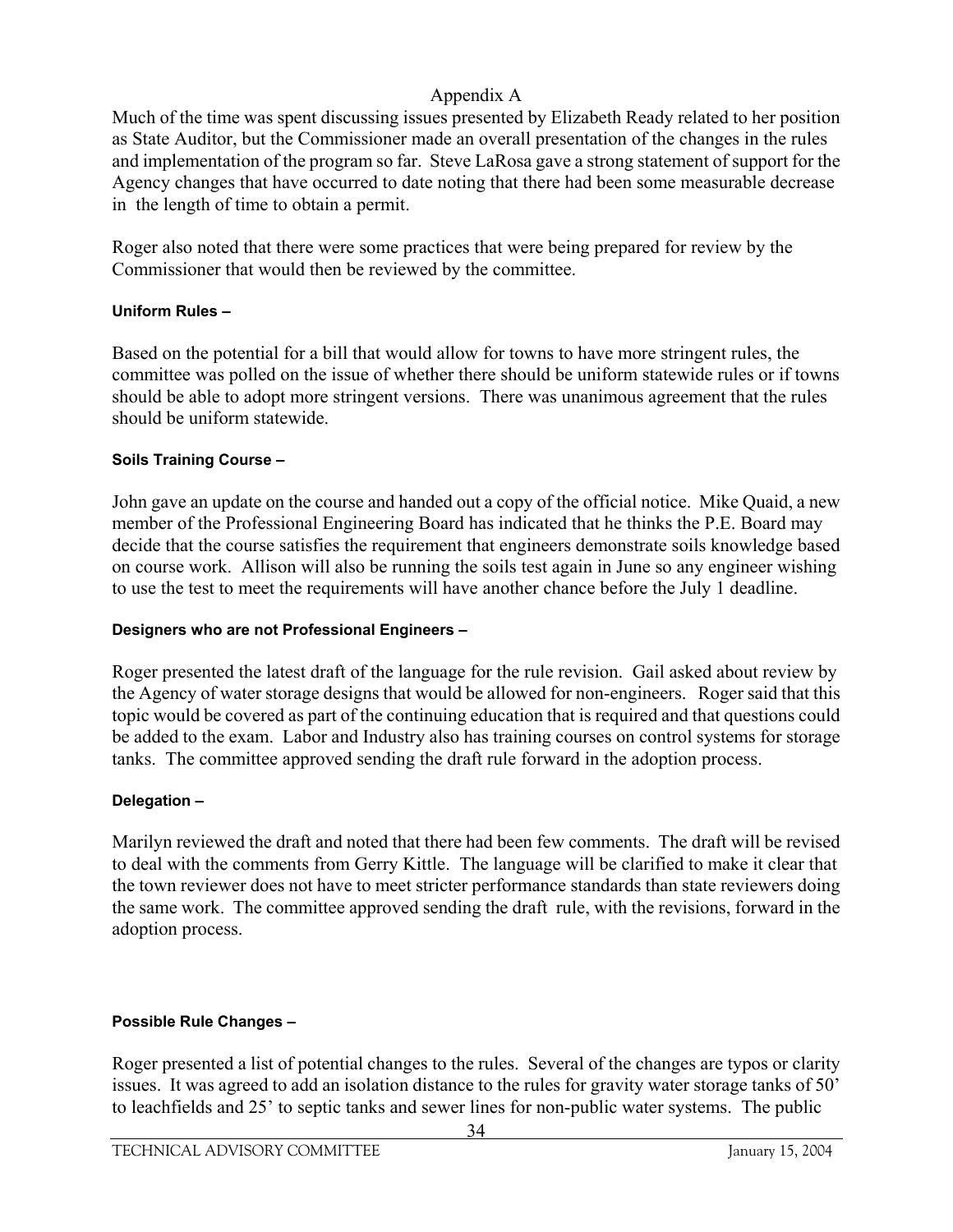Appendix A

Much of the time was spent discussing issues presented by Elizabeth Ready related to her position as State Auditor, but the Commissioner made an overall presentation of the changes in the rules and implementation of the program so far. Steve LaRosa gave a strong statement of support for the Agency changes that have occurred to date noting that there had been some measurable decrease in the length of time to obtain a permit.

Roger also noted that there were some practices that were being prepared for review by the Commissioner that would then be reviewed by the committee.

**Uniform Rules –**

Based on the potential for a bill that would allow for towns to have more stringent rules, the committee was polled on the issue of whether there should be uniform statewide rules or if towns should be able to adopt more stringent versions. There was unanimous agreement that the rules should be uniform statewide.

**Soils Training Course –**

John gave an update on the course and handed out a copy of the official notice. Mike Quaid, a new member of the Professional Engineering Board has indicated that he thinks the P.E. Board may decide that the course satisfies the requirement that engineers demonstrate soils knowledge based on course work. Allison will also be running the soils test again in June so any engineer wishing to use the test to meet the requirements will have another chance before the July 1 deadline.

**Designers who are not Professional Engineers –**

Roger presented the latest draft of the language for the rule revision. Gail asked about review by the Agency of water storage designs that would be allowed for non-engineers. Roger said that this topic would be covered as part of the continuing education that is required and that questions could be added to the exam. Labor and Industry also has training courses on control systems for storage tanks. The committee approved sending the draft rule forward in the adoption process.

**Delegation –**

Marilyn reviewed the draft and noted that there had been few comments. The draft will be revised to deal with the comments from Gerry Kittle. The language will be clarified to make it clear that the town reviewer does not have to meet stricter performance standards than state reviewers doing the same work. The committee approved sending the draft rule, with the revisions, forward in the adoption process.

**Possible Rule Changes –**

Roger presented a list of potential changes to the rules. Several of the changes are typos or clarity issues. It was agreed to add an isolation distance to the rules for gravity water storage tanks of 50' to leachfields and 25' to septic tanks and sewer lines for non-public water systems. The public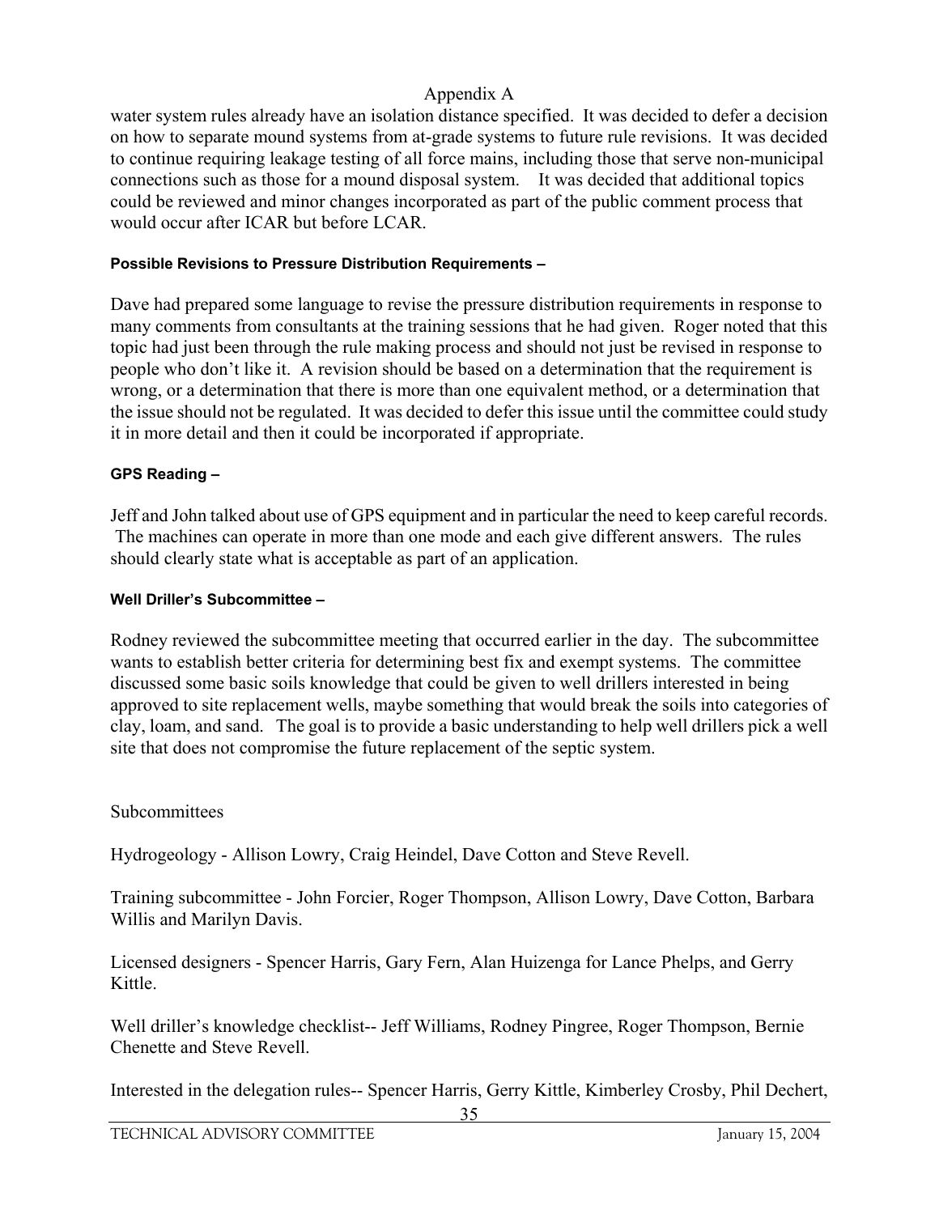water system rules already have an isolation distance specified. It was decided to defer a decision on how to separate mound systems from at-grade systems to future rule revisions. It was decided to continue requiring leakage testing of all force mains, including those that serve non-municipal connections such as those for a mound disposal system. It was decided that additional topics could be reviewed and minor changes incorporated as part of the public comment process that would occur after ICAR but before LCAR.

**Possible Revisions to Pressure Distribution Requirements –**

Dave had prepared some language to revise the pressure distribution requirements in response to many comments from consultants at the training sessions that he had given. Roger noted that this topic had just been through the rule making process and should not just be revised in response to people who don't like it. A revision should be based on a determination that the requirement is wrong, or a determination that there is more than one equivalent method, or a determination that the issue should not be regulated. It was decided to defer this issue until the committee could study it in more detail and then it could be incorporated if appropriate.

**GPS Reading –**

Jeff and John talked about use of GPS equipment and in particular the need to keep careful records. The machines can operate in more than one mode and each give different answers. The rules should clearly state what is acceptable as part of an application.

**Well Driller's Subcommittee –**

Rodney reviewed the subcommittee meeting that occurred earlier in the day. The subcommittee wants to establish better criteria for determining best fix and exempt systems. The committee discussed some basic soils knowledge that could be given to well drillers interested in being approved to site replacement wells, maybe something that would break the soils into categories of clay, loam, and sand. The goal is to provide a basic understanding to help well drillers pick a well site that does not compromise the future replacement of the septic system.

Subcommittees

Hydrogeology - Allison Lowry, Craig Heindel, Dave Cotton and Steve Revell.

Training subcommittee - John Forcier, Roger Thompson, Allison Lowry, Dave Cotton, Barbara Willis and Marilyn Davis.

Licensed designers - Spencer Harris, Gary Fern, Alan Huizenga for Lance Phelps, and Gerry Kittle.

Well driller's knowledge checklist-- Jeff Williams, Rodney Pingree, Roger Thompson, Bernie Chenette and Steve Revell.

Interested in the delegation rules-- Spencer Harris, Gerry Kittle, Kimberley Crosby, Phil Dechert,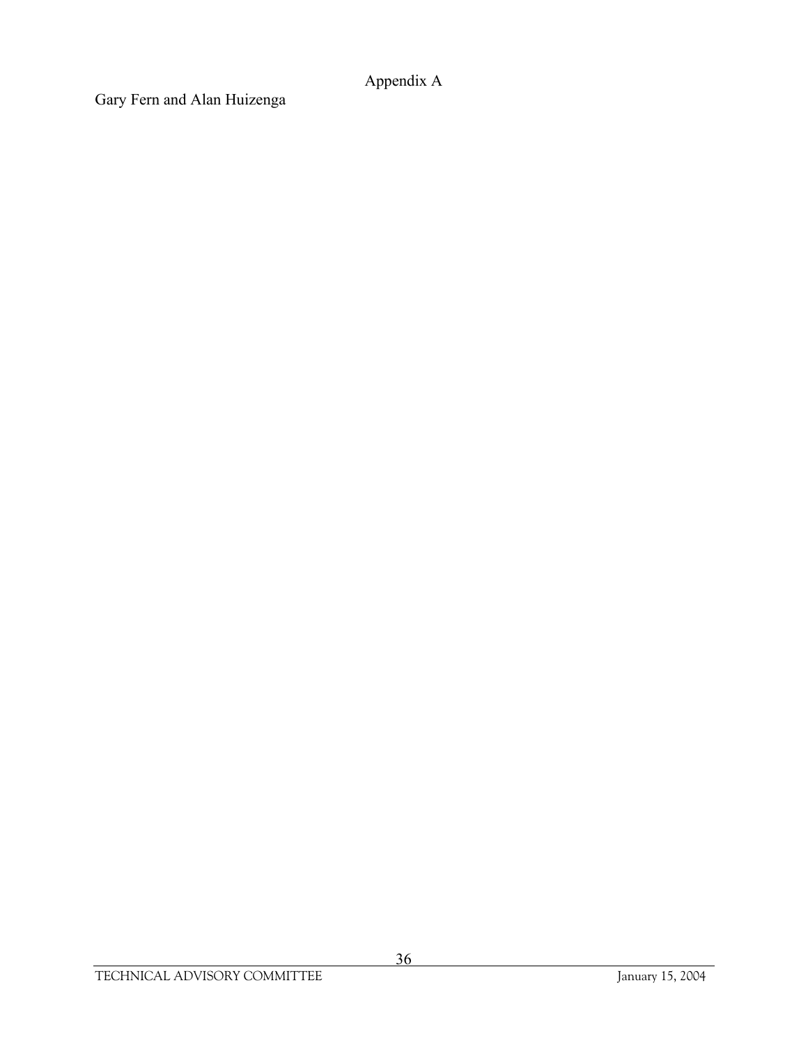# Appendix A

Gary Fern and Alan Huizenga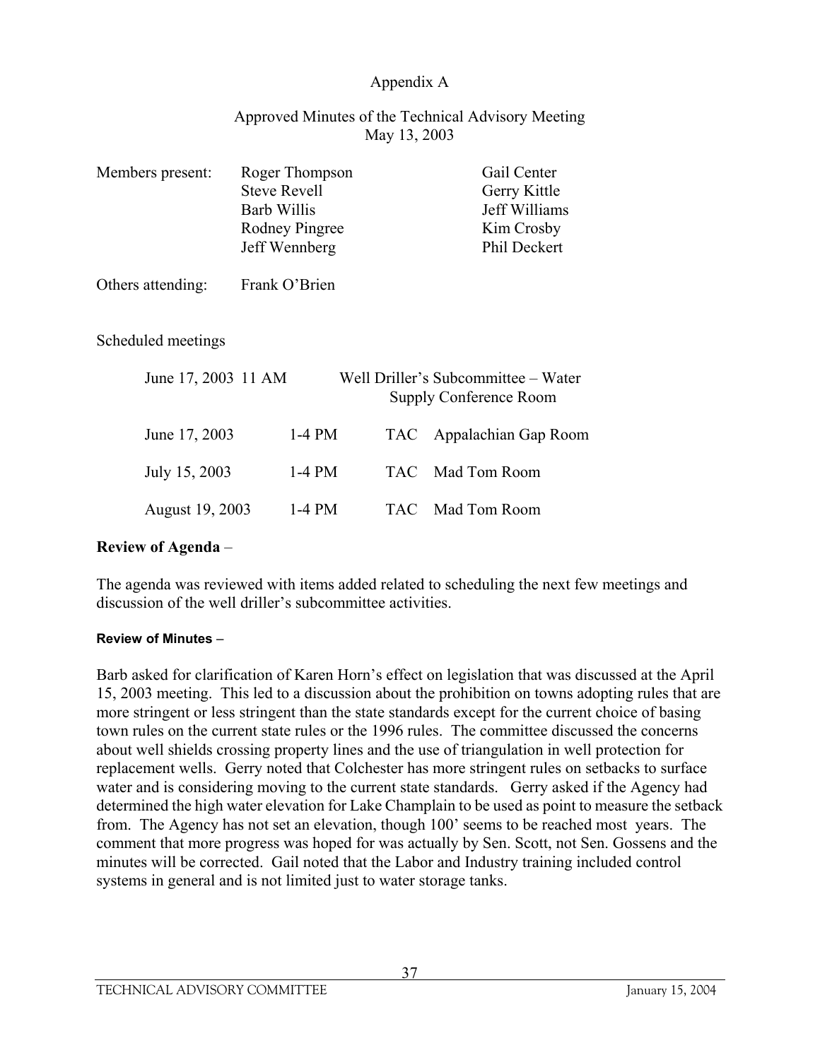Appendix A

Approved Minutes of the Technical Advisory Meeting
May 13, 2003

| Members present: | Roger Thompson | Gail Center |
|---|---|---|
| | Steve Revell | Gerry Kittle |
| | Barb Willis | Jeff Williams |
| | Rodney Pingree | Kim Crosby |
| | Jeff Wennberg | Phil Deckert |

Others attending: Frank O'Brien

Scheduled meetings

| | | |
|---|---|---|
| June 17, 2003 11 AM | | Well Driller's Subcommittee – Water Supply Conference Room |
| June 17, 2003 | 1-4 PM | TAC Appalachian Gap Room |
| July 15, 2003 | 1-4 PM | TAC Mad Tom Room |
| August 19, 2003 | 1-4 PM | TAC Mad Tom Room |

**Review of Agenda** –

The agenda was reviewed with items added related to scheduling the next few meetings and discussion of the well driller's subcommittee activities.

**Review of Minutes** –

Barb asked for clarification of Karen Horn's effect on legislation that was discussed at the April 15, 2003 meeting. This led to a discussion about the prohibition on towns adopting rules that are more stringent or less stringent than the state standards except for the current choice of basing town rules on the current state rules or the 1996 rules. The committee discussed the concerns about well shields crossing property lines and the use of triangulation in well protection for replacement wells. Gerry noted that Colchester has more stringent rules on setbacks to surface water and is considering moving to the current state standards. Gerry asked if the Agency had determined the high water elevation for Lake Champlain to be used as point to measure the setback from. The Agency has not set an elevation, though 100' seems to be reached most years. The comment that more progress was hoped for was actually by Sen. Scott, not Sen. Gossens and the minutes will be corrected. Gail noted that the Labor and Industry training included control systems in general and is not limited just to water storage tanks.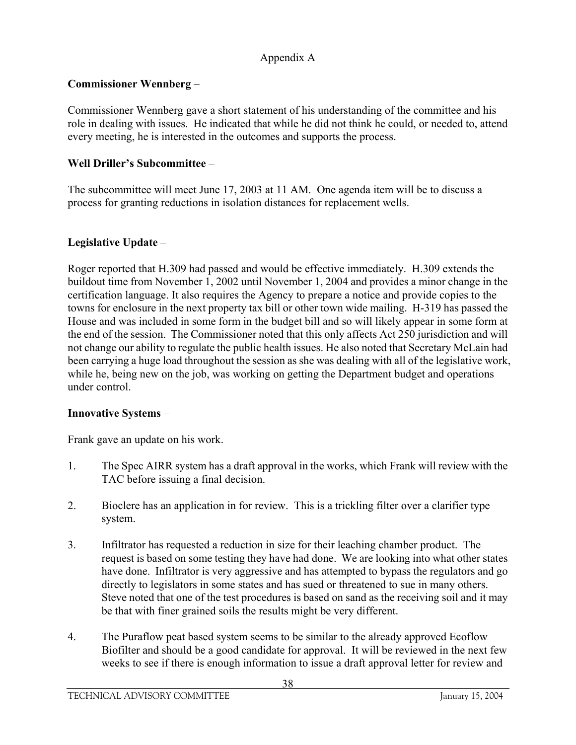Appendix A

**Commissioner Wennberg** –

Commissioner Wennberg gave a short statement of his understanding of the committee and his role in dealing with issues. He indicated that while he did not think he could, or needed to, attend every meeting, he is interested in the outcomes and supports the process.

**Well Driller's Subcommittee** –

The subcommittee will meet June 17, 2003 at 11 AM. One agenda item will be to discuss a process for granting reductions in isolation distances for replacement wells.

**Legislative Update** –

Roger reported that H.309 had passed and would be effective immediately. H.309 extends the buildout time from November 1, 2002 until November 1, 2004 and provides a minor change in the certification language. It also requires the Agency to prepare a notice and provide copies to the towns for enclosure in the next property tax bill or other town wide mailing. H-319 has passed the House and was included in some form in the budget bill and so will likely appear in some form at the end of the session. The Commissioner noted that this only affects Act 250 jurisdiction and will not change our ability to regulate the public health issues. He also noted that Secretary McLain had been carrying a huge load throughout the session as she was dealing with all of the legislative work, while he, being new on the job, was working on getting the Department budget and operations under control.

**Innovative Systems** –

Frank gave an update on his work.

1. The Spec AIRR system has a draft approval in the works, which Frank will review with the TAC before issuing a final decision.

2. Bioclere has an application in for review. This is a trickling filter over a clarifier type system.

3. Infiltrator has requested a reduction in size for their leaching chamber product. The request is based on some testing they have had done. We are looking into what other states have done. Infiltrator is very aggressive and has attempted to bypass the regulators and go directly to legislators in some states and has sued or threatened to sue in many others. Steve noted that one of the test procedures is based on sand as the receiving soil and it may be that with finer grained soils the results might be very different.

4. The Puraflow peat based system seems to be similar to the already approved Ecoflow Biofilter and should be a good candidate for approval. It will be reviewed in the next few weeks to see if there is enough information to issue a draft approval letter for review and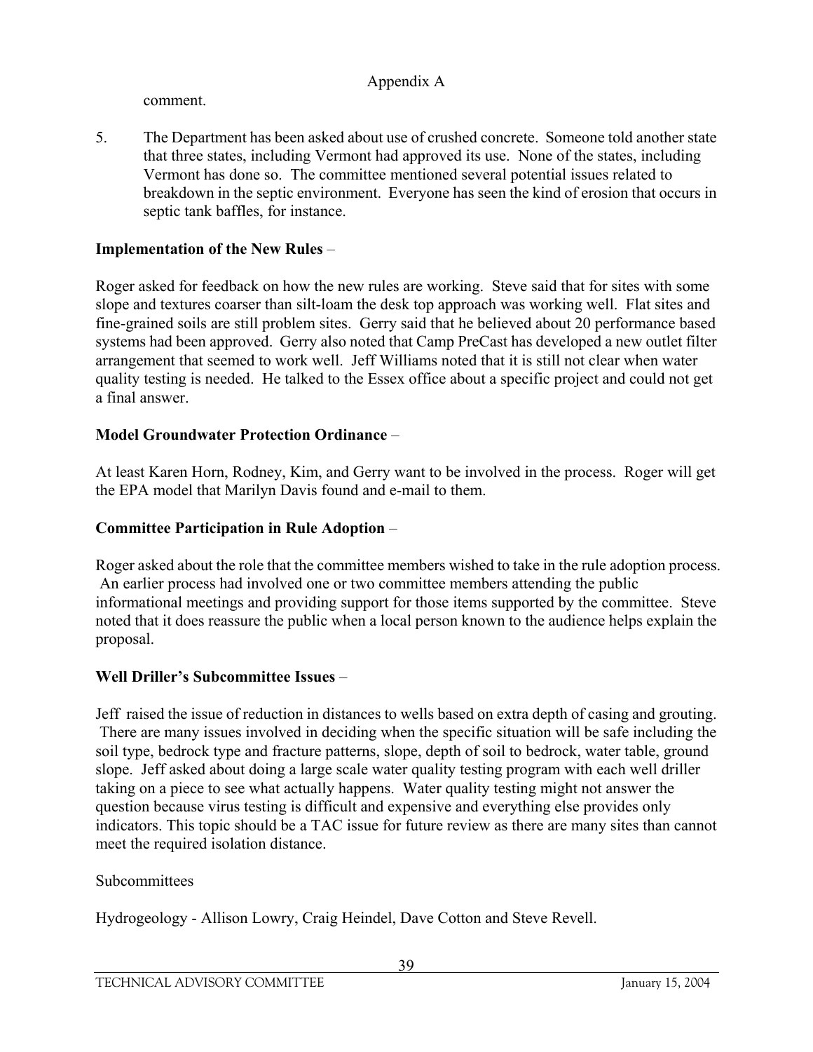comment.

5. The Department has been asked about use of crushed concrete. Someone told another state that three states, including Vermont had approved its use. None of the states, including Vermont has done so. The committee mentioned several potential issues related to breakdown in the septic environment. Everyone has seen the kind of erosion that occurs in septic tank baffles, for instance.

**Implementation of the New Rules** –

Roger asked for feedback on how the new rules are working. Steve said that for sites with some slope and textures coarser than silt-loam the desk top approach was working well. Flat sites and fine-grained soils are still problem sites. Gerry said that he believed about 20 performance based systems had been approved. Gerry also noted that Camp PreCast has developed a new outlet filter arrangement that seemed to work well. Jeff Williams noted that it is still not clear when water quality testing is needed. He talked to the Essex office about a specific project and could not get a final answer.

**Model Groundwater Protection Ordinance** –

At least Karen Horn, Rodney, Kim, and Gerry want to be involved in the process. Roger will get the EPA model that Marilyn Davis found and e-mail to them.

**Committee Participation in Rule Adoption** –

Roger asked about the role that the committee members wished to take in the rule adoption process. An earlier process had involved one or two committee members attending the public informational meetings and providing support for those items supported by the committee. Steve noted that it does reassure the public when a local person known to the audience helps explain the proposal.

**Well Driller's Subcommittee Issues** –

Jeff raised the issue of reduction in distances to wells based on extra depth of casing and grouting. There are many issues involved in deciding when the specific situation will be safe including the soil type, bedrock type and fracture patterns, slope, depth of soil to bedrock, water table, ground slope. Jeff asked about doing a large scale water quality testing program with each well driller taking on a piece to see what actually happens. Water quality testing might not answer the question because virus testing is difficult and expensive and everything else provides only indicators. This topic should be a TAC issue for future review as there are many sites than cannot meet the required isolation distance.

Subcommittees

Hydrogeology - Allison Lowry, Craig Heindel, Dave Cotton and Steve Revell.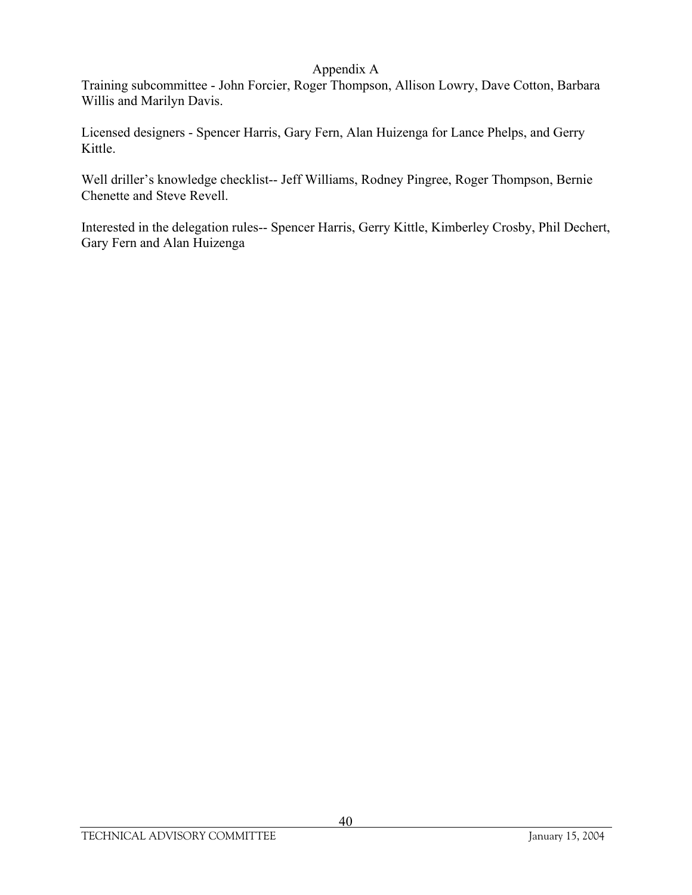# Appendix A

Training subcommittee - John Forcier, Roger Thompson, Allison Lowry, Dave Cotton, Barbara Willis and Marilyn Davis.

Licensed designers - Spencer Harris, Gary Fern, Alan Huizenga for Lance Phelps, and Gerry Kittle.

Well driller's knowledge checklist-- Jeff Williams, Rodney Pingree, Roger Thompson, Bernie Chenette and Steve Revell.

Interested in the delegation rules-- Spencer Harris, Gerry Kittle, Kimberley Crosby, Phil Dechert, Gary Fern and Alan Huizenga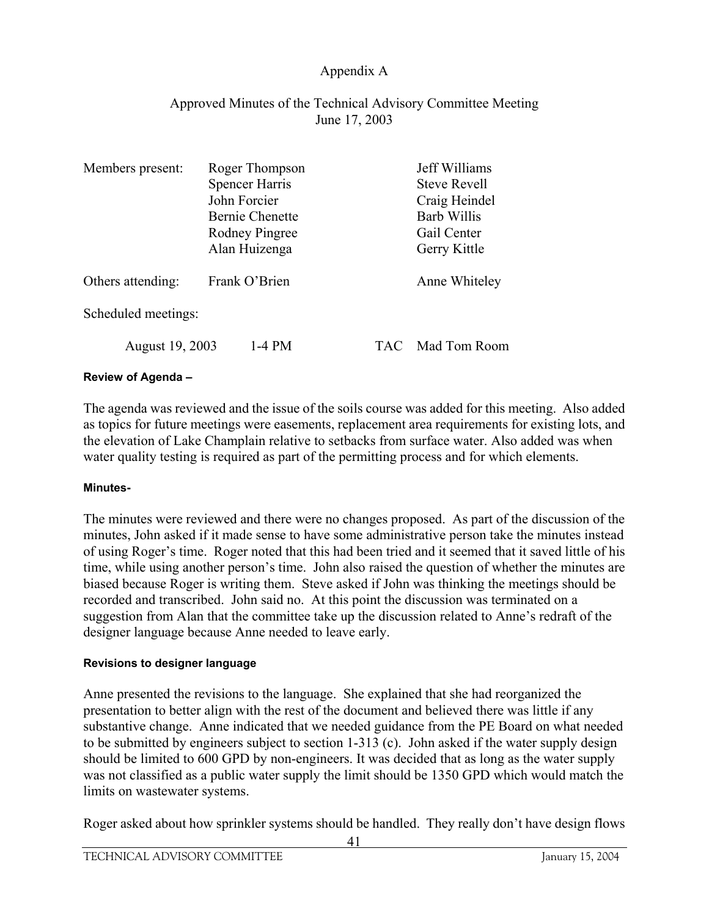Appendix A

Approved Minutes of the Technical Advisory Committee Meeting
June 17, 2003

| Members present: | Roger Thompson | Jeff Williams |
|---|---|---|
| | Spencer Harris | Steve Revell |
| | John Forcier | Craig Heindel |
| | Bernie Chenette | Barb Willis |
| | Rodney Pingree | Gail Center |
| | Alan Huizenga | Gerry Kittle |
| Others attending: | Frank O'Brien | Anne Whiteley |

Scheduled meetings:

| August 19, 2003 | 1-4 PM | TAC | Mad Tom Room |
|---|---|---|---|

**Review of Agenda –**

The agenda was reviewed and the issue of the soils course was added for this meeting. Also added as topics for future meetings were easements, replacement area requirements for existing lots, and the elevation of Lake Champlain relative to setbacks from surface water. Also added was when water quality testing is required as part of the permitting process and for which elements.

**Minutes-**

The minutes were reviewed and there were no changes proposed. As part of the discussion of the minutes, John asked if it made sense to have some administrative person take the minutes instead of using Roger's time. Roger noted that this had been tried and it seemed that it saved little of his time, while using another person's time. John also raised the question of whether the minutes are biased because Roger is writing them. Steve asked if John was thinking the meetings should be recorded and transcribed. John said no. At this point the discussion was terminated on a suggestion from Alan that the committee take up the discussion related to Anne's redraft of the designer language because Anne needed to leave early.

**Revisions to designer language**

Anne presented the revisions to the language. She explained that she had reorganized the presentation to better align with the rest of the document and believed there was little if any substantive change. Anne indicated that we needed guidance from the PE Board on what needed to be submitted by engineers subject to section 1-313 (c). John asked if the water supply design should be limited to 600 GPD by non-engineers. It was decided that as long as the water supply was not classified as a public water supply the limit should be 1350 GPD which would match the limits on wastewater systems.

Roger asked about how sprinkler systems should be handled. They really don't have design flows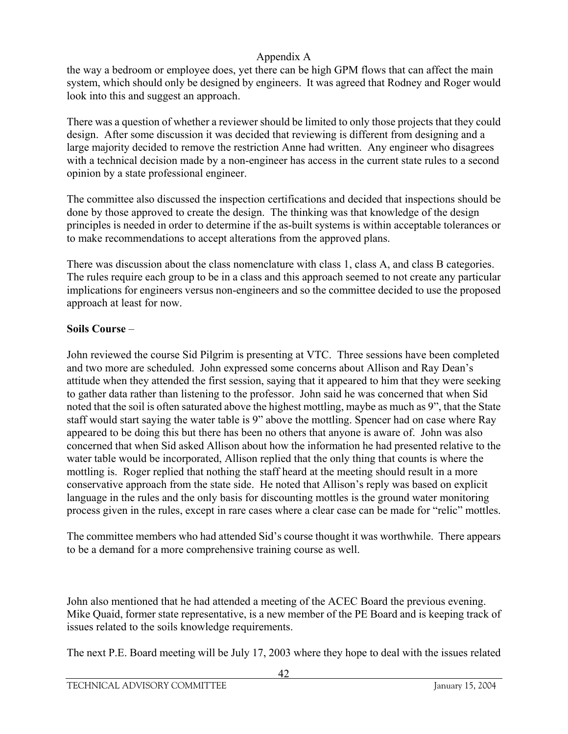the way a bedroom or employee does, yet there can be high GPM flows that can affect the main system, which should only be designed by engineers. It was agreed that Rodney and Roger would look into this and suggest an approach.

There was a question of whether a reviewer should be limited to only those projects that they could design. After some discussion it was decided that reviewing is different from designing and a large majority decided to remove the restriction Anne had written. Any engineer who disagrees with a technical decision made by a non-engineer has access in the current state rules to a second opinion by a state professional engineer.

The committee also discussed the inspection certifications and decided that inspections should be done by those approved to create the design. The thinking was that knowledge of the design principles is needed in order to determine if the as-built systems is within acceptable tolerances or to make recommendations to accept alterations from the approved plans.

There was discussion about the class nomenclature with class 1, class A, and class B categories. The rules require each group to be in a class and this approach seemed to not create any particular implications for engineers versus non-engineers and so the committee decided to use the proposed approach at least for now.

**Soils Course** –

John reviewed the course Sid Pilgrim is presenting at VTC. Three sessions have been completed and two more are scheduled. John expressed some concerns about Allison and Ray Dean's attitude when they attended the first session, saying that it appeared to him that they were seeking to gather data rather than listening to the professor. John said he was concerned that when Sid noted that the soil is often saturated above the highest mottling, maybe as much as 9", that the State staff would start saying the water table is 9" above the mottling. Spencer had on case where Ray appeared to be doing this but there has been no others that anyone is aware of. John was also concerned that when Sid asked Allison about how the information he had presented relative to the water table would be incorporated, Allison replied that the only thing that counts is where the mottling is. Roger replied that nothing the staff heard at the meeting should result in a more conservative approach from the state side. He noted that Allison's reply was based on explicit language in the rules and the only basis for discounting mottles is the ground water monitoring process given in the rules, except in rare cases where a clear case can be made for "relic" mottles.

The committee members who had attended Sid's course thought it was worthwhile. There appears to be a demand for a more comprehensive training course as well.

John also mentioned that he had attended a meeting of the ACEC Board the previous evening. Mike Quaid, former state representative, is a new member of the PE Board and is keeping track of issues related to the soils knowledge requirements.

The next P.E. Board meeting will be July 17, 2003 where they hope to deal with the issues related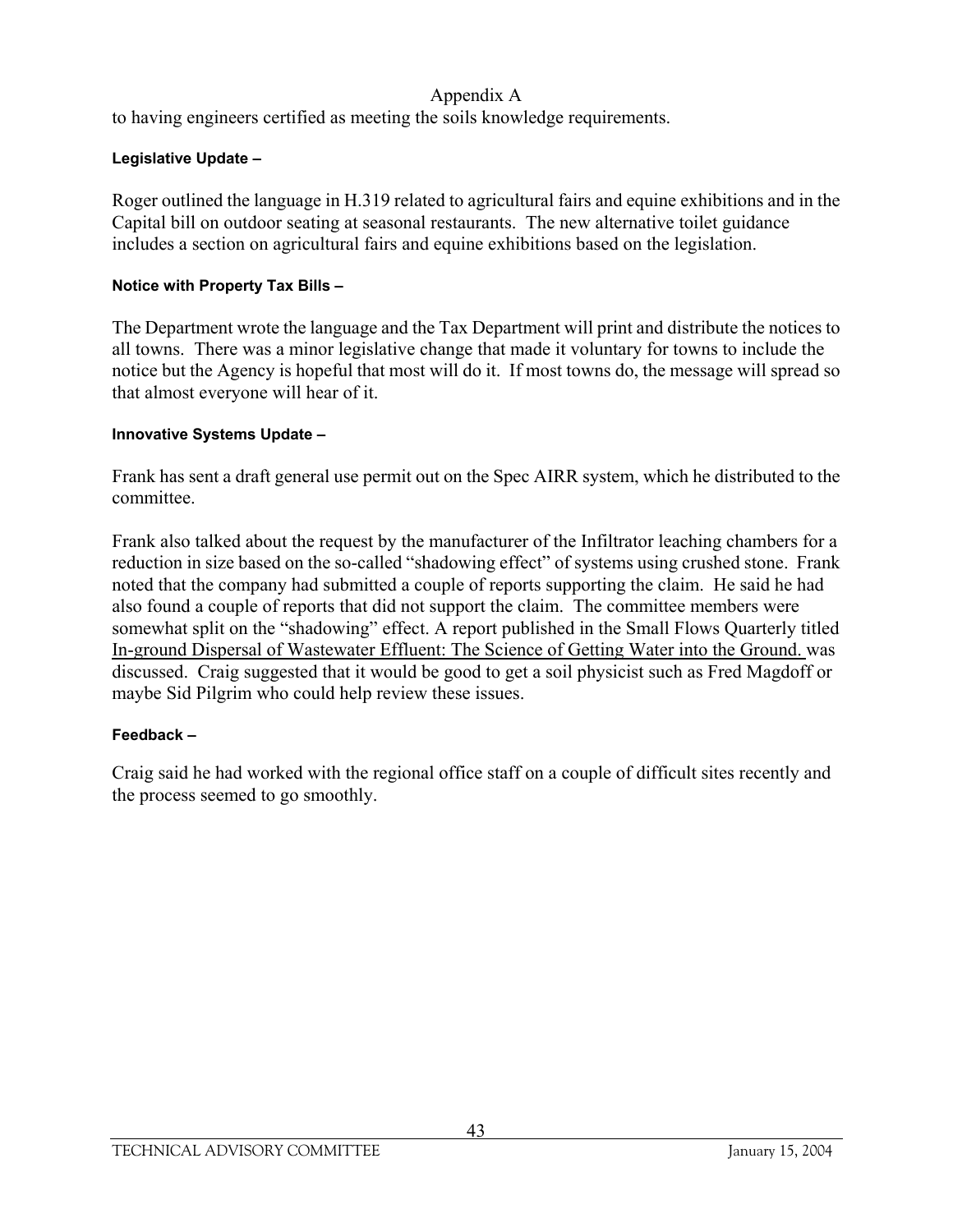to having engineers certified as meeting the soils knowledge requirements.

**Legislative Update –**

Roger outlined the language in H.319 related to agricultural fairs and equine exhibitions and in the Capital bill on outdoor seating at seasonal restaurants. The new alternative toilet guidance includes a section on agricultural fairs and equine exhibitions based on the legislation.

**Notice with Property Tax Bills –**

The Department wrote the language and the Tax Department will print and distribute the notices to all towns. There was a minor legislative change that made it voluntary for towns to include the notice but the Agency is hopeful that most will do it. If most towns do, the message will spread so that almost everyone will hear of it.

**Innovative Systems Update –**

Frank has sent a draft general use permit out on the Spec AIRR system, which he distributed to the committee.

Frank also talked about the request by the manufacturer of the Infiltrator leaching chambers for a reduction in size based on the so-called "shadowing effect" of systems using crushed stone. Frank noted that the company had submitted a couple of reports supporting the claim. He said he had also found a couple of reports that did not support the claim. The committee members were somewhat split on the "shadowing" effect. A report published in the Small Flows Quarterly titled <u>In-ground Dispersal of Wastewater Effluent: The Science of Getting Water into the Ground.</u> was discussed. Craig suggested that it would be good to get a soil physicist such as Fred Magdoff or maybe Sid Pilgrim who could help review these issues.

**Feedback –**

Craig said he had worked with the regional office staff on a couple of difficult sites recently and the process seemed to go smoothly.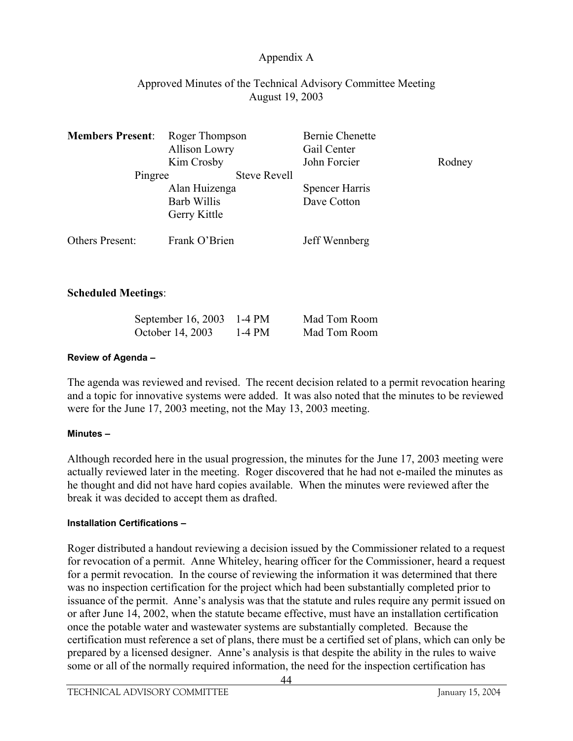Appendix A

Approved Minutes of the Technical Advisory Committee Meeting
August 19, 2003

| **Members Present**: | Roger Thompson | Bernie Chenette |
| --- | --- | --- |
| | Allison Lowry | Gail Center |
| | Kim Crosby | John Forcier |
| | Rodney Pingree | Steve Revell |
| | Alan Huizenga | Spencer Harris |
| | Barb Willis | Dave Cotton |
| | Gerry Kittle | |
| Others Present: | Frank O'Brien | Jeff Wennberg |

**Scheduled Meetings**:

| | | |
| --- | --- | --- |
| September 16, 2003 | 1-4 PM | Mad Tom Room |
| October 14, 2003 | 1-4 PM | Mad Tom Room |

**Review of Agenda –**

The agenda was reviewed and revised. The recent decision related to a permit revocation hearing and a topic for innovative systems were added. It was also noted that the minutes to be reviewed were for the June 17, 2003 meeting, not the May 13, 2003 meeting.

**Minutes –**

Although recorded here in the usual progression, the minutes for the June 17, 2003 meeting were actually reviewed later in the meeting. Roger discovered that he had not e-mailed the minutes as he thought and did not have hard copies available. When the minutes were reviewed after the break it was decided to accept them as drafted.

**Installation Certifications –**

Roger distributed a handout reviewing a decision issued by the Commissioner related to a request for revocation of a permit. Anne Whiteley, hearing officer for the Commissioner, heard a request for a permit revocation. In the course of reviewing the information it was determined that there was no inspection certification for the project which had been substantially completed prior to issuance of the permit. Anne's analysis was that the statute and rules require any permit issued on or after June 14, 2002, when the statute became effective, must have an installation certification once the potable water and wastewater systems are substantially completed. Because the certification must reference a set of plans, there must be a certified set of plans, which can only be prepared by a licensed designer. Anne's analysis is that despite the ability in the rules to waive some or all of the normally required information, the need for the inspection certification has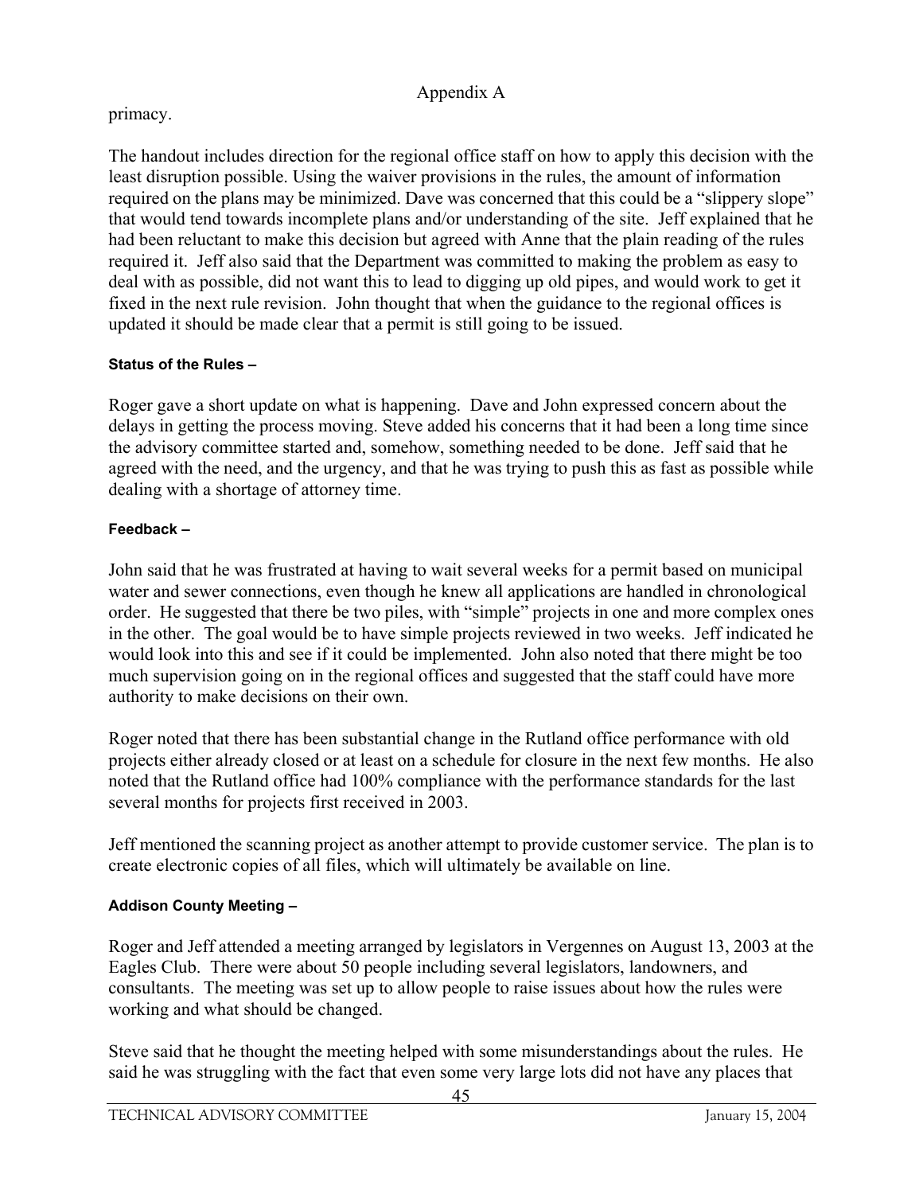primacy.

The handout includes direction for the regional office staff on how to apply this decision with the least disruption possible. Using the waiver provisions in the rules, the amount of information required on the plans may be minimized. Dave was concerned that this could be a "slippery slope" that would tend towards incomplete plans and/or understanding of the site. Jeff explained that he had been reluctant to make this decision but agreed with Anne that the plain reading of the rules required it. Jeff also said that the Department was committed to making the problem as easy to deal with as possible, did not want this to lead to digging up old pipes, and would work to get it fixed in the next rule revision. John thought that when the guidance to the regional offices is updated it should be made clear that a permit is still going to be issued.

#### Status of the Rules –

Roger gave a short update on what is happening. Dave and John expressed concern about the delays in getting the process moving. Steve added his concerns that it had been a long time since the advisory committee started and, somehow, something needed to be done. Jeff said that he agreed with the need, and the urgency, and that he was trying to push this as fast as possible while dealing with a shortage of attorney time.

#### Feedback –

John said that he was frustrated at having to wait several weeks for a permit based on municipal water and sewer connections, even though he knew all applications are handled in chronological order. He suggested that there be two piles, with "simple" projects in one and more complex ones in the other. The goal would be to have simple projects reviewed in two weeks. Jeff indicated he would look into this and see if it could be implemented. John also noted that there might be too much supervision going on in the regional offices and suggested that the staff could have more authority to make decisions on their own.

Roger noted that there has been substantial change in the Rutland office performance with old projects either already closed or at least on a schedule for closure in the next few months. He also noted that the Rutland office had 100% compliance with the performance standards for the last several months for projects first received in 2003.

Jeff mentioned the scanning project as another attempt to provide customer service. The plan is to create electronic copies of all files, which will ultimately be available on line.

#### Addison County Meeting –

Roger and Jeff attended a meeting arranged by legislators in Vergennes on August 13, 2003 at the Eagles Club. There were about 50 people including several legislators, landowners, and consultants. The meeting was set up to allow people to raise issues about how the rules were working and what should be changed.

Steve said that he thought the meeting helped with some misunderstandings about the rules. He said he was struggling with the fact that even some very large lots did not have any places that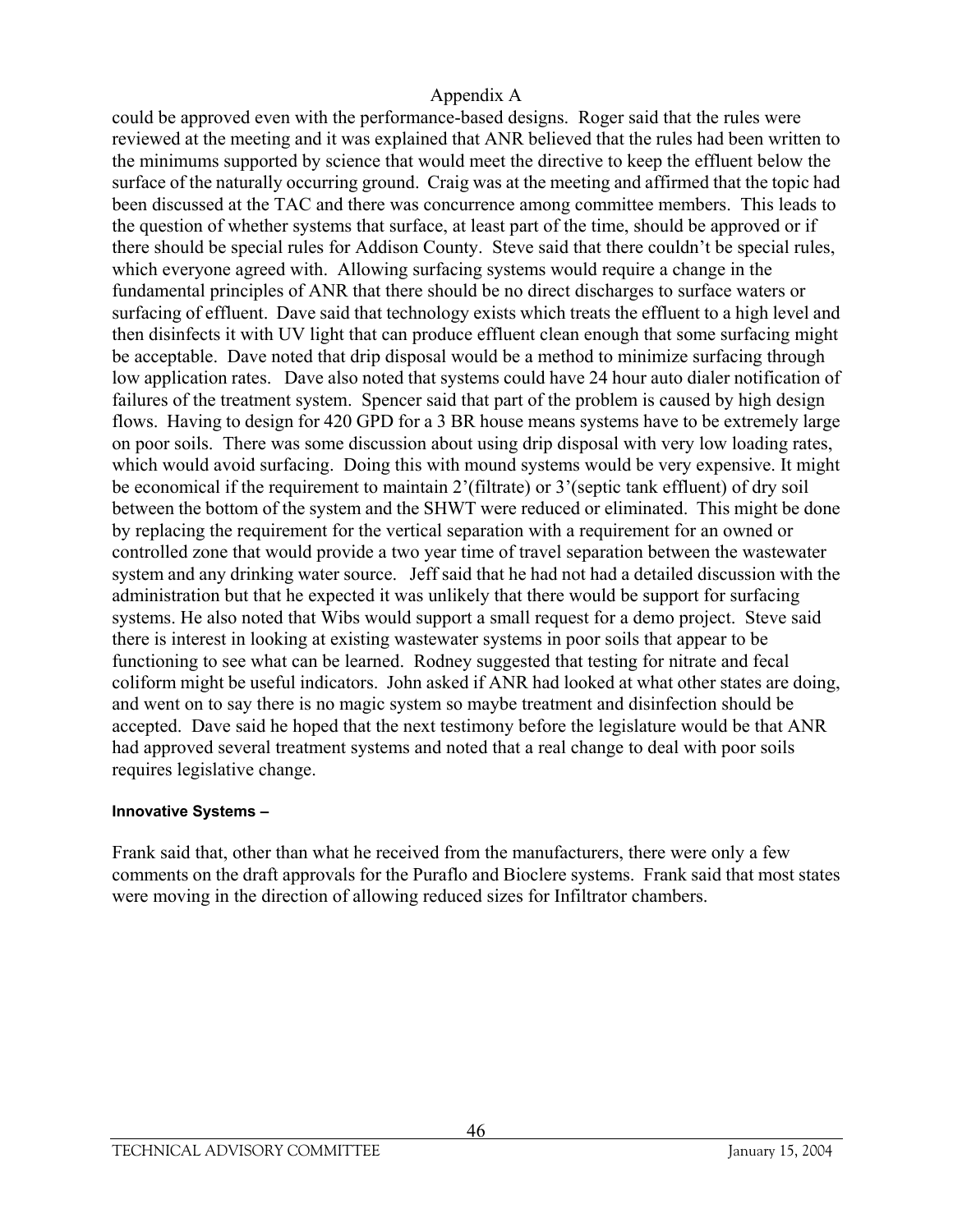could be approved even with the performance-based designs. Roger said that the rules were reviewed at the meeting and it was explained that ANR believed that the rules had been written to the minimums supported by science that would meet the directive to keep the effluent below the surface of the naturally occurring ground. Craig was at the meeting and affirmed that the topic had been discussed at the TAC and there was concurrence among committee members. This leads to the question of whether systems that surface, at least part of the time, should be approved or if there should be special rules for Addison County. Steve said that there couldn't be special rules, which everyone agreed with. Allowing surfacing systems would require a change in the fundamental principles of ANR that there should be no direct discharges to surface waters or surfacing of effluent. Dave said that technology exists which treats the effluent to a high level and then disinfects it with UV light that can produce effluent clean enough that some surfacing might be acceptable. Dave noted that drip disposal would be a method to minimize surfacing through low application rates. Dave also noted that systems could have 24 hour auto dialer notification of failures of the treatment system. Spencer said that part of the problem is caused by high design flows. Having to design for 420 GPD for a 3 BR house means systems have to be extremely large on poor soils. There was some discussion about using drip disposal with very low loading rates, which would avoid surfacing. Doing this with mound systems would be very expensive. It might be economical if the requirement to maintain 2'(filtrate) or 3'(septic tank effluent) of dry soil between the bottom of the system and the SHWT were reduced or eliminated. This might be done by replacing the requirement for the vertical separation with a requirement for an owned or controlled zone that would provide a two year time of travel separation between the wastewater system and any drinking water source. Jeff said that he had not had a detailed discussion with the administration but that he expected it was unlikely that there would be support for surfacing systems. He also noted that Wibs would support a small request for a demo project. Steve said there is interest in looking at existing wastewater systems in poor soils that appear to be functioning to see what can be learned. Rodney suggested that testing for nitrate and fecal coliform might be useful indicators. John asked if ANR had looked at what other states are doing, and went on to say there is no magic system so maybe treatment and disinfection should be accepted. Dave said he hoped that the next testimony before the legislature would be that ANR had approved several treatment systems and noted that a real change to deal with poor soils requires legislative change.

**Innovative Systems –**

Frank said that, other than what he received from the manufacturers, there were only a few comments on the draft approvals for the Puraflo and Bioclere systems. Frank said that most states were moving in the direction of allowing reduced sizes for Infiltrator chambers.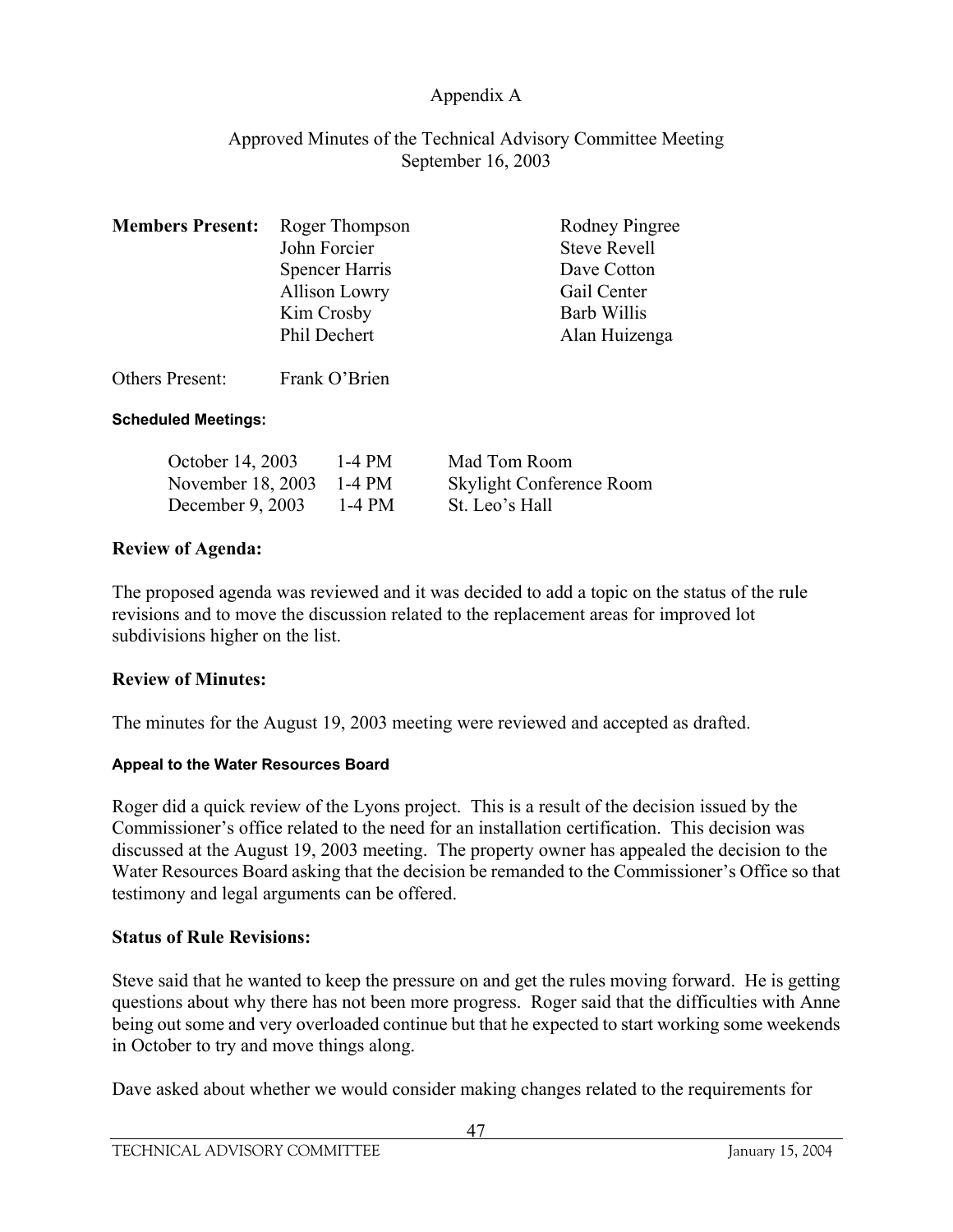Appendix A

Approved Minutes of the Technical Advisory Committee Meeting
September 16, 2003

| **Members Present:** | Roger Thompson | Rodney Pingree |
|---|---|---|
| | John Forcier | Steve Revell |
| | Spencer Harris | Dave Cotton |
| | Allison Lowry | Gail Center |
| | Kim Crosby | Barb Willis |
| | Phil Dechert | Alan Huizenga |

Others Present: Frank O'Brien

#### Scheduled Meetings:

| | | |
|---|---|---|
| October 14, 2003 | 1-4 PM | Mad Tom Room |
| November 18, 2003 | 1-4 PM | Skylight Conference Room |
| December 9, 2003 | 1-4 PM | St. Leo's Hall |

### Review of Agenda:

The proposed agenda was reviewed and it was decided to add a topic on the status of the rule revisions and to move the discussion related to the replacement areas for improved lot subdivisions higher on the list.

### Review of Minutes:

The minutes for the August 19, 2003 meeting were reviewed and accepted as drafted.

#### Appeal to the Water Resources Board

Roger did a quick review of the Lyons project. This is a result of the decision issued by the Commissioner's office related to the need for an installation certification. This decision was discussed at the August 19, 2003 meeting. The property owner has appealed the decision to the Water Resources Board asking that the decision be remanded to the Commissioner's Office so that testimony and legal arguments can be offered.

### Status of Rule Revisions:

Steve said that he wanted to keep the pressure on and get the rules moving forward. He is getting questions about why there has not been more progress. Roger said that the difficulties with Anne being out some and very overloaded continue but that he expected to start working some weekends in October to try and move things along.

Dave asked about whether we would consider making changes related to the requirements for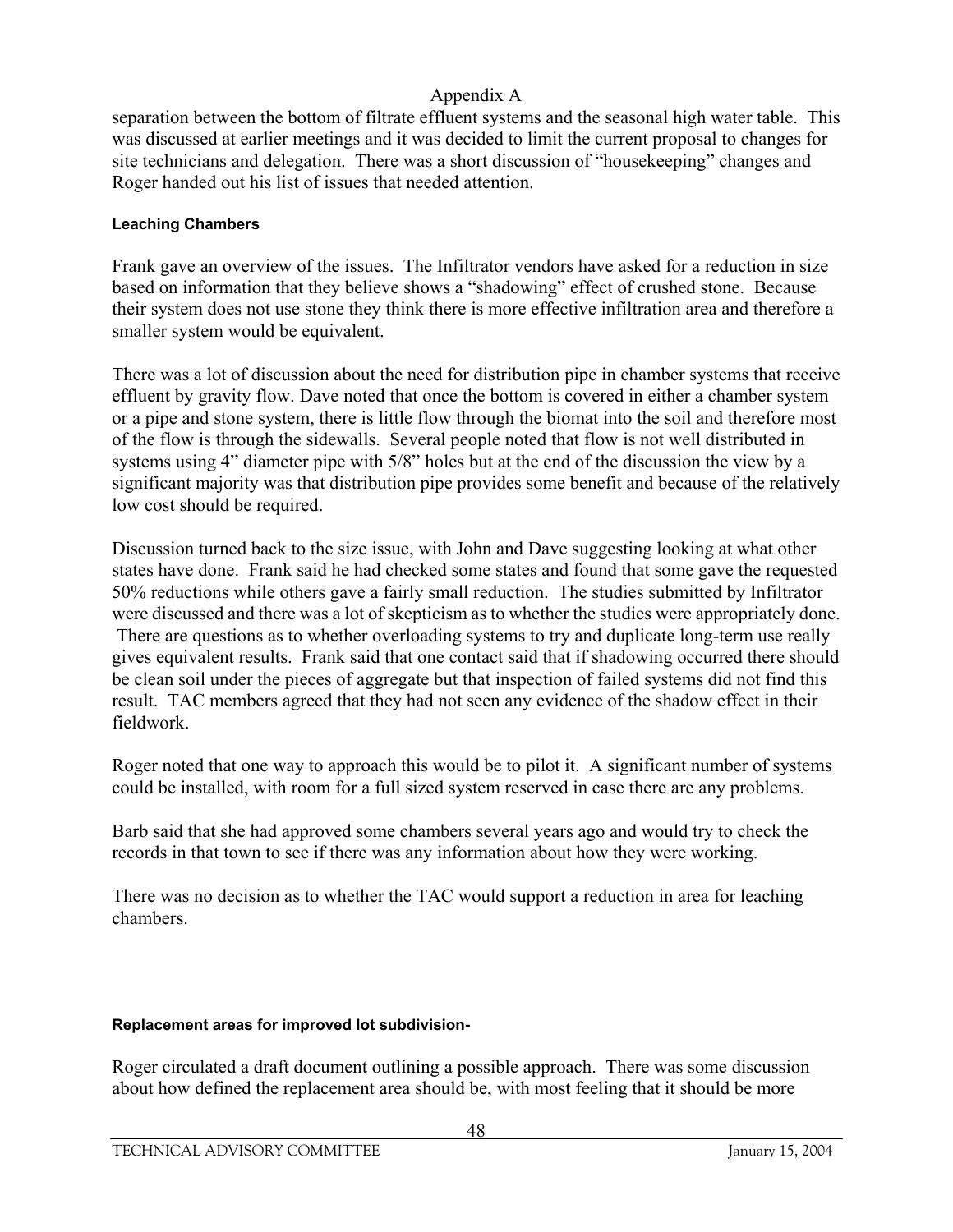separation between the bottom of filtrate effluent systems and the seasonal high water table. This was discussed at earlier meetings and it was decided to limit the current proposal to changes for site technicians and delegation. There was a short discussion of "housekeeping" changes and Roger handed out his list of issues that needed attention.

#### Leaching Chambers

Frank gave an overview of the issues. The Infiltrator vendors have asked for a reduction in size based on information that they believe shows a "shadowing" effect of crushed stone. Because their system does not use stone they think there is more effective infiltration area and therefore a smaller system would be equivalent.

There was a lot of discussion about the need for distribution pipe in chamber systems that receive effluent by gravity flow. Dave noted that once the bottom is covered in either a chamber system or a pipe and stone system, there is little flow through the biomat into the soil and therefore most of the flow is through the sidewalls. Several people noted that flow is not well distributed in systems using 4" diameter pipe with 5/8" holes but at the end of the discussion the view by a significant majority was that distribution pipe provides some benefit and because of the relatively low cost should be required.

Discussion turned back to the size issue, with John and Dave suggesting looking at what other states have done. Frank said he had checked some states and found that some gave the requested 50% reductions while others gave a fairly small reduction. The studies submitted by Infiltrator were discussed and there was a lot of skepticism as to whether the studies were appropriately done. There are questions as to whether overloading systems to try and duplicate long-term use really gives equivalent results. Frank said that one contact said that if shadowing occurred there should be clean soil under the pieces of aggregate but that inspection of failed systems did not find this result. TAC members agreed that they had not seen any evidence of the shadow effect in their fieldwork.

Roger noted that one way to approach this would be to pilot it. A significant number of systems could be installed, with room for a full sized system reserved in case there are any problems.

Barb said that she had approved some chambers several years ago and would try to check the records in that town to see if there was any information about how they were working.

There was no decision as to whether the TAC would support a reduction in area for leaching chambers.

#### Replacement areas for improved lot subdivision-

Roger circulated a draft document outlining a possible approach. There was some discussion about how defined the replacement area should be, with most feeling that it should be more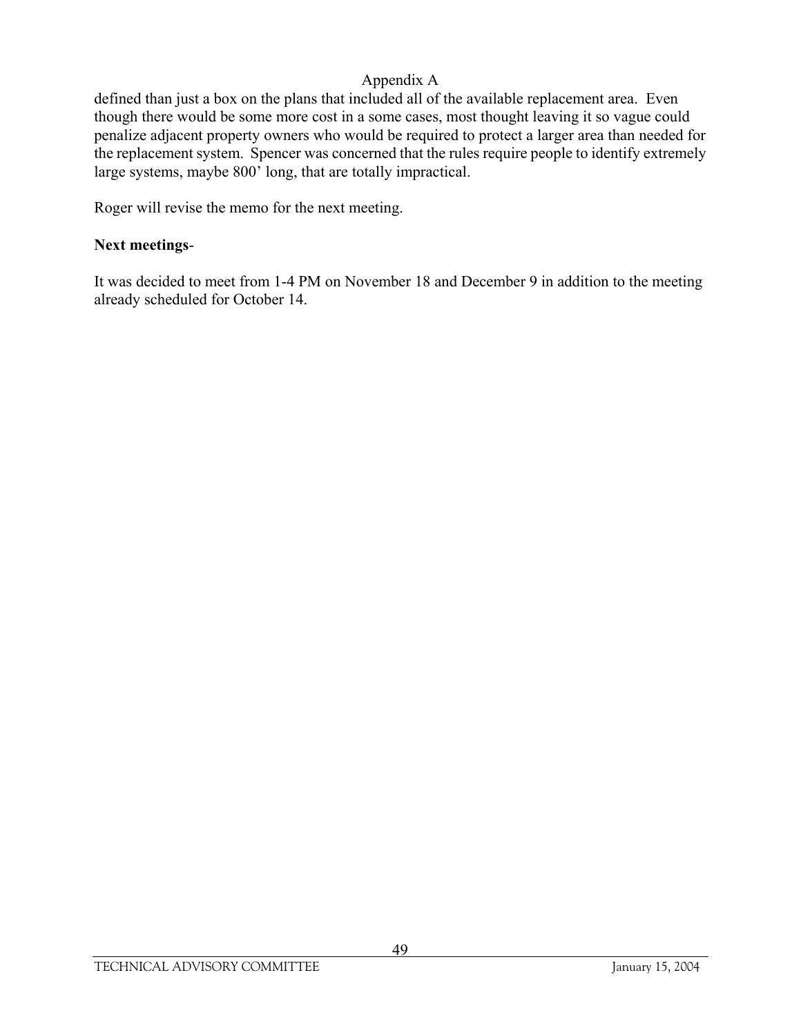defined than just a box on the plans that included all of the available replacement area. Even though there would be some more cost in a some cases, most thought leaving it so vague could penalize adjacent property owners who would be required to protect a larger area than needed for the replacement system. Spencer was concerned that the rules require people to identify extremely large systems, maybe 800' long, that are totally impractical.

Roger will revise the memo for the next meeting.

**Next meetings**-

It was decided to meet from 1-4 PM on November 18 and December 9 in addition to the meeting already scheduled for October 14.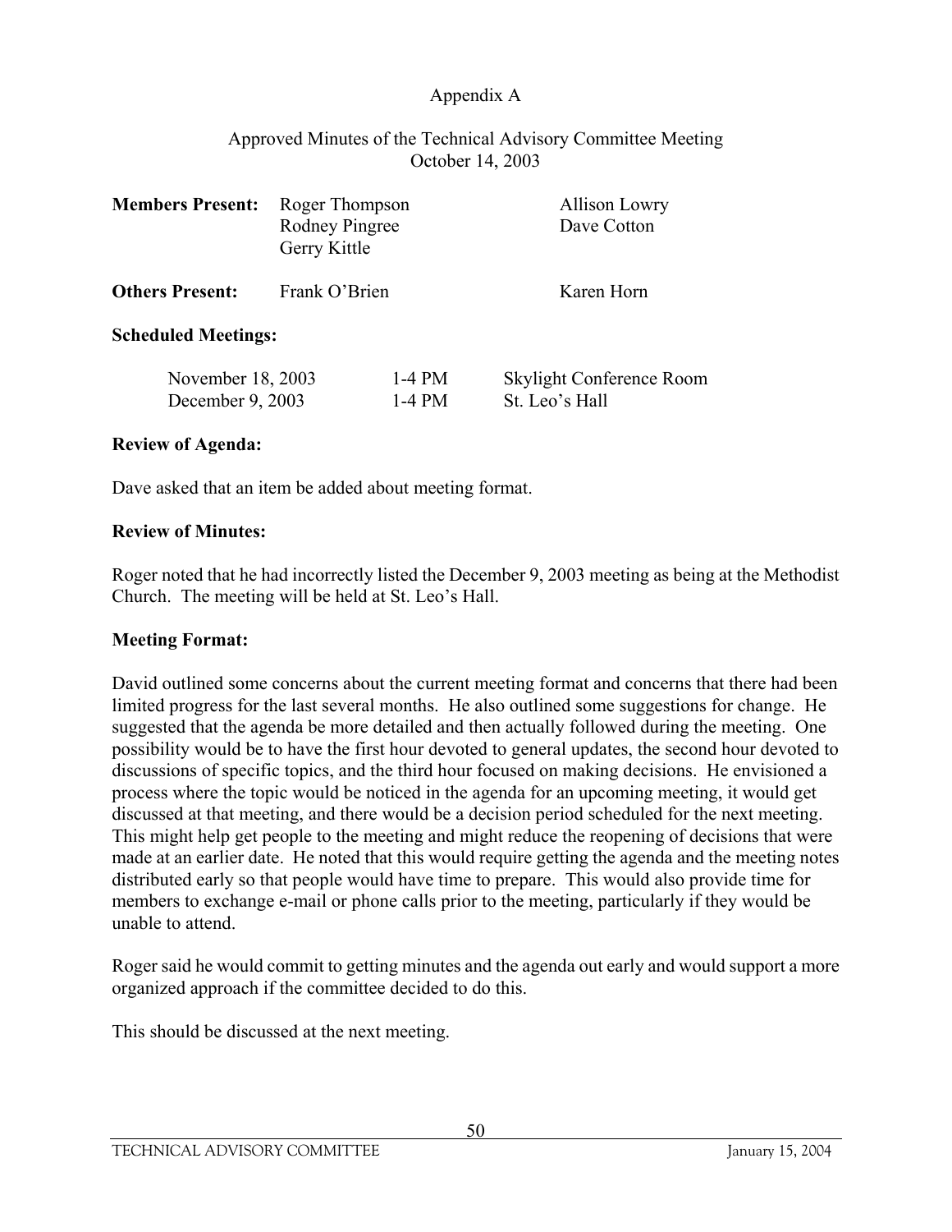Appendix A

Approved Minutes of the Technical Advisory Committee Meeting
October 14, 2003

| | | |
|---|---|---|
| **Members Present:** | Roger Thompson<br>Rodney Pingree<br>Gerry Kittle | Allison Lowry<br>Dave Cotton |
| **Others Present:** | Frank O'Brien | Karen Horn |

**Scheduled Meetings:**

| | | |
|---|---|---|
| November 18, 2003 | 1-4 PM | Skylight Conference Room |
| December 9, 2003 | 1-4 PM | St. Leo's Hall |

**Review of Agenda:**

Dave asked that an item be added about meeting format.

**Review of Minutes:**

Roger noted that he had incorrectly listed the December 9, 2003 meeting as being at the Methodist Church. The meeting will be held at St. Leo's Hall.

**Meeting Format:**

David outlined some concerns about the current meeting format and concerns that there had been limited progress for the last several months. He also outlined some suggestions for change. He suggested that the agenda be more detailed and then actually followed during the meeting. One possibility would be to have the first hour devoted to general updates, the second hour devoted to discussions of specific topics, and the third hour focused on making decisions. He envisioned a process where the topic would be noticed in the agenda for an upcoming meeting, it would get discussed at that meeting, and there would be a decision period scheduled for the next meeting. This might help get people to the meeting and might reduce the reopening of decisions that were made at an earlier date. He noted that this would require getting the agenda and the meeting notes distributed early so that people would have time to prepare. This would also provide time for members to exchange e-mail or phone calls prior to the meeting, particularly if they would be unable to attend.

Roger said he would commit to getting minutes and the agenda out early and would support a more organized approach if the committee decided to do this.

This should be discussed at the next meeting.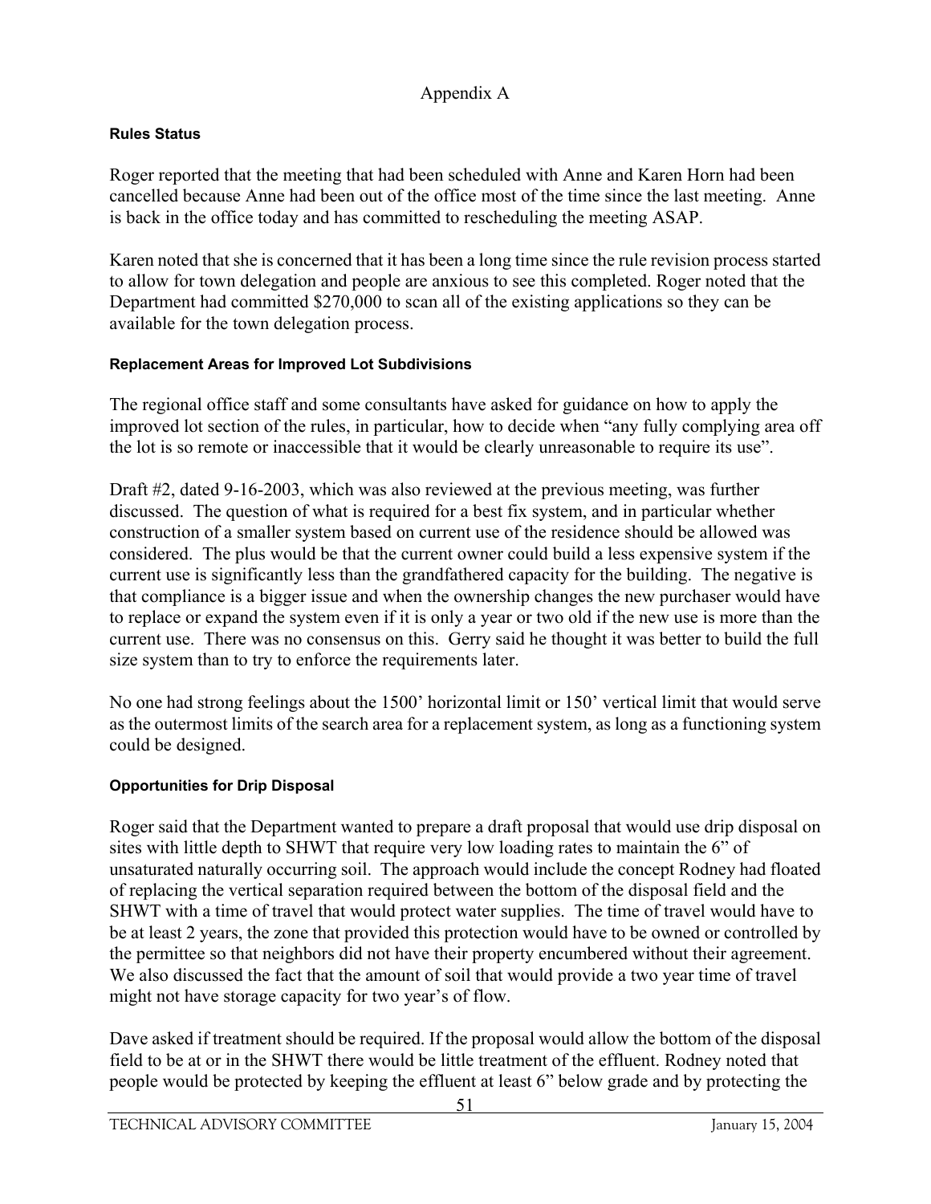Appendix A

### Rules Status

Roger reported that the meeting that had been scheduled with Anne and Karen Horn had been cancelled because Anne had been out of the office most of the time since the last meeting. Anne is back in the office today and has committed to rescheduling the meeting ASAP.

Karen noted that she is concerned that it has been a long time since the rule revision process started to allow for town delegation and people are anxious to see this completed. Roger noted that the Department had committed $270,000 to scan all of the existing applications so they can be available for the town delegation process.

### Replacement Areas for Improved Lot Subdivisions

The regional office staff and some consultants have asked for guidance on how to apply the improved lot section of the rules, in particular, how to decide when "any fully complying area off the lot is so remote or inaccessible that it would be clearly unreasonable to require its use".

Draft #2, dated 9-16-2003, which was also reviewed at the previous meeting, was further discussed. The question of what is required for a best fix system, and in particular whether construction of a smaller system based on current use of the residence should be allowed was considered. The plus would be that the current owner could build a less expensive system if the current use is significantly less than the grandfathered capacity for the building. The negative is that compliance is a bigger issue and when the ownership changes the new purchaser would have to replace or expand the system even if it is only a year or two old if the new use is more than the current use. There was no consensus on this. Gerry said he thought it was better to build the full size system than to try to enforce the requirements later.

No one had strong feelings about the 1500' horizontal limit or 150' vertical limit that would serve as the outermost limits of the search area for a replacement system, as long as a functioning system could be designed.

### Opportunities for Drip Disposal

Roger said that the Department wanted to prepare a draft proposal that would use drip disposal on sites with little depth to SHWT that require very low loading rates to maintain the 6" of unsaturated naturally occurring soil. The approach would include the concept Rodney had floated of replacing the vertical separation required between the bottom of the disposal field and the SHWT with a time of travel that would protect water supplies. The time of travel would have to be at least 2 years, the zone that provided this protection would have to be owned or controlled by the permittee so that neighbors did not have their property encumbered without their agreement. We also discussed the fact that the amount of soil that would provide a two year time of travel might not have storage capacity for two year's of flow.

Dave asked if treatment should be required. If the proposal would allow the bottom of the disposal field to be at or in the SHWT there would be little treatment of the effluent. Rodney noted that people would be protected by keeping the effluent at least 6" below grade and by protecting the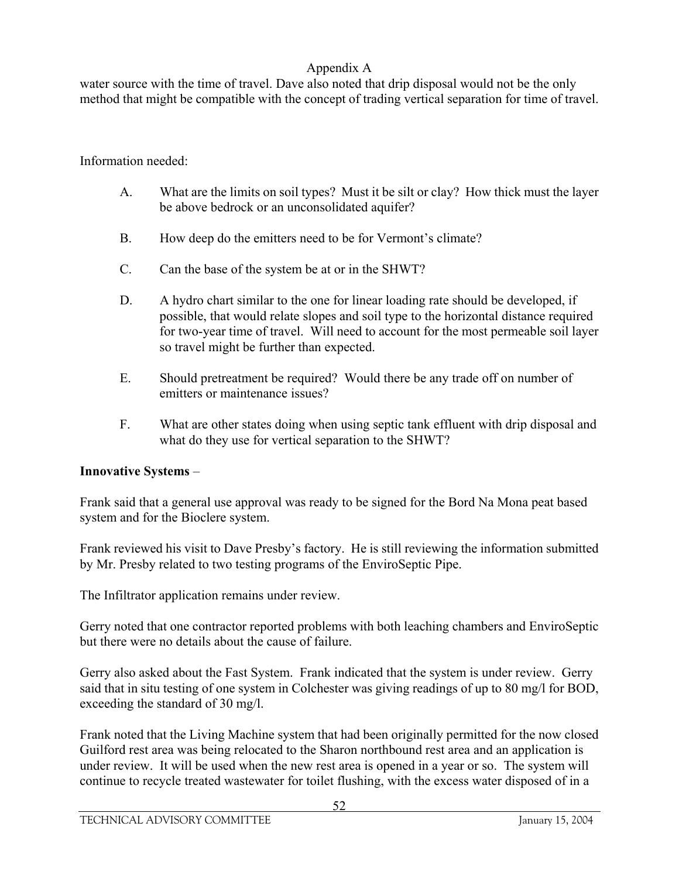water source with the time of travel. Dave also noted that drip disposal would not be the only method that might be compatible with the concept of trading vertical separation for time of travel.

Information needed:

A. What are the limits on soil types? Must it be silt or clay? How thick must the layer be above bedrock or an unconsolidated aquifer?

B. How deep do the emitters need to be for Vermont's climate?

C. Can the base of the system be at or in the SHWT?

D. A hydro chart similar to the one for linear loading rate should be developed, if possible, that would relate slopes and soil type to the horizontal distance required for two-year time of travel. Will need to account for the most permeable soil layer so travel might be further than expected.

E. Should pretreatment be required? Would there be any trade off on number of emitters or maintenance issues?

F. What are other states doing when using septic tank effluent with drip disposal and what do they use for vertical separation to the SHWT?

**Innovative Systems** –

Frank said that a general use approval was ready to be signed for the Bord Na Mona peat based system and for the Bioclere system.

Frank reviewed his visit to Dave Presby's factory. He is still reviewing the information submitted by Mr. Presby related to two testing programs of the EnviroSeptic Pipe.

The Infiltrator application remains under review.

Gerry noted that one contractor reported problems with both leaching chambers and EnviroSeptic but there were no details about the cause of failure.

Gerry also asked about the Fast System. Frank indicated that the system is under review. Gerry said that in situ testing of one system in Colchester was giving readings of up to 80 mg/l for BOD, exceeding the standard of 30 mg/l.

Frank noted that the Living Machine system that had been originally permitted for the now closed Guilford rest area was being relocated to the Sharon northbound rest area and an application is under review. It will be used when the new rest area is opened in a year or so. The system will continue to recycle treated wastewater for toilet flushing, with the excess water disposed of in a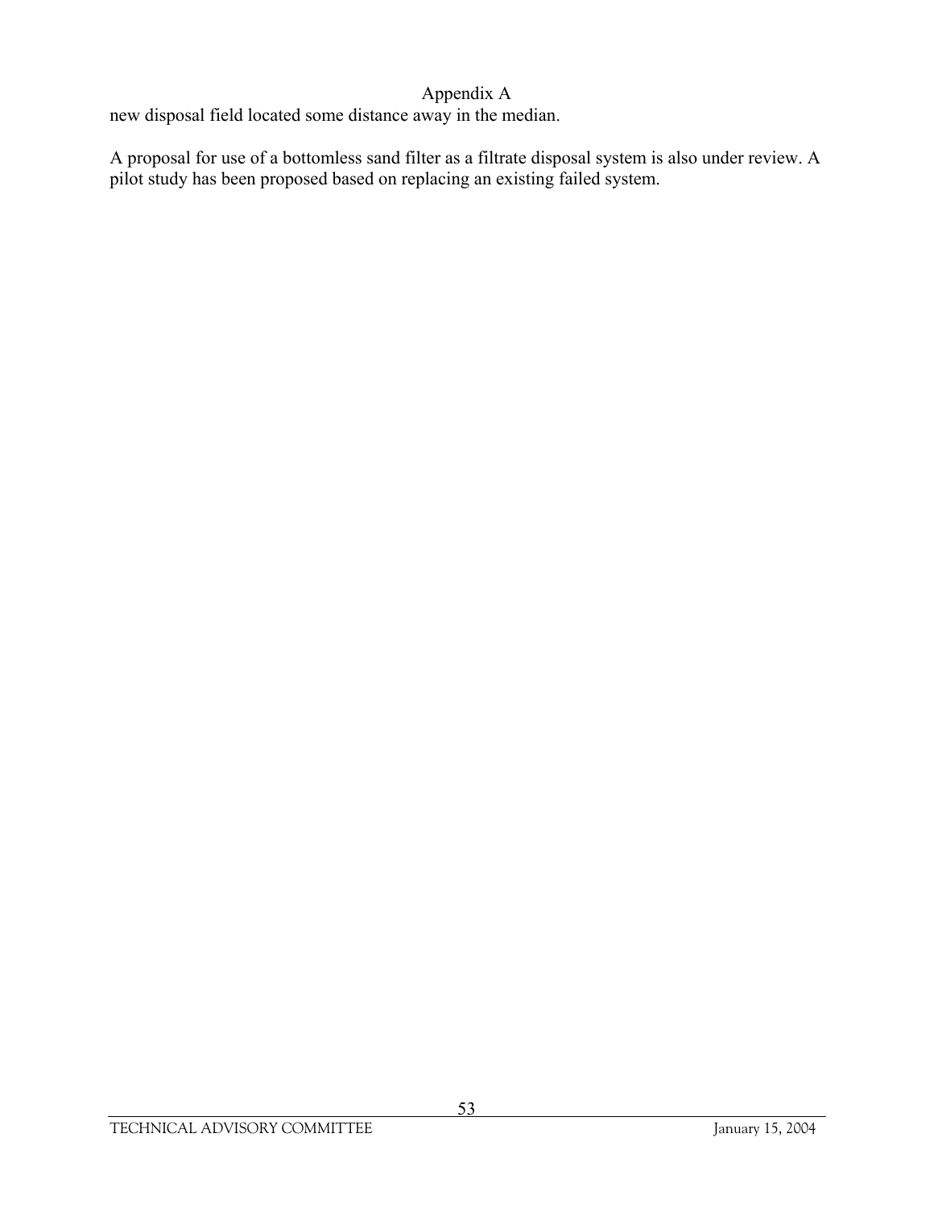new disposal field located some distance away in the median.

A proposal for use of a bottomless sand filter as a filtrate disposal system is also under review. A pilot study has been proposed based on replacing an existing failed system.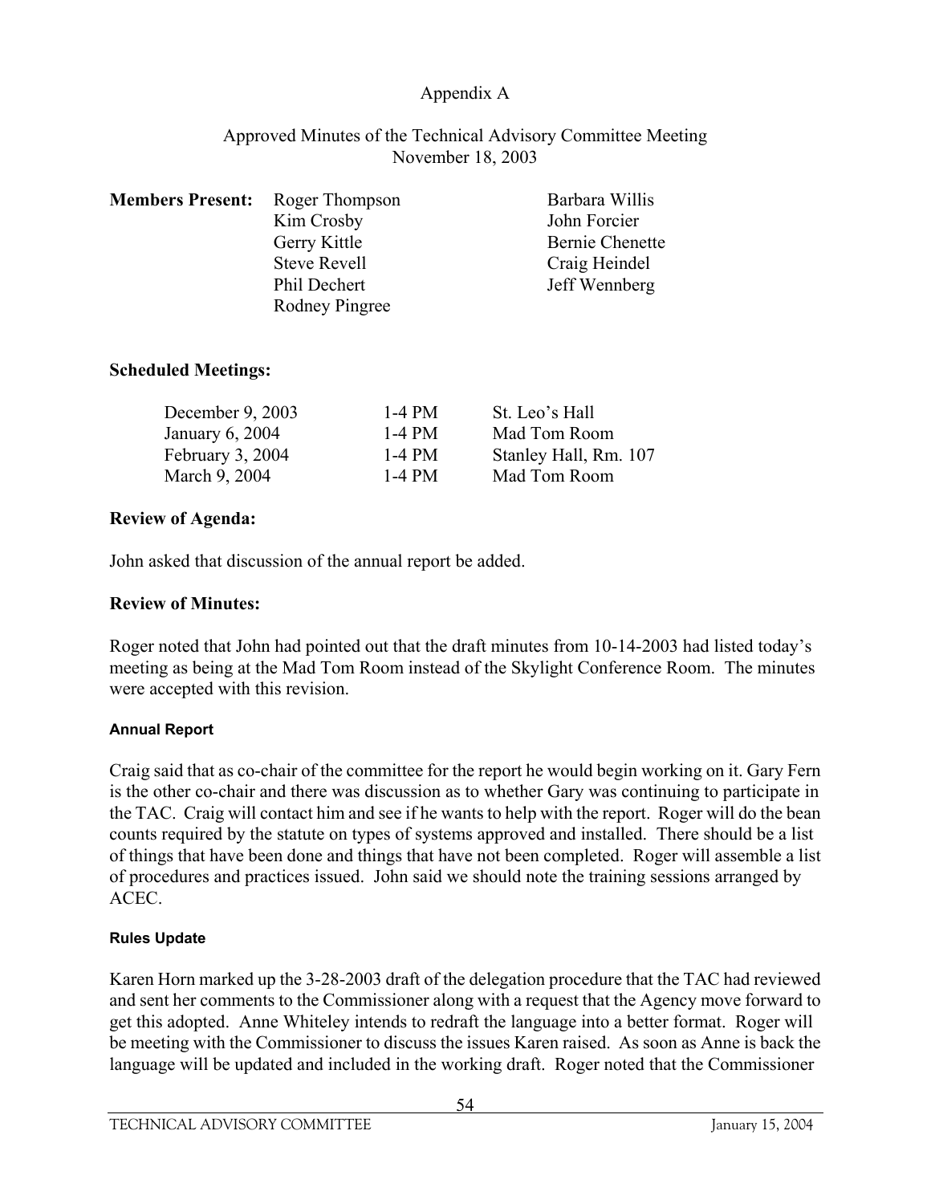Appendix A

Approved Minutes of the Technical Advisory Committee Meeting
November 18, 2003

| **Members Present:** | | |
|---|---|---|
| | Roger Thompson | Barbara Willis |
| | Kim Crosby | John Forcier |
| | Gerry Kittle | Bernie Chenette |
| | Steve Revell | Craig Heindel |
| | Phil Dechert | Jeff Wennberg |
| | Rodney Pingree | |

## Scheduled Meetings:

| | | |
|---|---|---|
| December 9, 2003 | 1-4 PM | St. Leo's Hall |
| January 6, 2004 | 1-4 PM | Mad Tom Room |
| February 3, 2004 | 1-4 PM | Stanley Hall, Rm. 107 |
| March 9, 2004 | 1-4 PM | Mad Tom Room |

## Review of Agenda:

John asked that discussion of the annual report be added.

## Review of Minutes:

Roger noted that John had pointed out that the draft minutes from 10-14-2003 had listed today's meeting as being at the Mad Tom Room instead of the Skylight Conference Room. The minutes were accepted with this revision.

### Annual Report

Craig said that as co-chair of the committee for the report he would begin working on it. Gary Fern is the other co-chair and there was discussion as to whether Gary was continuing to participate in the TAC. Craig will contact him and see if he wants to help with the report. Roger will do the bean counts required by the statute on types of systems approved and installed. There should be a list of things that have been done and things that have not been completed. Roger will assemble a list of procedures and practices issued. John said we should note the training sessions arranged by ACEC.

### Rules Update

Karen Horn marked up the 3-28-2003 draft of the delegation procedure that the TAC had reviewed and sent her comments to the Commissioner along with a request that the Agency move forward to get this adopted. Anne Whiteley intends to redraft the language into a better format. Roger will be meeting with the Commissioner to discuss the issues Karen raised. As soon as Anne is back the language will be updated and included in the working draft. Roger noted that the Commissioner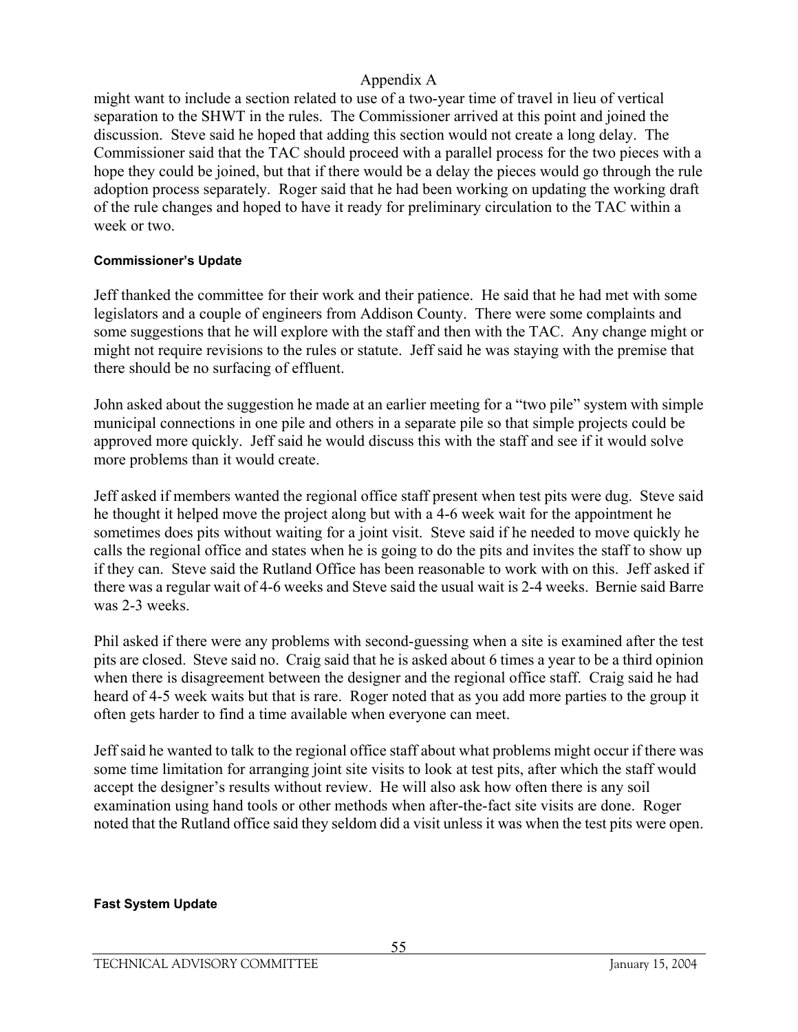might want to include a section related to use of a two-year time of travel in lieu of vertical separation to the SHWT in the rules. The Commissioner arrived at this point and joined the discussion. Steve said he hoped that adding this section would not create a long delay. The Commissioner said that the TAC should proceed with a parallel process for the two pieces with a hope they could be joined, but that if there would be a delay the pieces would go through the rule adoption process separately. Roger said that he had been working on updating the working draft of the rule changes and hoped to have it ready for preliminary circulation to the TAC within a week or two.

#### Commissioner's Update

Jeff thanked the committee for their work and their patience. He said that he had met with some legislators and a couple of engineers from Addison County. There were some complaints and some suggestions that he will explore with the staff and then with the TAC. Any change might or might not require revisions to the rules or statute. Jeff said he was staying with the premise that there should be no surfacing of effluent.

John asked about the suggestion he made at an earlier meeting for a "two pile" system with simple municipal connections in one pile and others in a separate pile so that simple projects could be approved more quickly. Jeff said he would discuss this with the staff and see if it would solve more problems than it would create.

Jeff asked if members wanted the regional office staff present when test pits were dug. Steve said he thought it helped move the project along but with a 4-6 week wait for the appointment he sometimes does pits without waiting for a joint visit. Steve said if he needed to move quickly he calls the regional office and states when he is going to do the pits and invites the staff to show up if they can. Steve said the Rutland Office has been reasonable to work with on this. Jeff asked if there was a regular wait of 4-6 weeks and Steve said the usual wait is 2-4 weeks. Bernie said Barre was 2-3 weeks.

Phil asked if there were any problems with second-guessing when a site is examined after the test pits are closed. Steve said no. Craig said that he is asked about 6 times a year to be a third opinion when there is disagreement between the designer and the regional office staff. Craig said he had heard of 4-5 week waits but that is rare. Roger noted that as you add more parties to the group it often gets harder to find a time available when everyone can meet.

Jeff said he wanted to talk to the regional office staff about what problems might occur if there was some time limitation for arranging joint site visits to look at test pits, after which the staff would accept the designer's results without review. He will also ask how often there is any soil examination using hand tools or other methods when after-the-fact site visits are done. Roger noted that the Rutland office said they seldom did a visit unless it was when the test pits were open.

#### Fast System Update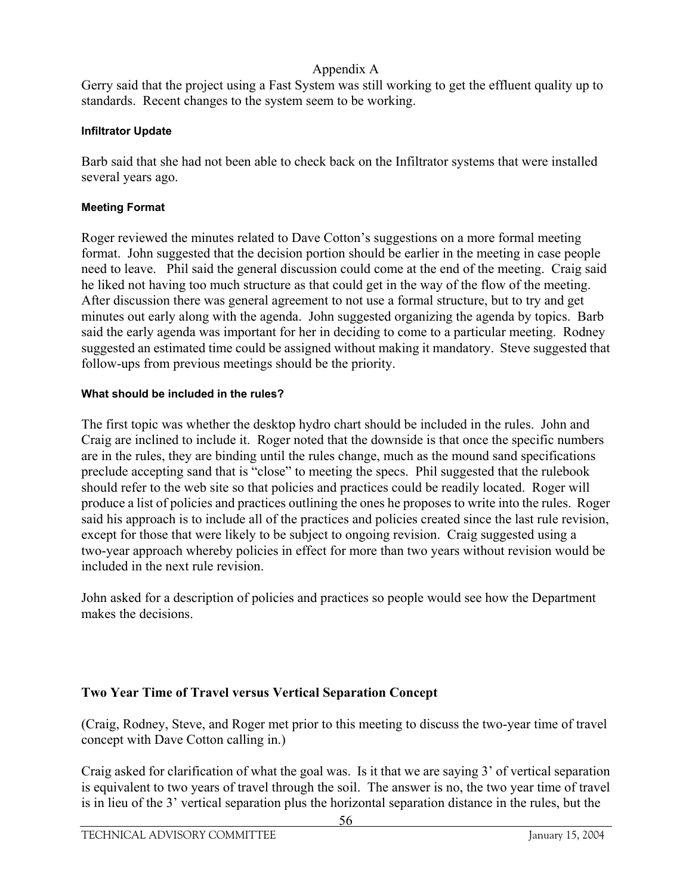Appendix A

Gerry said that the project using a Fast System was still working to get the effluent quality up to standards. Recent changes to the system seem to be working.

#### Infiltrator Update

Barb said that she had not been able to check back on the Infiltrator systems that were installed several years ago.

#### Meeting Format

Roger reviewed the minutes related to Dave Cotton's suggestions on a more formal meeting format. John suggested that the decision portion should be earlier in the meeting in case people need to leave. Phil said the general discussion could come at the end of the meeting. Craig said he liked not having too much structure as that could get in the way of the flow of the meeting. After discussion there was general agreement to not use a formal structure, but to try and get minutes out early along with the agenda. John suggested organizing the agenda by topics. Barb said the early agenda was important for her in deciding to come to a particular meeting. Rodney suggested an estimated time could be assigned without making it mandatory. Steve suggested that follow-ups from previous meetings should be the priority.

#### What should be included in the rules?

The first topic was whether the desktop hydro chart should be included in the rules. John and Craig are inclined to include it. Roger noted that the downside is that once the specific numbers are in the rules, they are binding until the rules change, much as the mound sand specifications preclude accepting sand that is "close" to meeting the specs. Phil suggested that the rulebook should refer to the web site so that policies and practices could be readily located. Roger will produce a list of policies and practices outlining the ones he proposes to write into the rules. Roger said his approach is to include all of the practices and policies created since the last rule revision, except for those that were likely to be subject to ongoing revision. Craig suggested using a two-year approach whereby policies in effect for more than two years without revision would be included in the next rule revision.

John asked for a description of policies and practices so people would see how the Department makes the decisions.

### Two Year Time of Travel versus Vertical Separation Concept

(Craig, Rodney, Steve, and Roger met prior to this meeting to discuss the two-year time of travel concept with Dave Cotton calling in.)

Craig asked for clarification of what the goal was. Is it that we are saying 3' of vertical separation is equivalent to two years of travel through the soil. The answer is no, the two year time of travel is in lieu of the 3' vertical separation plus the horizontal separation distance in the rules, but the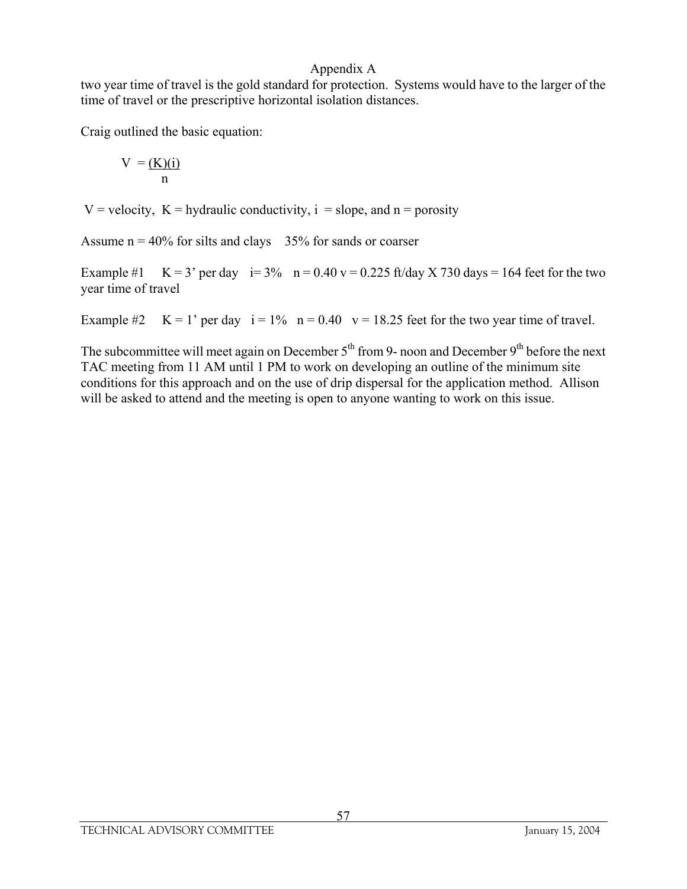Appendix A

two year time of travel is the gold standard for protection. Systems would have to the larger of the time of travel or the prescriptive horizontal isolation distances.

Craig outlined the basic equation:

$$V = \frac{(K)(i)}{n}$$

$V$ = velocity, $K$ = hydraulic conductivity, $i$ = slope, and $n$ = porosity

Assume $n$ = 40% for silts and clays    35% for sands or coarser

Example #1    $K$ = 3' per day    $i$ = 3%    $n$ = 0.40 $v$ = 0.225 ft/day X 730 days = 164 feet for the two year time of travel

Example #2    $K$ = 1' per day    $i$ = 1%    $n$ = 0.40    $v$ = 18.25 feet for the two year time of travel.

The subcommittee will meet again on December 5th from 9- noon and December 9th before the next TAC meeting from 11 AM until 1 PM to work on developing an outline of the minimum site conditions for this approach and on the use of drip dispersal for the application method. Allison will be asked to attend and the meeting is open to anyone wanting to work on this issue.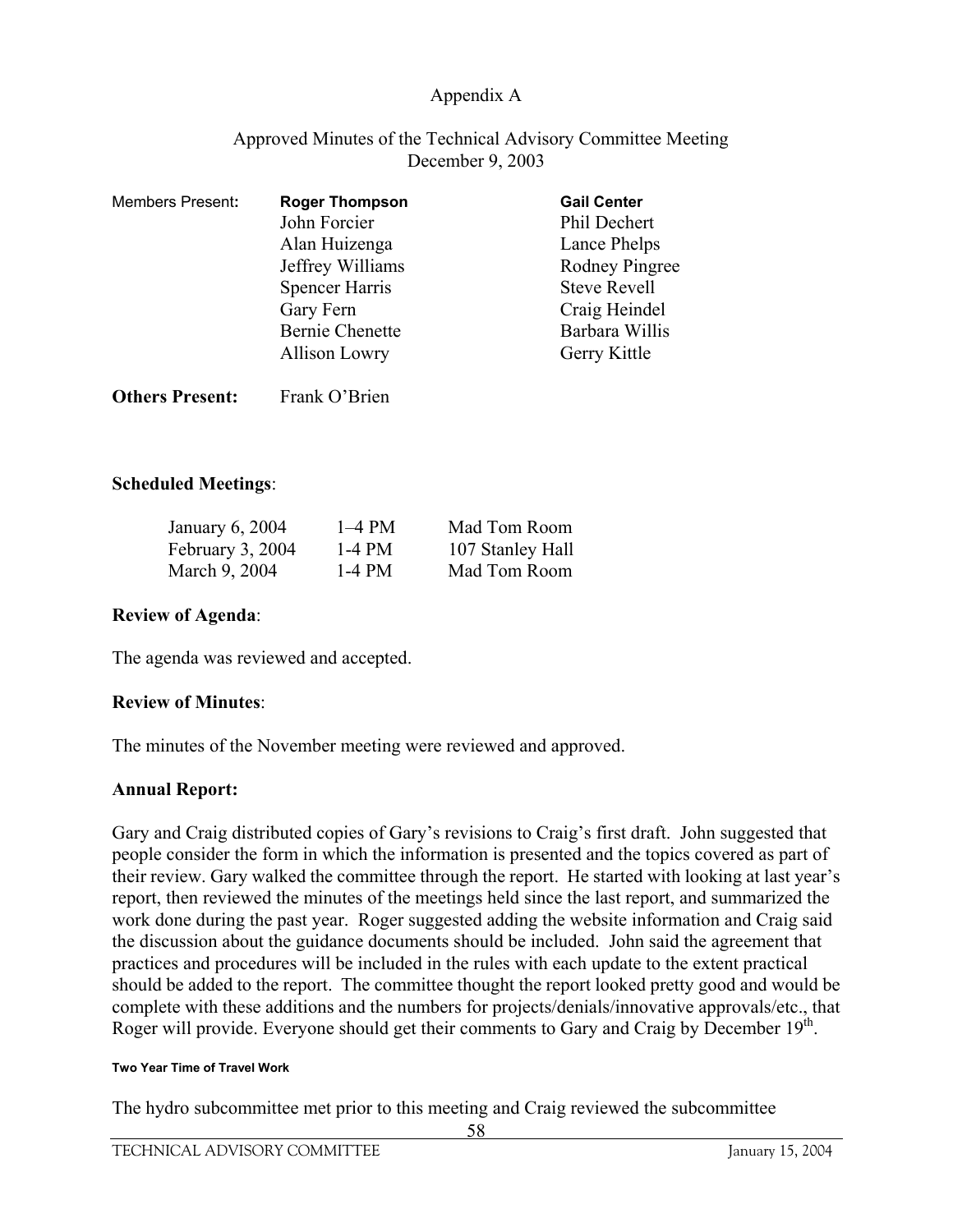Appendix A

Approved Minutes of the Technical Advisory Committee Meeting
December 9, 2003

| Members Present: | **Roger Thompson** | **Gail Center** |
|---|---|---|
| | John Forcier | Phil Dechert |
| | Alan Huizenga | Lance Phelps |
| | Jeffrey Williams | Rodney Pingree |
| | Spencer Harris | Steve Revell |
| | Gary Fern | Craig Heindel |
| | Bernie Chenette | Barbara Willis |
| | Allison Lowry | Gerry Kittle |

**Others Present:** Frank O'Brien

**Scheduled Meetings**:

| | | |
|---|---|---|
| January 6, 2004 | 1–4 PM | Mad Tom Room |
| February 3, 2004 | 1-4 PM | 107 Stanley Hall |
| March 9, 2004 | 1-4 PM | Mad Tom Room |

**Review of Agenda**:

The agenda was reviewed and accepted.

**Review of Minutes**:

The minutes of the November meeting were reviewed and approved.

**Annual Report:**

Gary and Craig distributed copies of Gary's revisions to Craig's first draft. John suggested that people consider the form in which the information is presented and the topics covered as part of their review. Gary walked the committee through the report. He started with looking at last year's report, then reviewed the minutes of the meetings held since the last report, and summarized the work done during the past year. Roger suggested adding the website information and Craig said the discussion about the guidance documents should be included. John said the agreement that practices and procedures will be included in the rules with each update to the extent practical should be added to the report. The committee thought the report looked pretty good and would be complete with these additions and the numbers for projects/denials/innovative approvals/etc., that Roger will provide. Everyone should get their comments to Gary and Craig by December 19th.

**Two Year Time of Travel Work**

The hydro subcommittee met prior to this meeting and Craig reviewed the subcommittee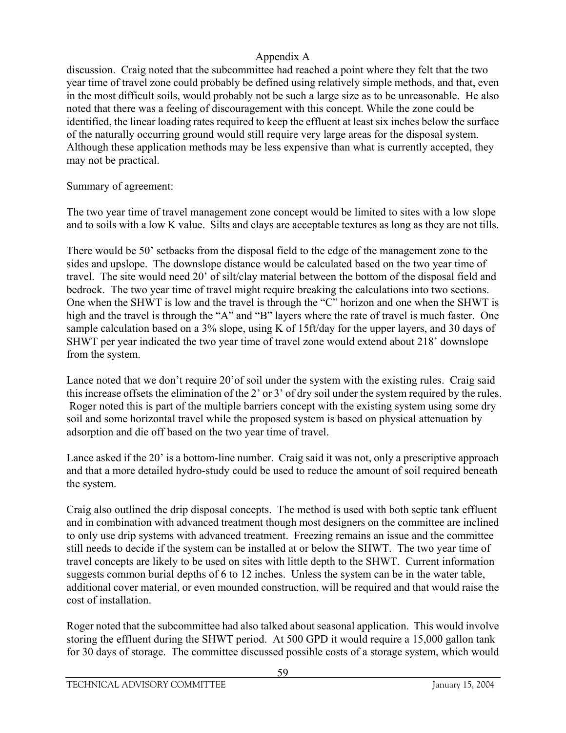discussion. Craig noted that the subcommittee had reached a point where they felt that the two year time of travel zone could probably be defined using relatively simple methods, and that, even in the most difficult soils, would probably not be such a large size as to be unreasonable. He also noted that there was a feeling of discouragement with this concept. While the zone could be identified, the linear loading rates required to keep the effluent at least six inches below the surface of the naturally occurring ground would still require very large areas for the disposal system. Although these application methods may be less expensive than what is currently accepted, they may not be practical.

Summary of agreement:

The two year time of travel management zone concept would be limited to sites with a low slope and to soils with a low K value. Silts and clays are acceptable textures as long as they are not tills.

There would be 50' setbacks from the disposal field to the edge of the management zone to the sides and upslope. The downslope distance would be calculated based on the two year time of travel. The site would need 20' of silt/clay material between the bottom of the disposal field and bedrock. The two year time of travel might require breaking the calculations into two sections. One when the SHWT is low and the travel is through the "C" horizon and one when the SHWT is high and the travel is through the "A" and "B" layers where the rate of travel is much faster. One sample calculation based on a 3% slope, using K of 15ft/day for the upper layers, and 30 days of SHWT per year indicated the two year time of travel zone would extend about 218' downslope from the system.

Lance noted that we don't require 20'of soil under the system with the existing rules. Craig said this increase offsets the elimination of the 2' or 3' of dry soil under the system required by the rules. Roger noted this is part of the multiple barriers concept with the existing system using some dry soil and some horizontal travel while the proposed system is based on physical attenuation by adsorption and die off based on the two year time of travel.

Lance asked if the 20' is a bottom-line number. Craig said it was not, only a prescriptive approach and that a more detailed hydro-study could be used to reduce the amount of soil required beneath the system.

Craig also outlined the drip disposal concepts. The method is used with both septic tank effluent and in combination with advanced treatment though most designers on the committee are inclined to only use drip systems with advanced treatment. Freezing remains an issue and the committee still needs to decide if the system can be installed at or below the SHWT. The two year time of travel concepts are likely to be used on sites with little depth to the SHWT. Current information suggests common burial depths of 6 to 12 inches. Unless the system can be in the water table, additional cover material, or even mounded construction, will be required and that would raise the cost of installation.

Roger noted that the subcommittee had also talked about seasonal application. This would involve storing the effluent during the SHWT period. At 500 GPD it would require a 15,000 gallon tank for 30 days of storage. The committee discussed possible costs of a storage system, which would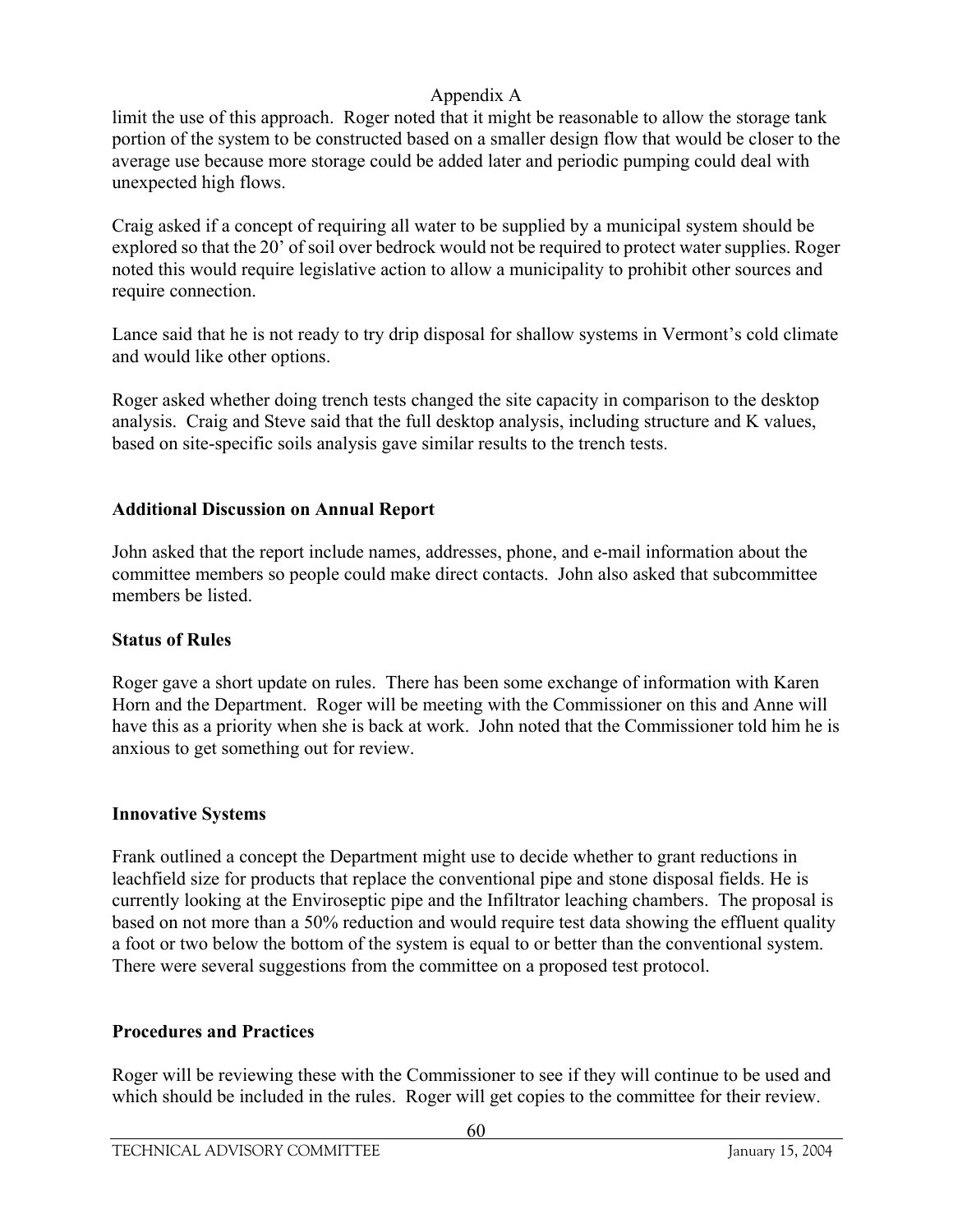limit the use of this approach. Roger noted that it might be reasonable to allow the storage tank portion of the system to be constructed based on a smaller design flow that would be closer to the average use because more storage could be added later and periodic pumping could deal with unexpected high flows.

Craig asked if a concept of requiring all water to be supplied by a municipal system should be explored so that the 20' of soil over bedrock would not be required to protect water supplies. Roger noted this would require legislative action to allow a municipality to prohibit other sources and require connection.

Lance said that he is not ready to try drip disposal for shallow systems in Vermont's cold climate and would like other options.

Roger asked whether doing trench tests changed the site capacity in comparison to the desktop analysis. Craig and Steve said that the full desktop analysis, including structure and K values, based on site-specific soils analysis gave similar results to the trench tests.

**Additional Discussion on Annual Report**

John asked that the report include names, addresses, phone, and e-mail information about the committee members so people could make direct contacts. John also asked that subcommittee members be listed.

**Status of Rules**

Roger gave a short update on rules. There has been some exchange of information with Karen Horn and the Department. Roger will be meeting with the Commissioner on this and Anne will have this as a priority when she is back at work. John noted that the Commissioner told him he is anxious to get something out for review.

**Innovative Systems**

Frank outlined a concept the Department might use to decide whether to grant reductions in leachfield size for products that replace the conventional pipe and stone disposal fields. He is currently looking at the Enviroseptic pipe and the Infiltrator leaching chambers. The proposal is based on not more than a 50% reduction and would require test data showing the effluent quality a foot or two below the bottom of the system is equal to or better than the conventional system. There were several suggestions from the committee on a proposed test protocol.

**Procedures and Practices**

Roger will be reviewing these with the Commissioner to see if they will continue to be used and which should be included in the rules. Roger will get copies to the committee for their review.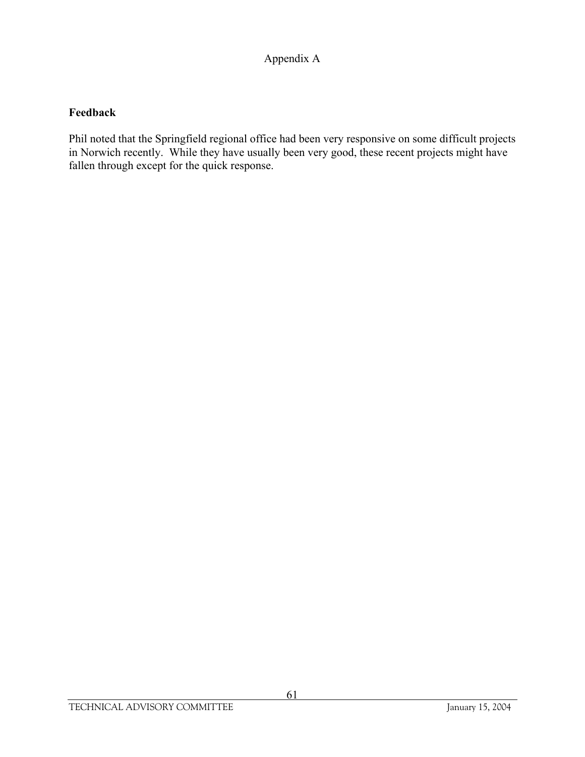Appendix A

**Feedback**

Phil noted that the Springfield regional office had been very responsive on some difficult projects in Norwich recently. While they have usually been very good, these recent projects might have fallen through except for the quick response.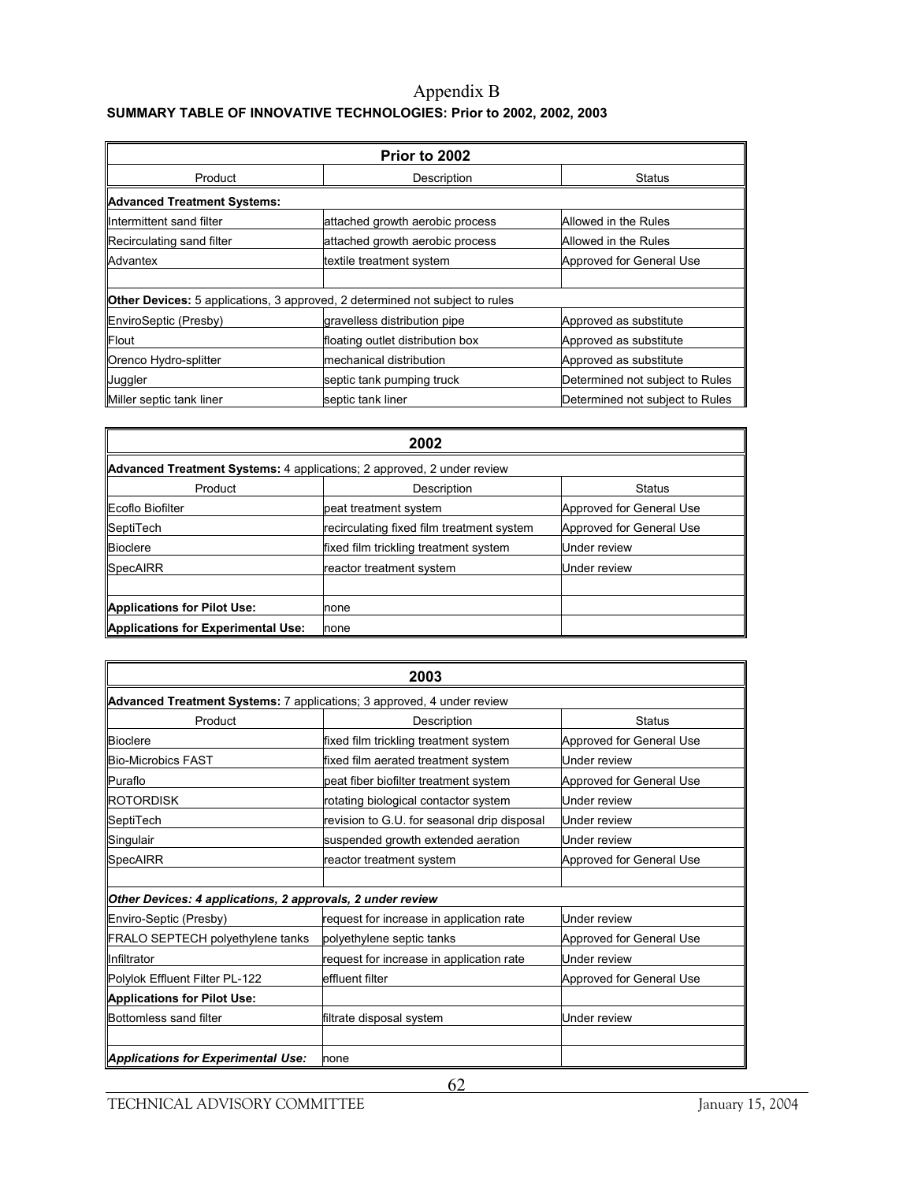# Appendix B

**SUMMARY TABLE OF INNOVATIVE TECHNOLOGIES: Prior to 2002, 2002, 2003**

| Prior to 2002 | | |
|---|---|---|
| Product | Description | Status |
| **Advanced Treatment Systems:** | | |
| Intermittent sand filter | attached growth aerobic process | Allowed in the Rules |
| Recirculating sand filter | attached growth aerobic process | Allowed in the Rules |
| Advantex | textile treatment system | Approved for General Use |
| | | |
| **Other Devices:** 5 applications, 3 approved, 2 determined not subject to rules | | |
| EnviroSeptic (Presby) | gravelless distribution pipe | Approved as substitute |
| Flout | floating outlet distribution box | Approved as substitute |
| Orenco Hydro-splitter | mechanical distribution | Approved as substitute |
| Juggler | septic tank pumping truck | Determined not subject to Rules |
| Miller septic tank liner | septic tank liner | Determined not subject to Rules |

| 2002 | | |
|---|---|---|
| **Advanced Treatment Systems:** 4 applications; 2 approved, 2 under review | | |
| Product | Description | Status |
| Ecoflo Biofilter | peat treatment system | Approved for General Use |
| SeptiTech | recirculating fixed film treatment system | Approved for General Use |
| Bioclere | fixed film trickling treatment system | Under review |
| SpecAIRR | reactor treatment system | Under review |
| | | |
| **Applications for Pilot Use:** | none | |
| **Applications for Experimental Use:** | none | |

| 2003 | | |
|---|---|---|
| **Advanced Treatment Systems:** 7 applications; 3 approved, 4 under review | | |
| Product | Description | Status |
| Bioclere | fixed film trickling treatment system | Approved for General Use |
| Bio-Microbics FAST | fixed film aerated treatment system | Under review |
| Puraflo | peat fiber biofilter treatment system | Approved for General Use |
| ROTORDISK | rotating biological contactor system | Under review |
| SeptiTech | revision to G.U. for seasonal drip disposal | Under review |
| Singulair | suspended growth extended aeration | Under review |
| SpecAIRR | reactor treatment system | Approved for General Use |
| | | |
| ***Other Devices: 4 applications, 2 approvals, 2 under review*** | | |
| Enviro-Septic (Presby) | request for increase in application rate | Under review |
| FRALO SEPTECH polyethylene tanks | polyethylene septic tanks | Approved for General Use |
| Infiltrator | request for increase in application rate | Under review |
| Polylok Effluent Filter PL-122 | effluent filter | Approved for General Use |
| **Applications for Pilot Use:** | | |
| Bottomless sand filter | filtrate disposal system | Under review |
| | | |
| ***Applications for Experimental Use:*** | none | |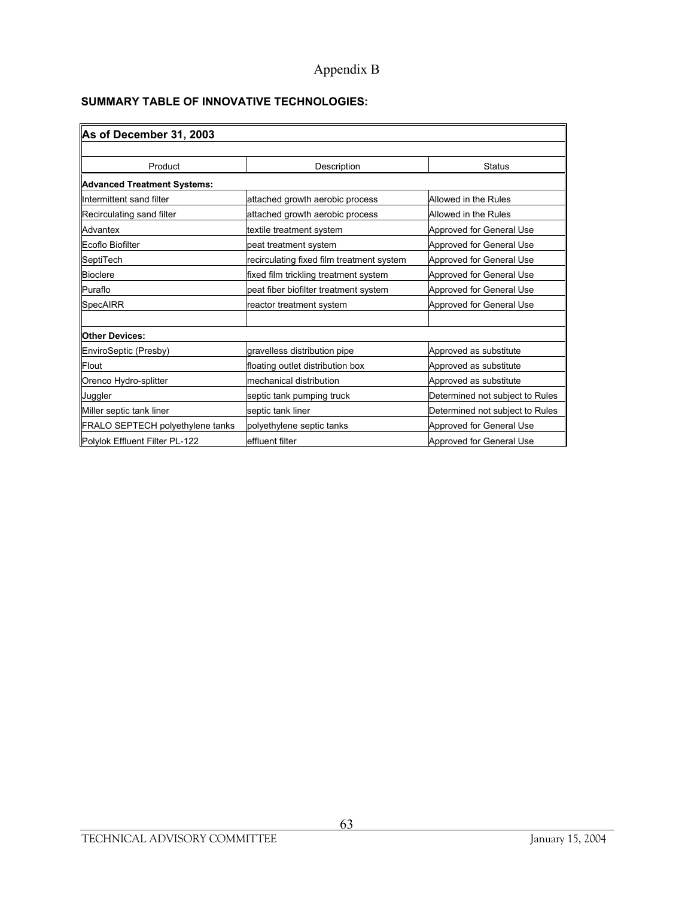# Appendix B

**SUMMARY TABLE OF INNOVATIVE TECHNOLOGIES:**

| **As of December 31, 2003** | | |
|---|---|---|
| Product | Description | Status |
| **Advanced Treatment Systems:** | | |
| Intermittent sand filter | attached growth aerobic process | Allowed in the Rules |
| Recirculating sand filter | attached growth aerobic process | Allowed in the Rules |
| Advantex | textile treatment system | Approved for General Use |
| Ecoflo Biofilter | peat treatment system | Approved for General Use |
| SeptiTech | recirculating fixed film treatment system | Approved for General Use |
| Bioclere | fixed film trickling treatment system | Approved for General Use |
| Puraflo | peat fiber biofilter treatment system | Approved for General Use |
| SpecAIRR | reactor treatment system | Approved for General Use |
| | | |
| **Other Devices:** | | |
| EnviroSeptic (Presby) | gravelless distribution pipe | Approved as substitute |
| Flout | floating outlet distribution box | Approved as substitute |
| Orenco Hydro-splitter | mechanical distribution | Approved as substitute |
| Juggler | septic tank pumping truck | Determined not subject to Rules |
| Miller septic tank liner | septic tank liner | Determined not subject to Rules |
| FRALO SEPTECH polyethylene tanks | polyethylene septic tanks | Approved for General Use |
| Polylok Effluent Filter PL-122 | effluent filter | Approved for General Use |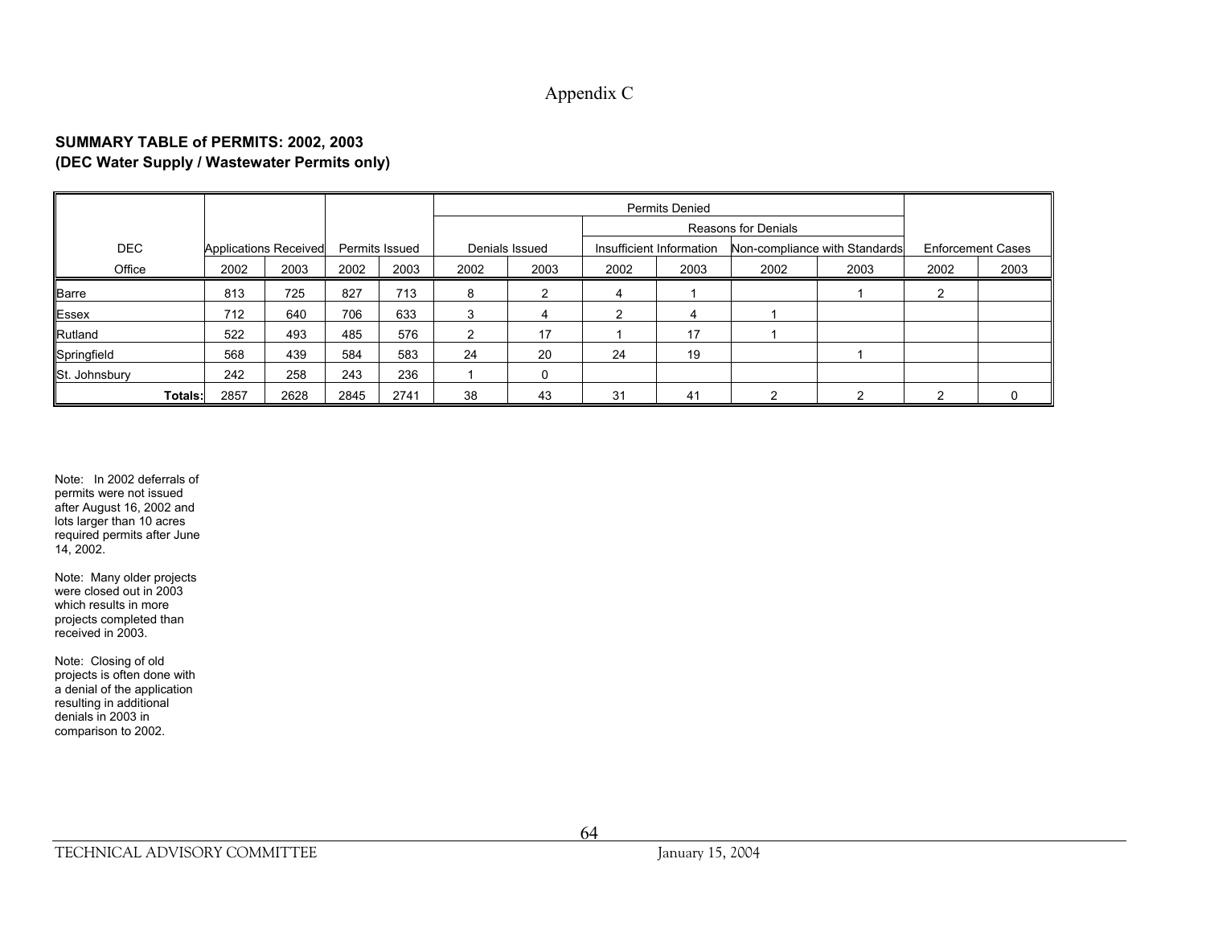Appendix C

**SUMMARY TABLE of PERMITS: 2002, 2003**
**(DEC Water Supply / Wastewater Permits only)**

| | | | | | Permits Denied | | | | | | | |
|---|---|---|---|---|---|---|---|---|---|---|---|---|
| | | | | | | | Reasons for Denials | | | | | |
| DEC | Applications Received | | Permits Issued | | Denials Issued | | Insufficient Information | | Non-compliance with Standards | | Enforcement Cases | |
| Office | 2002 | 2003 | 2002 | 2003 | 2002 | 2003 | 2002 | 2003 | 2002 | 2003 | 2002 | 2003 |
| Barre | 813 | 725 | 827 | 713 | 8 | 2 | 4 | 1 | | 1 | 2 | |
| Essex | 712 | 640 | 706 | 633 | 3 | 4 | 2 | 4 | 1 | | | |
| Rutland | 522 | 493 | 485 | 576 | 2 | 17 | 1 | 17 | 1 | | | |
| Springfield | 568 | 439 | 584 | 583 | 24 | 20 | 24 | 19 | | 1 | | |
| St. Johnsbury | 242 | 258 | 243 | 236 | 1 | 0 | | | | | | |
| **Totals:** | 2857 | 2628 | 2845 | 2741 | 38 | 43 | 31 | 41 | 2 | 2 | 2 | 0 |

Note: In 2002 deferrals of permits were not issued after August 16, 2002 and lots larger than 10 acres required permits after June 14, 2002.

Note: Many older projects were closed out in 2003 which results in more projects completed than received in 2003.

Note: Closing of old projects is often done with a denial of the application resulting in additional denials in 2003 in comparison to 2002.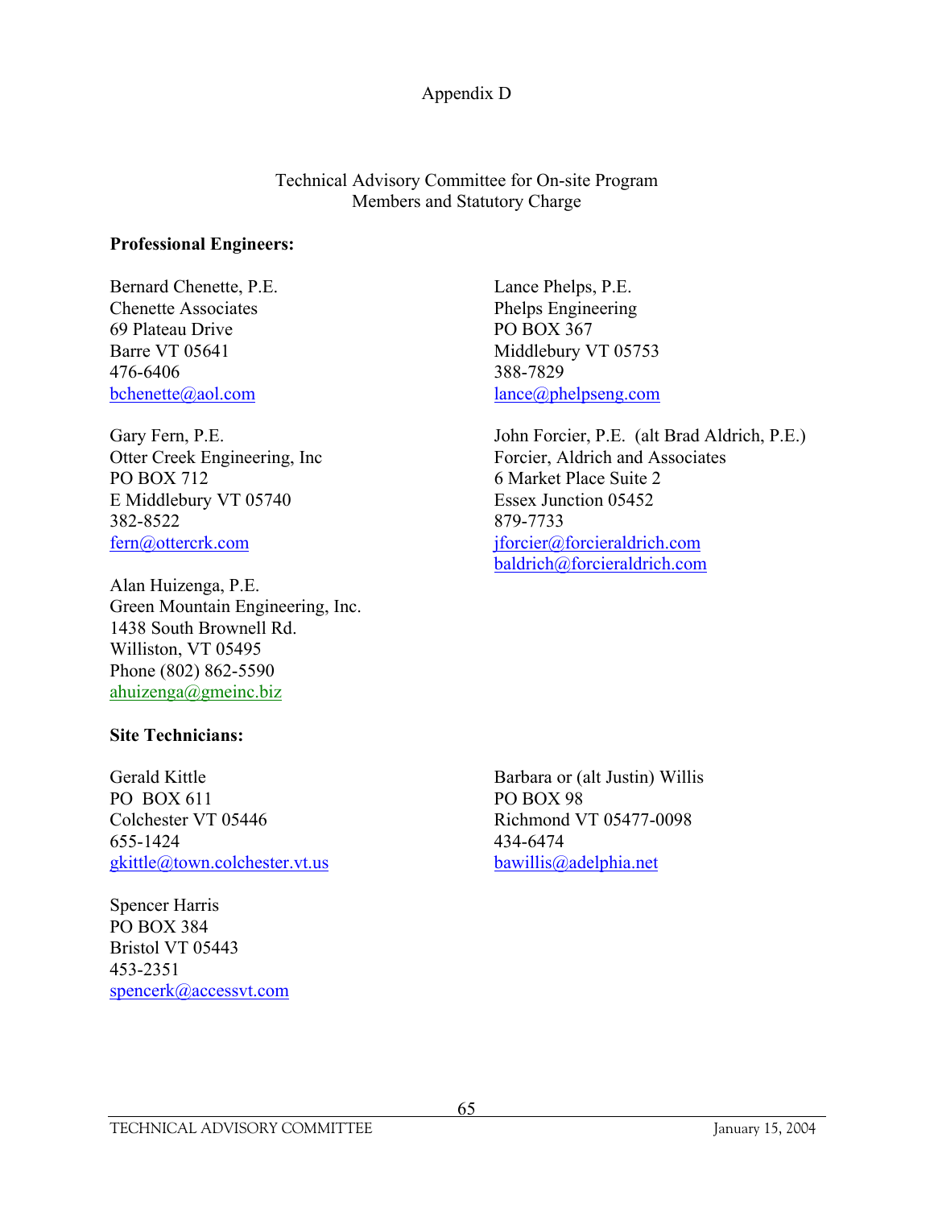Appendix D

Technical Advisory Committee for On-site Program
Members and Statutory Charge

**Professional Engineers:**

Bernard Chenette, P.E.
Chenette Associates
69 Plateau Drive
Barre VT 05641
476-6406
bchenette@aol.com

Lance Phelps, P.E.
Phelps Engineering
PO BOX 367
Middlebury VT 05753
388-7829
lance@phelpseng.com

Gary Fern, P.E.
Otter Creek Engineering, Inc
PO BOX 712
E Middlebury VT 05740
382-8522
fern@ottercrk.com

John Forcier, P.E. (alt Brad Aldrich, P.E.)
Forcier, Aldrich and Associates
6 Market Place Suite 2
Essex Junction 05452
879-7733
jforcier@forcieraldrich.com
baldrich@forcieraldrich.com

Alan Huizenga, P.E.
Green Mountain Engineering, Inc.
1438 South Brownell Rd.
Williston, VT 05495
Phone (802) 862-5590
ahuizenga@gmeinc.biz

**Site Technicians:**

Gerald Kittle
PO BOX 611
Colchester VT 05446
655-1424
gkittle@town.colchester.vt.us

Barbara or (alt Justin) Willis
PO BOX 98
Richmond VT 05477-0098
434-6474
bawillis@adelphia.net

Spencer Harris
PO BOX 384
Bristol VT 05443
453-2351
spencerk@accessvt.com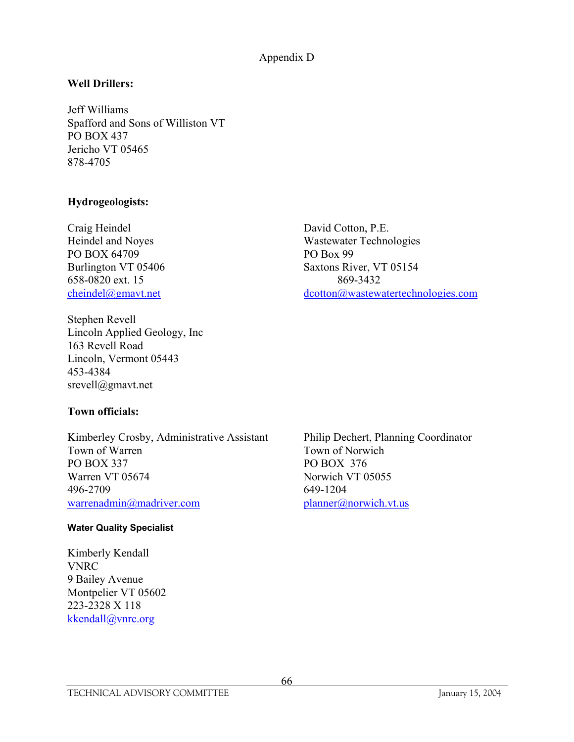Appendix D

**Well Drillers:**

Jeff Williams
Spafford and Sons of Williston VT
PO BOX 437
Jericho VT 05465
878-4705

**Hydrogeologists:**

Craig Heindel
Heindel and Noyes
PO BOX 64709
Burlington VT 05406
658-0820 ext. 15
cheindel@gmavt.net

David Cotton, P.E.
Wastewater Technologies
PO Box 99
Saxtons River, VT 05154
869-3432
dcotton@wastewatertechnologies.com

Stephen Revell
Lincoln Applied Geology, Inc
163 Revell Road
Lincoln, Vermont 05443
453-4384
srevell@gmavt.net

**Town officials:**

Kimberley Crosby, Administrative Assistant
Town of Warren
PO BOX 337
Warren VT 05674
496-2709
warrenadmin@madriver.com

Philip Dechert, Planning Coordinator
Town of Norwich
PO BOX 376
Norwich VT 05055
649-1204
planner@norwich.vt.us

**Water Quality Specialist**

Kimberly Kendall
VNRC
9 Bailey Avenue
Montpelier VT 05602
223-2328 X 118
kkendall@vnrc.org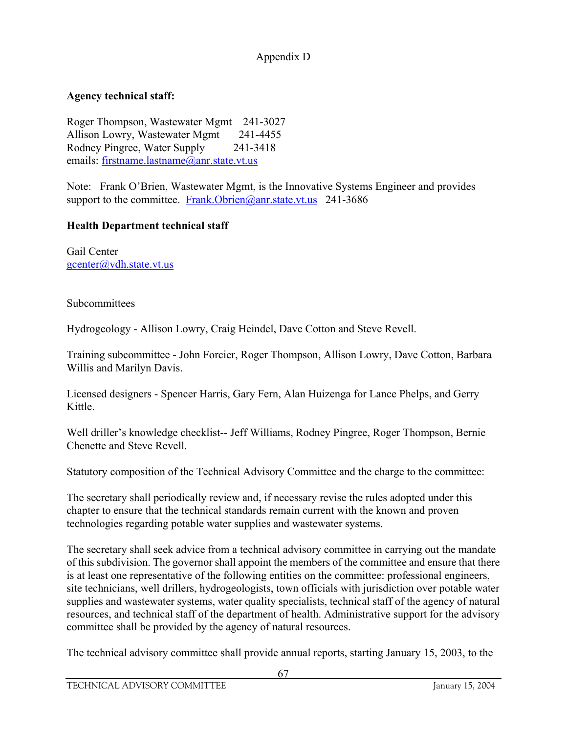Appendix D

**Agency technical staff:**

Roger Thompson, Wastewater Mgmt 241-3027
Allison Lowry, Wastewater Mgmt 241-4455
Rodney Pingree, Water Supply 241-3418
emails: firstname.lastname@anr.state.vt.us

Note: Frank O'Brien, Wastewater Mgmt, is the Innovative Systems Engineer and provides support to the committee. Frank.Obrien@anr.state.vt.us 241-3686

**Health Department technical staff**

Gail Center
gcenter@vdh.state.vt.us

Subcommittees

Hydrogeology - Allison Lowry, Craig Heindel, Dave Cotton and Steve Revell.

Training subcommittee - John Forcier, Roger Thompson, Allison Lowry, Dave Cotton, Barbara Willis and Marilyn Davis.

Licensed designers - Spencer Harris, Gary Fern, Alan Huizenga for Lance Phelps, and Gerry Kittle.

Well driller's knowledge checklist-- Jeff Williams, Rodney Pingree, Roger Thompson, Bernie Chenette and Steve Revell.

Statutory composition of the Technical Advisory Committee and the charge to the committee:

The secretary shall periodically review and, if necessary revise the rules adopted under this chapter to ensure that the technical standards remain current with the known and proven technologies regarding potable water supplies and wastewater systems.

The secretary shall seek advice from a technical advisory committee in carrying out the mandate of this subdivision. The governor shall appoint the members of the committee and ensure that there is at least one representative of the following entities on the committee: professional engineers, site technicians, well drillers, hydrogeologists, town officials with jurisdiction over potable water supplies and wastewater systems, water quality specialists, technical staff of the agency of natural resources, and technical staff of the department of health. Administrative support for the advisory committee shall be provided by the agency of natural resources.

The technical advisory committee shall provide annual reports, starting January 15, 2003, to the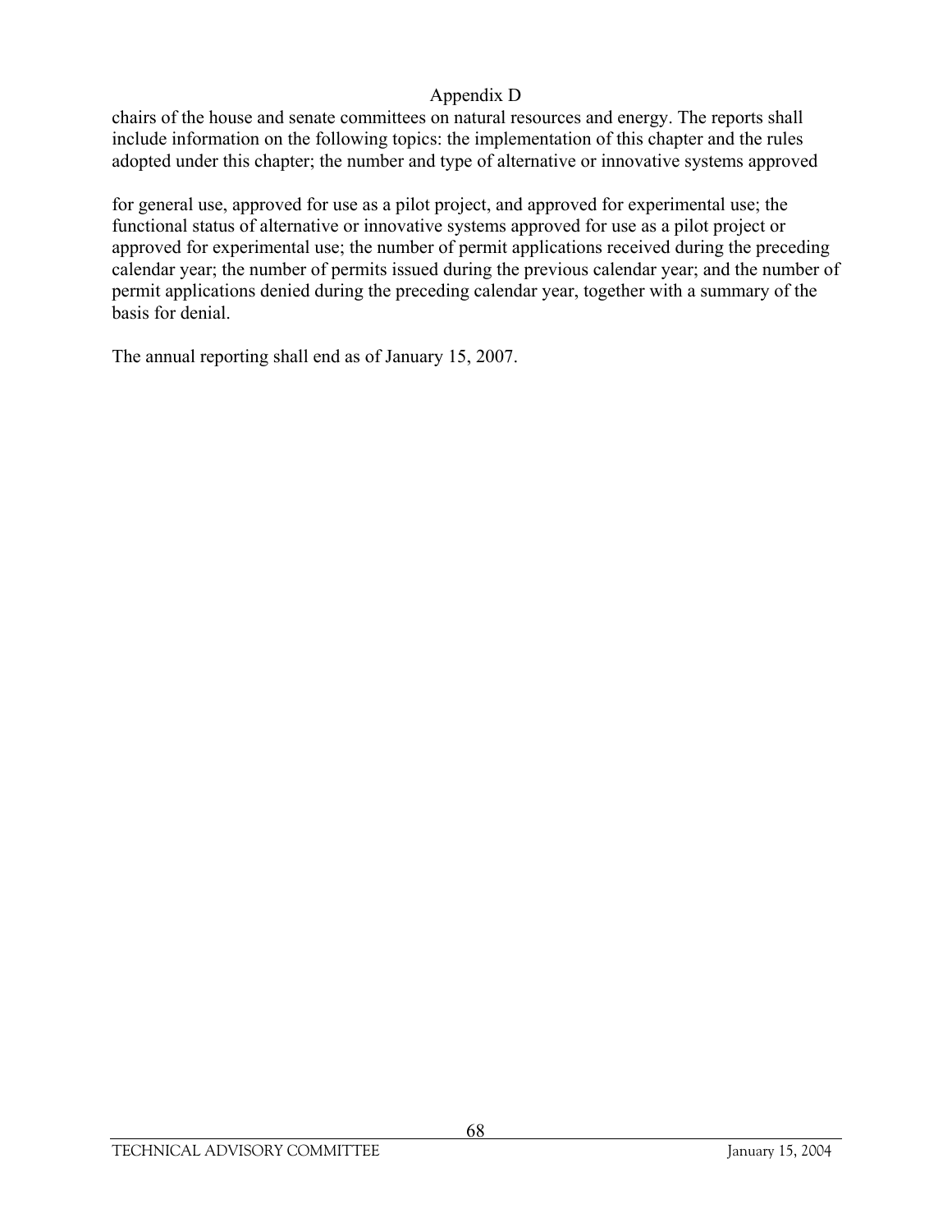chairs of the house and senate committees on natural resources and energy. The reports shall include information on the following topics: the implementation of this chapter and the rules adopted under this chapter; the number and type of alternative or innovative systems approved

for general use, approved for use as a pilot project, and approved for experimental use; the functional status of alternative or innovative systems approved for use as a pilot project or approved for experimental use; the number of permit applications received during the preceding calendar year; the number of permits issued during the previous calendar year; and the number of permit applications denied during the preceding calendar year, together with a summary of the basis for denial.

The annual reporting shall end as of January 15, 2007.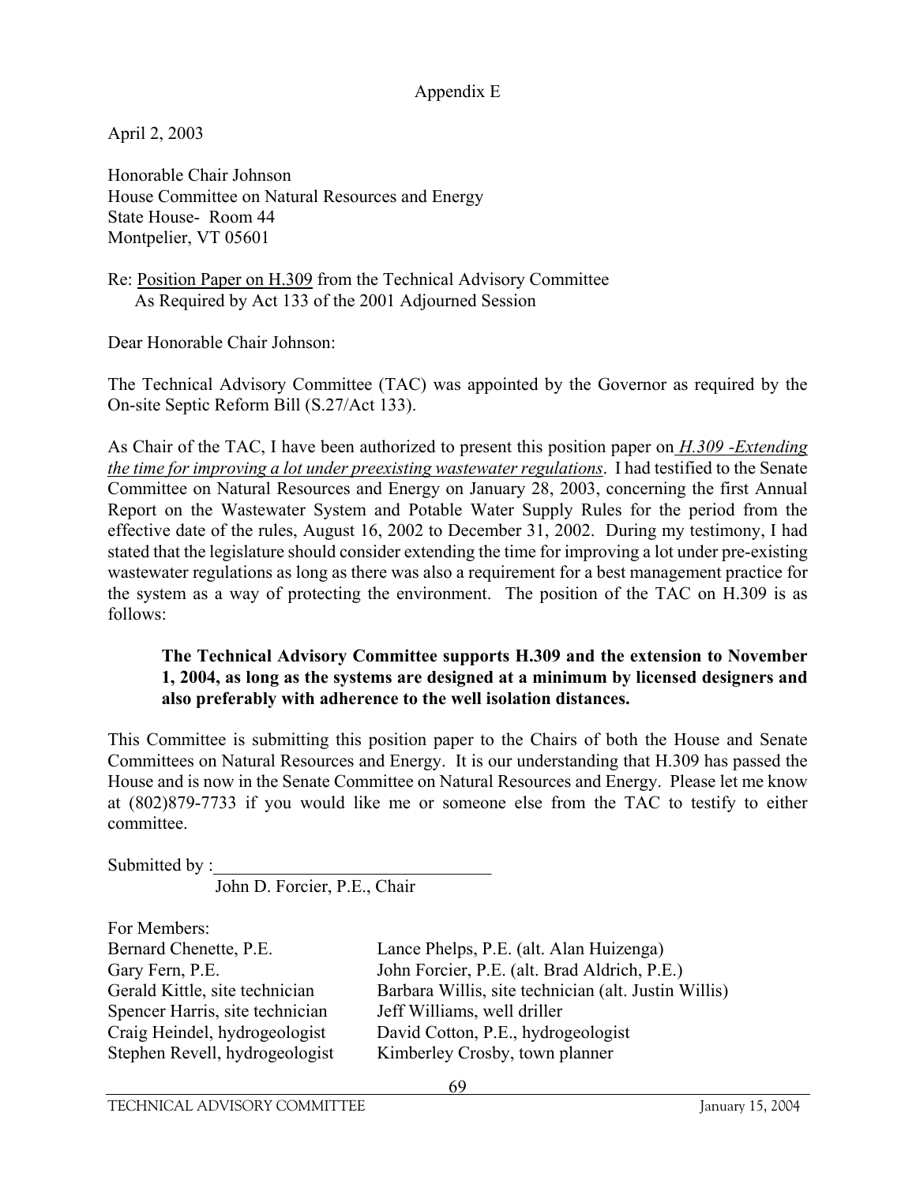Appendix E

April 2, 2003

Honorable Chair Johnson
House Committee on Natural Resources and Energy
State House- Room 44
Montpelier, VT 05601

Re: Position Paper on H.309 from the Technical Advisory Committee
As Required by Act 133 of the 2001 Adjourned Session

Dear Honorable Chair Johnson:

The Technical Advisory Committee (TAC) was appointed by the Governor as required by the On-site Septic Reform Bill (S.27/Act 133).

As Chair of the TAC, I have been authorized to present this position paper on *H.309 -Extending the time for improving a lot under preexisting wastewater regulations*. I had testified to the Senate Committee on Natural Resources and Energy on January 28, 2003, concerning the first Annual Report on the Wastewater System and Potable Water Supply Rules for the period from the effective date of the rules, August 16, 2002 to December 31, 2002. During my testimony, I had stated that the legislature should consider extending the time for improving a lot under pre-existing wastewater regulations as long as there was also a requirement for a best management practice for the system as a way of protecting the environment. The position of the TAC on H.309 is as follows:

> **The Technical Advisory Committee supports H.309 and the extension to November 1, 2004, as long as the systems are designed at a minimum by licensed designers and also preferably with adherence to the well isolation distances.**

This Committee is submitting this position paper to the Chairs of both the House and Senate Committees on Natural Resources and Energy. It is our understanding that H.309 has passed the House and is now in the Senate Committee on Natural Resources and Energy. Please let me know at (802)879-7733 if you would like me or someone else from the TAC to testify to either committee.

Submitted by :______________________________
John D. Forcier, P.E., Chair

For Members:

Bernard Chenette, P.E.
Gary Fern, P.E.
Gerald Kittle, site technician
Spencer Harris, site technician
Craig Heindel, hydrogeologist
Stephen Revell, hydrogeologist
Lance Phelps, P.E. (alt. Alan Huizenga)
John Forcier, P.E. (alt. Brad Aldrich, P.E.)
Barbara Willis, site technician (alt. Justin Willis)
Jeff Williams, well driller
David Cotton, P.E., hydrogeologist
Kimberley Crosby, town planner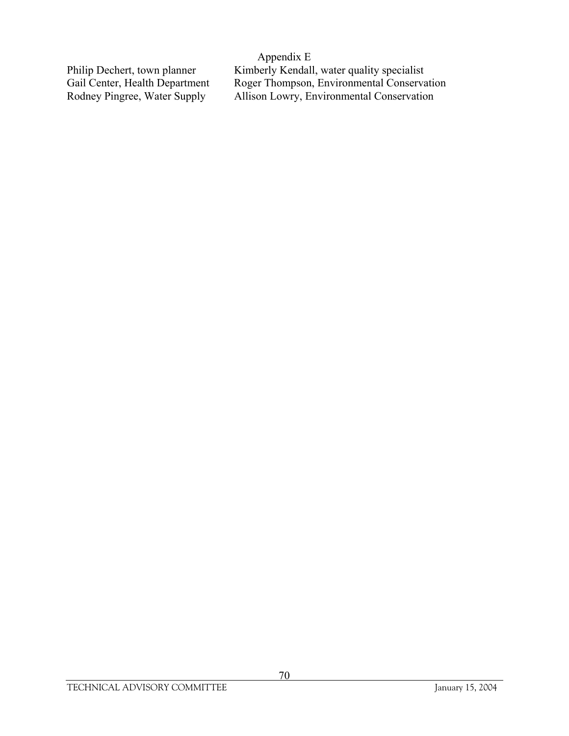Appendix E

| | |
|---|---|
| Philip Dechert, town planner | Kimberly Kendall, water quality specialist |
| Gail Center, Health Department | Roger Thompson, Environmental Conservation |
| Rodney Pingree, Water Supply | Allison Lowry, Environmental Conservation |